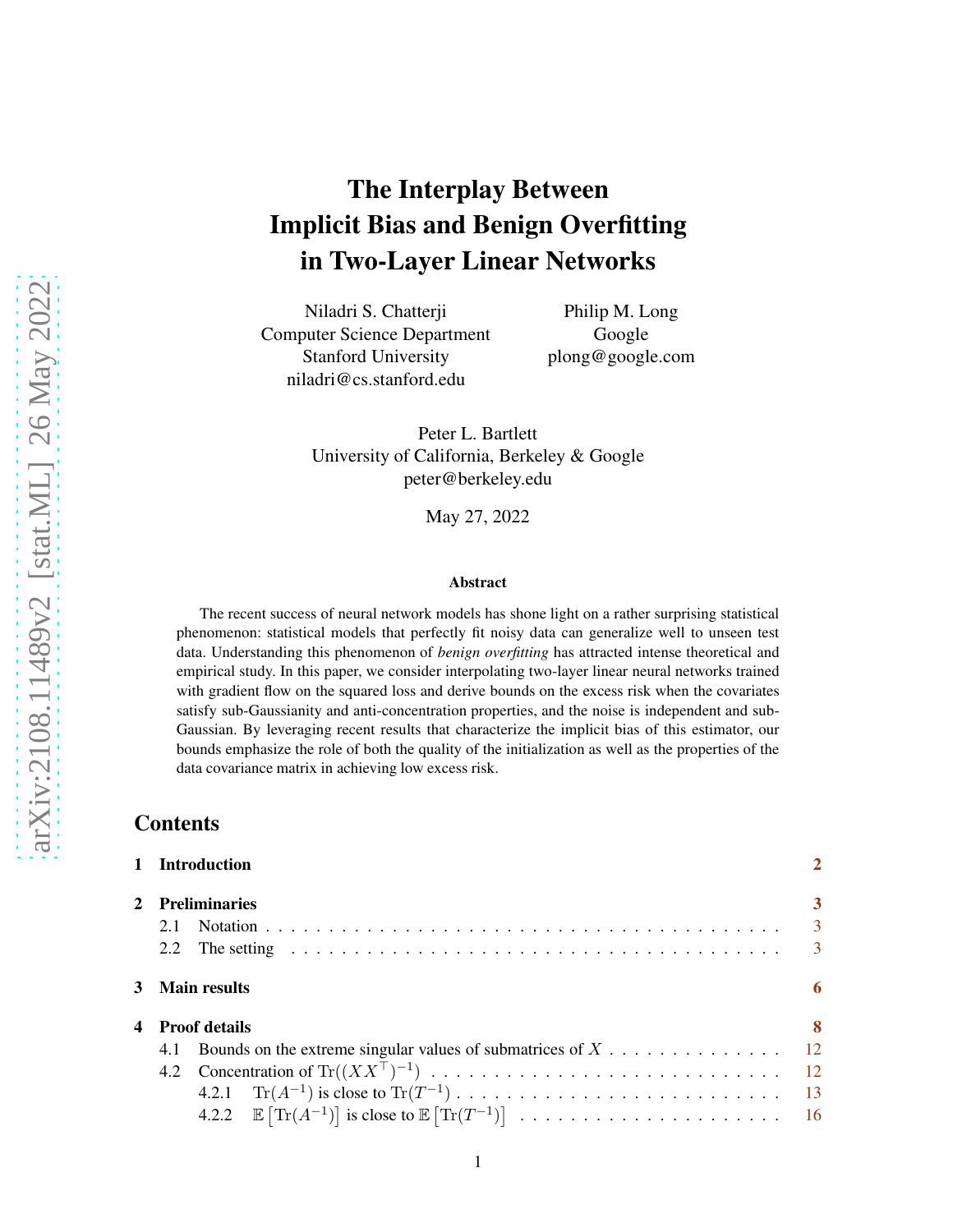# The Interplay Between Implicit Bias and Benign Overfitting in Two-Layer Linear Networks

Niladri S. Chatterji
Computer Science Department
Stanford University
niladri@cs.stanford.edu

Philip M. Long
Google
plong@google.com

Peter L. Bartlett
University of California, Berkeley & Google
peter@berkeley.edu

May 27, 2022

## Abstract

The recent success of neural network models has shone light on a rather surprising statistical phenomenon: statistical models that perfectly fit noisy data can generalize well to unseen test data. Understanding this phenomenon of *benign overfitting* has attracted intense theoretical and empirical study. In this paper, we consider interpolating two-layer linear neural networks trained with gradient flow on the squared loss and derive bounds on the excess risk when the covariates satisfy sub-Gaussianity and anti-concentration properties, and the noise is independent and sub-Gaussian. By leveraging recent results that characterize the implicit bias of this estimator, our bounds emphasize the role of both the quality of the initialization as well as the properties of the data covariance matrix in achieving low excess risk.

## Contents

1 Introduction — 2

2 Preliminaries — 3
- 2.1 Notation — 3
- 2.2 The setting — 3

3 Main results — 6

4 Proof details — 8
- 4.1 Bounds on the extreme singular values of submatrices of $X$ — 12
- 4.2 Concentration of $\mathrm{Tr}((XX^\top)^{-1})$ — 12
  - 4.2.1 $\mathrm{Tr}(A^{-1})$ is close to $\mathrm{Tr}(T^{-1})$ — 13
  - 4.2.2 $\mathbb{E}\left[\mathrm{Tr}(A^{-1})\right]$ is close to $\mathbb{E}\left[\mathrm{Tr}(T^{-1})\right]$ — 16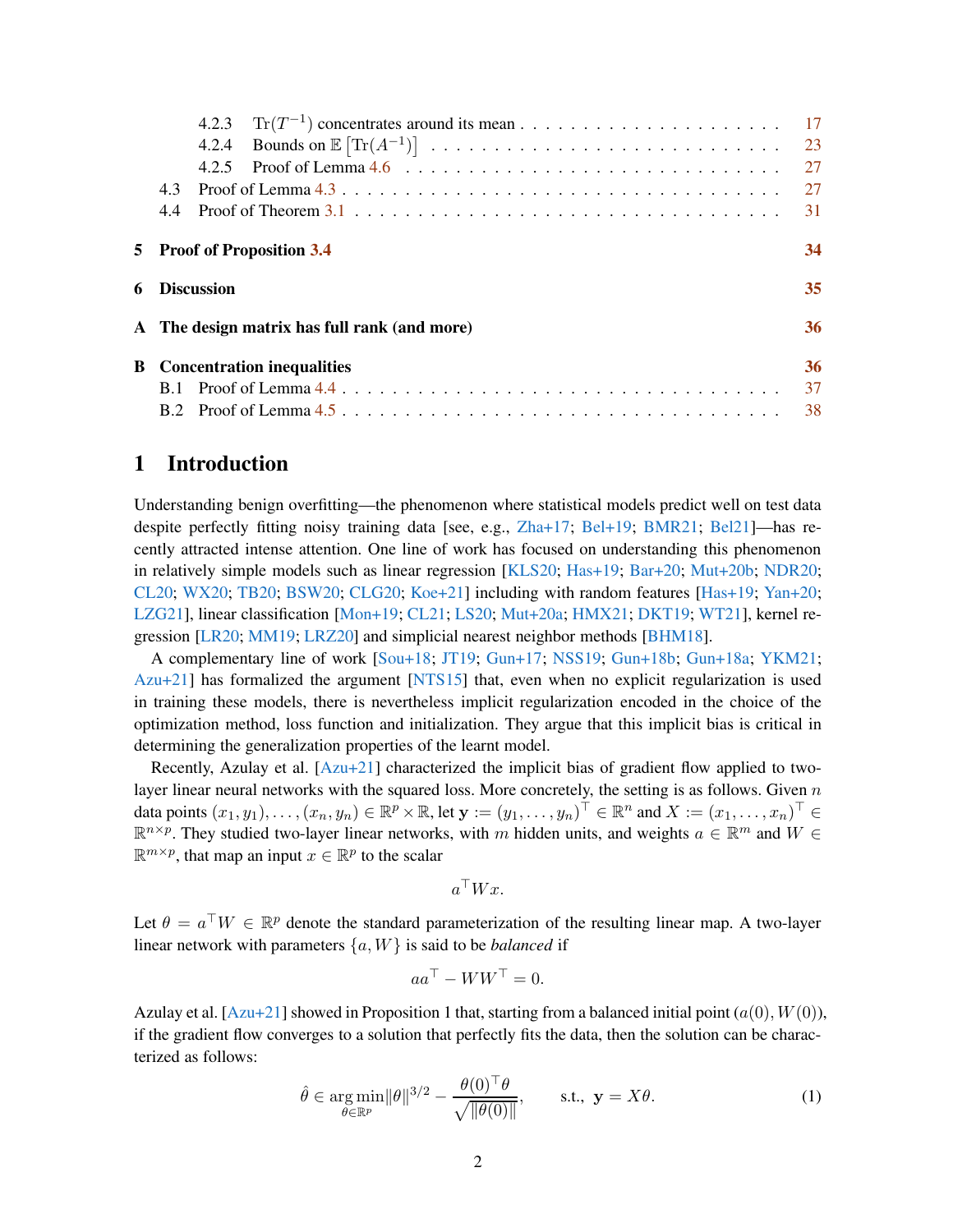4.2.3 $\mathrm{Tr}(T^{-1})$ concentrates around its mean . . . 17
4.2.4 Bounds on $\mathbb{E}\left[\mathrm{Tr}(A^{-1})\right]$ . . . 23
4.2.5 Proof of Lemma 4.6 . . . 27
4.3 Proof of Lemma 4.3 . . . 27
4.4 Proof of Theorem 3.1 . . . 31

**5 Proof of Proposition 3.4** **34**

**6 Discussion** **35**

**A The design matrix has full rank (and more)** **36**

**B Concentration inequalities** **36**
B.1 Proof of Lemma 4.4 . . . 37
B.2 Proof of Lemma 4.5 . . . 38

# 1 Introduction

Understanding benign overfitting—the phenomenon where statistical models predict well on test data despite perfectly fitting noisy training data [see, e.g., Zha+17; Bel+19; BMR21; Bel21]—has recently attracted intense attention. One line of work has focused on understanding this phenomenon in relatively simple models such as linear regression [KLS20; Has+19; Bar+20; Mut+20b; NDR20; CL20; WX20; TB20; BSW20; CLG20; Koe+21] including with random features [Has+19; Yan+20; LZG21], linear classification [Mon+19; CL21; LS20; Mut+20a; HMX21; DKT19; WT21], kernel regression [LR20; MM19; LRZ20] and simplicial nearest neighbor methods [BHM18].

A complementary line of work [Sou+18; JT19; Gun+17; NSS19; Gun+18b; Gun+18a; YKM21; Azu+21] has formalized the argument [NTS15] that, even when no explicit regularization is used in training these models, there is nevertheless implicit regularization encoded in the choice of the optimization method, loss function and initialization. They argue that this implicit bias is critical in determining the generalization properties of the learnt model.

Recently, Azulay et al. [Azu+21] characterized the implicit bias of gradient flow applied to two-layer linear neural networks with the squared loss. More concretely, the setting is as follows. Given $n$ data points $(x_1, y_1), \ldots, (x_n, y_n) \in \mathbb{R}^p \times \mathbb{R}$, let $\mathbf{y} := (y_1, \ldots, y_n)^\top \in \mathbb{R}^n$ and $X := (x_1, \ldots, x_n)^\top \in \mathbb{R}^{n \times p}$. They studied two-layer linear networks, with $m$ hidden units, and weights $a \in \mathbb{R}^m$ and $W \in \mathbb{R}^{m \times p}$, that map an input $x \in \mathbb{R}^p$ to the scalar

$$a^\top W x.$$

Let $\theta = a^\top W \in \mathbb{R}^p$ denote the standard parameterization of the resulting linear map. A two-layer linear network with parameters $\{a, W\}$ is said to be *balanced* if

$$aa^\top - WW^\top = 0.$$

Azulay et al. [Azu+21] showed in Proposition 1 that, starting from a balanced initial point $(a(0), W(0))$, if the gradient flow converges to a solution that perfectly fits the data, then the solution can be characterized as follows:

$$\hat{\theta} \in \operatorname*{arg\,min}_{\theta \in \mathbb{R}^p} \|\theta\|^{3/2} - \frac{\theta(0)^\top \theta}{\sqrt{\|\theta(0)\|}}, \qquad \text{s.t., } \mathbf{y} = X\theta. \tag{1}$$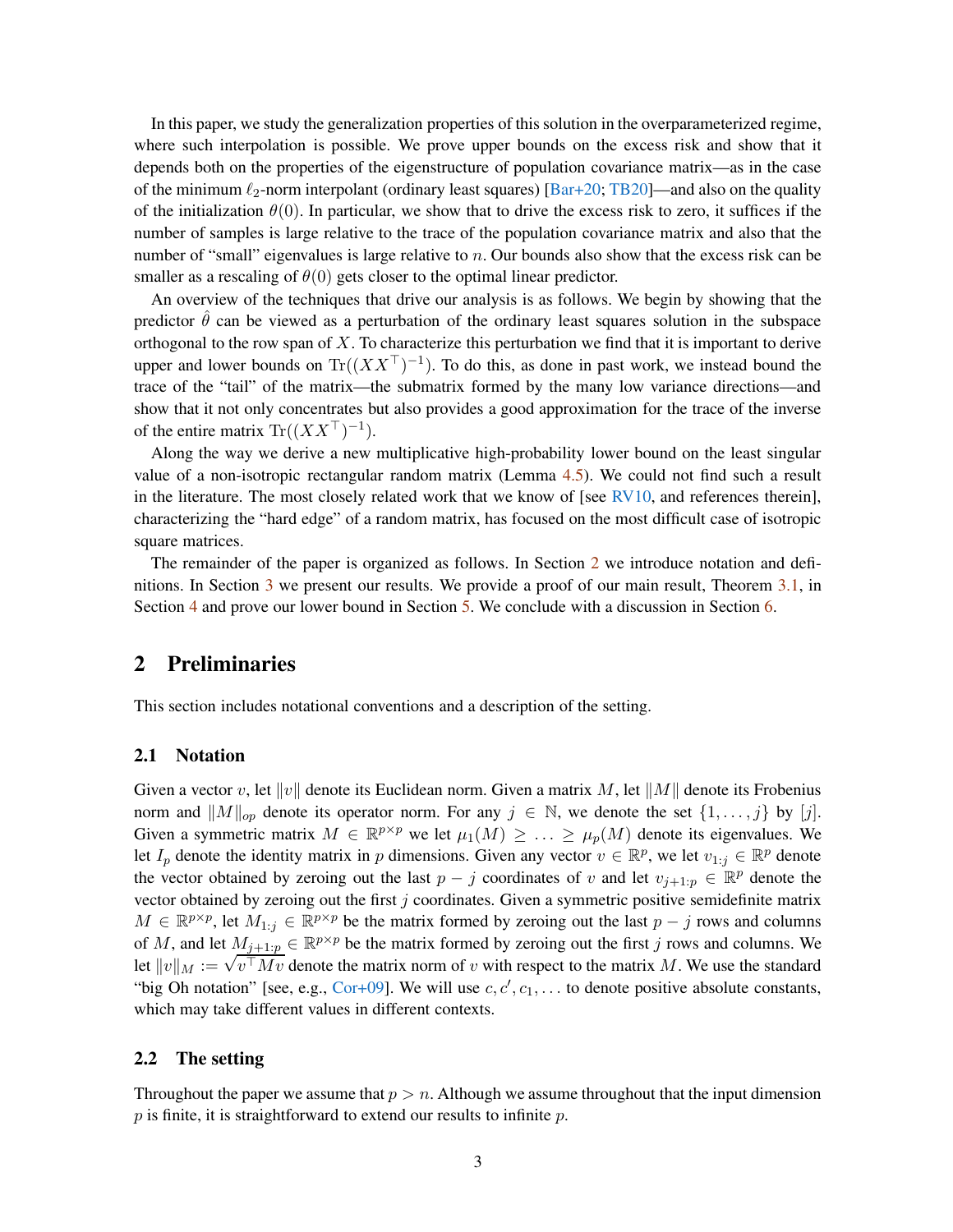In this paper, we study the generalization properties of this solution in the overparameterized regime, where such interpolation is possible. We prove upper bounds on the excess risk and show that it depends both on the properties of the eigenstructure of population covariance matrix—as in the case of the minimum $\ell_2$-norm interpolant (ordinary least squares) [Bar+20; TB20]—and also on the quality of the initialization $\theta(0)$. In particular, we show that to drive the excess risk to zero, it suffices if the number of samples is large relative to the trace of the population covariance matrix and also that the number of "small" eigenvalues is large relative to $n$. Our bounds also show that the excess risk can be smaller as a rescaling of $\theta(0)$ gets closer to the optimal linear predictor.

An overview of the techniques that drive our analysis is as follows. We begin by showing that the predictor $\hat{\theta}$ can be viewed as a perturbation of the ordinary least squares solution in the subspace orthogonal to the row span of $X$. To characterize this perturbation we find that it is important to derive upper and lower bounds on $\mathrm{Tr}((XX^\top)^{-1})$. To do this, as done in past work, we instead bound the trace of the "tail" of the matrix—the submatrix formed by the many low variance directions—and show that it not only concentrates but also provides a good approximation for the trace of the inverse of the entire matrix $\mathrm{Tr}((XX^\top)^{-1})$.

Along the way we derive a new multiplicative high-probability lower bound on the least singular value of a non-isotropic rectangular random matrix (Lemma 4.5). We could not find such a result in the literature. The most closely related work that we know of [see RV10, and references therein], characterizing the "hard edge" of a random matrix, has focused on the most difficult case of isotropic square matrices.

The remainder of the paper is organized as follows. In Section 2 we introduce notation and definitions. In Section 3 we present our results. We provide a proof of our main result, Theorem 3.1, in Section 4 and prove our lower bound in Section 5. We conclude with a discussion in Section 6.

## 2 Preliminaries

This section includes notational conventions and a description of the setting.

### 2.1 Notation

Given a vector $v$, let $\|v\|$ denote its Euclidean norm. Given a matrix $M$, let $\|M\|$ denote its Frobenius norm and $\|M\|_{op}$ denote its operator norm. For any $j \in \mathbb{N}$, we denote the set $\{1, \ldots, j\}$ by $[j]$. Given a symmetric matrix $M \in \mathbb{R}^{p \times p}$ we let $\mu_1(M) \geq \ldots \geq \mu_p(M)$ denote its eigenvalues. We let $I_p$ denote the identity matrix in $p$ dimensions. Given any vector $v \in \mathbb{R}^p$, we let $v_{1:j} \in \mathbb{R}^p$ denote the vector obtained by zeroing out the last $p - j$ coordinates of $v$ and let $v_{j+1:p} \in \mathbb{R}^p$ denote the vector obtained by zeroing out the first $j$ coordinates. Given a symmetric positive semidefinite matrix $M \in \mathbb{R}^{p \times p}$, let $M_{1:j} \in \mathbb{R}^{p \times p}$ be the matrix formed by zeroing out the last $p - j$ rows and columns of $M$, and let $M_{j+1:p} \in \mathbb{R}^{p \times p}$ be the matrix formed by zeroing out the first $j$ rows and columns. We let $\|v\|_M := \sqrt{v^\top M v}$ denote the matrix norm of $v$ with respect to the matrix $M$. We use the standard "big Oh notation" [see, e.g., Cor+09]. We will use $c, c', c_1, \ldots$ to denote positive absolute constants, which may take different values in different contexts.

### 2.2 The setting

Throughout the paper we assume that $p > n$. Although we assume throughout that the input dimension $p$ is finite, it is straightforward to extend our results to infinite $p$.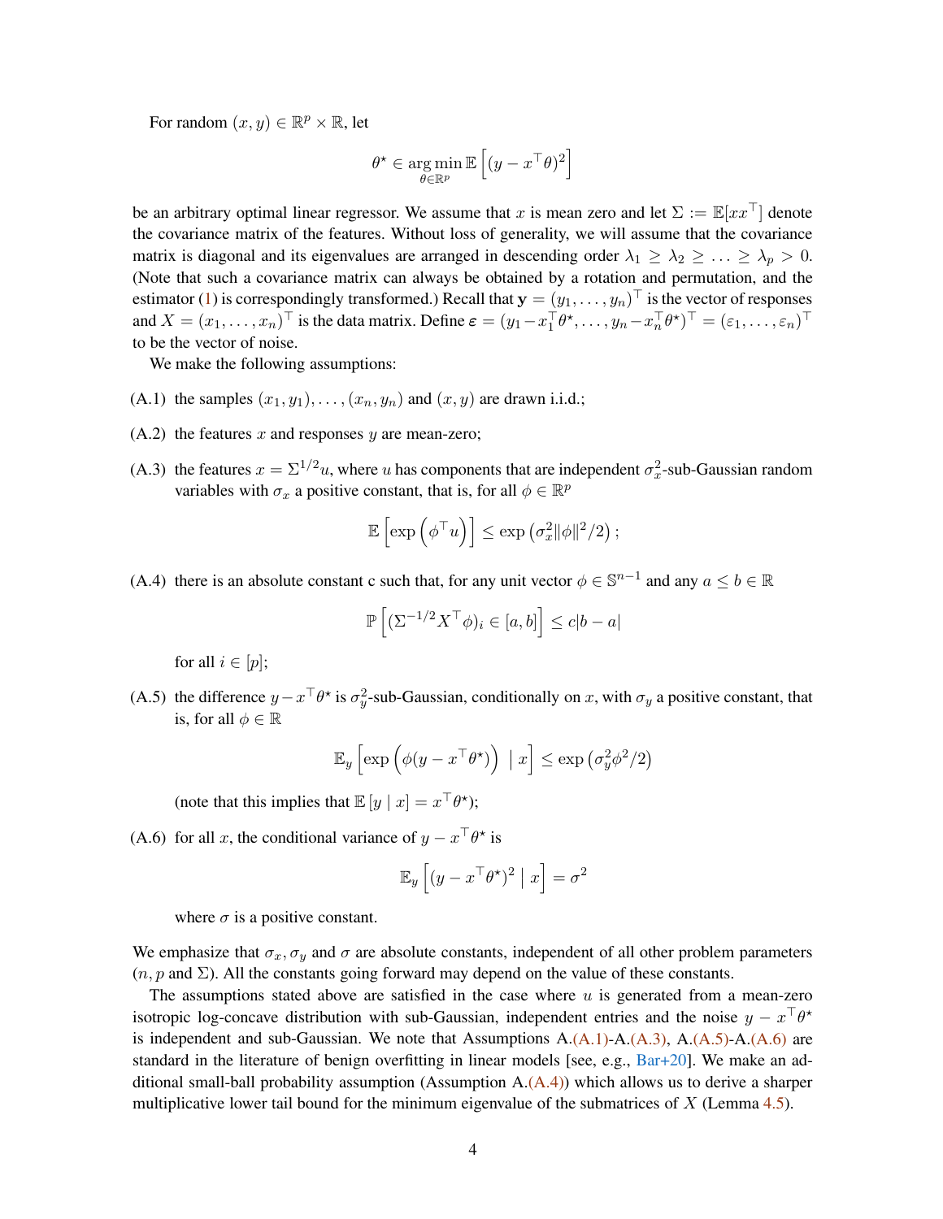For random $(x, y) \in \mathbb{R}^p \times \mathbb{R}$, let

$$\theta^\star \in \operatorname*{arg\,min}_{\theta \in \mathbb{R}^p} \mathbb{E}\left[(y - x^\top \theta)^2\right]$$

be an arbitrary optimal linear regressor. We assume that $x$ is mean zero and let $\Sigma := \mathbb{E}[xx^\top]$ denote the covariance matrix of the features. Without loss of generality, we will assume that the covariance matrix is diagonal and its eigenvalues are arranged in descending order $\lambda_1 \geq \lambda_2 \geq \ldots \geq \lambda_p > 0$. (Note that such a covariance matrix can always be obtained by a rotation and permutation, and the estimator (1) is correspondingly transformed.) Recall that $\mathbf{y} = (y_1, \ldots, y_n)^\top$ is the vector of responses and $X = (x_1, \ldots, x_n)^\top$ is the data matrix. Define $\boldsymbol{\varepsilon} = (y_1 - x_1^\top \theta^\star, \ldots, y_n - x_n^\top \theta^\star)^\top = (\varepsilon_1, \ldots, \varepsilon_n)^\top$ to be the vector of noise.

We make the following assumptions:

(A.1) the samples $(x_1, y_1), \ldots, (x_n, y_n)$ and $(x, y)$ are drawn i.i.d.;

(A.2) the features $x$ and responses $y$ are mean-zero;

(A.3) the features $x = \Sigma^{1/2} u$, where $u$ has components that are independent $\sigma_x^2$-sub-Gaussian random variables with $\sigma_x$ a positive constant, that is, for all $\phi \in \mathbb{R}^p$

$$\mathbb{E}\left[\exp\left(\phi^\top u\right)\right] \leq \exp\left(\sigma_x^2 \|\phi\|^2 / 2\right);$$

(A.4) there is an absolute constant c such that, for any unit vector $\phi \in \mathbb{S}^{n-1}$ and any $a \leq b \in \mathbb{R}$

$$\mathbb{P}\left[(\Sigma^{-1/2} X^\top \phi)_i \in [a, b]\right] \leq c|b - a|$$

for all $i \in [p]$;

(A.5) the difference $y - x^\top \theta^\star$ is $\sigma_y^2$-sub-Gaussian, conditionally on $x$, with $\sigma_y$ a positive constant, that is, for all $\phi \in \mathbb{R}$

$$\mathbb{E}_y\left[\exp\left(\phi(y - x^\top \theta^\star)\right) \mid x\right] \leq \exp\left(\sigma_y^2 \phi^2 / 2\right)$$

(note that this implies that $\mathbb{E}\left[y \mid x\right] = x^\top \theta^\star$);

(A.6) for all $x$, the conditional variance of $y - x^\top \theta^\star$ is

$$\mathbb{E}_y\left[(y - x^\top \theta^\star)^2 \mid x\right] = \sigma^2$$

where $\sigma$ is a positive constant.

We emphasize that $\sigma_x, \sigma_y$ and $\sigma$ are absolute constants, independent of all other problem parameters ($n, p$ and $\Sigma$). All the constants going forward may depend on the value of these constants.

The assumptions stated above are satisfied in the case where $u$ is generated from a mean-zero isotropic log-concave distribution with sub-Gaussian, independent entries and the noise $y - x^\top \theta^\star$ is independent and sub-Gaussian. We note that Assumptions A.(A.1)-A.(A.3), A.(A.5)-A.(A.6) are standard in the literature of benign overfitting in linear models [see, e.g., Bar+20]. We make an additional small-ball probability assumption (Assumption A.(A.4)) which allows us to derive a sharper multiplicative lower tail bound for the minimum eigenvalue of the submatrices of $X$ (Lemma 4.5).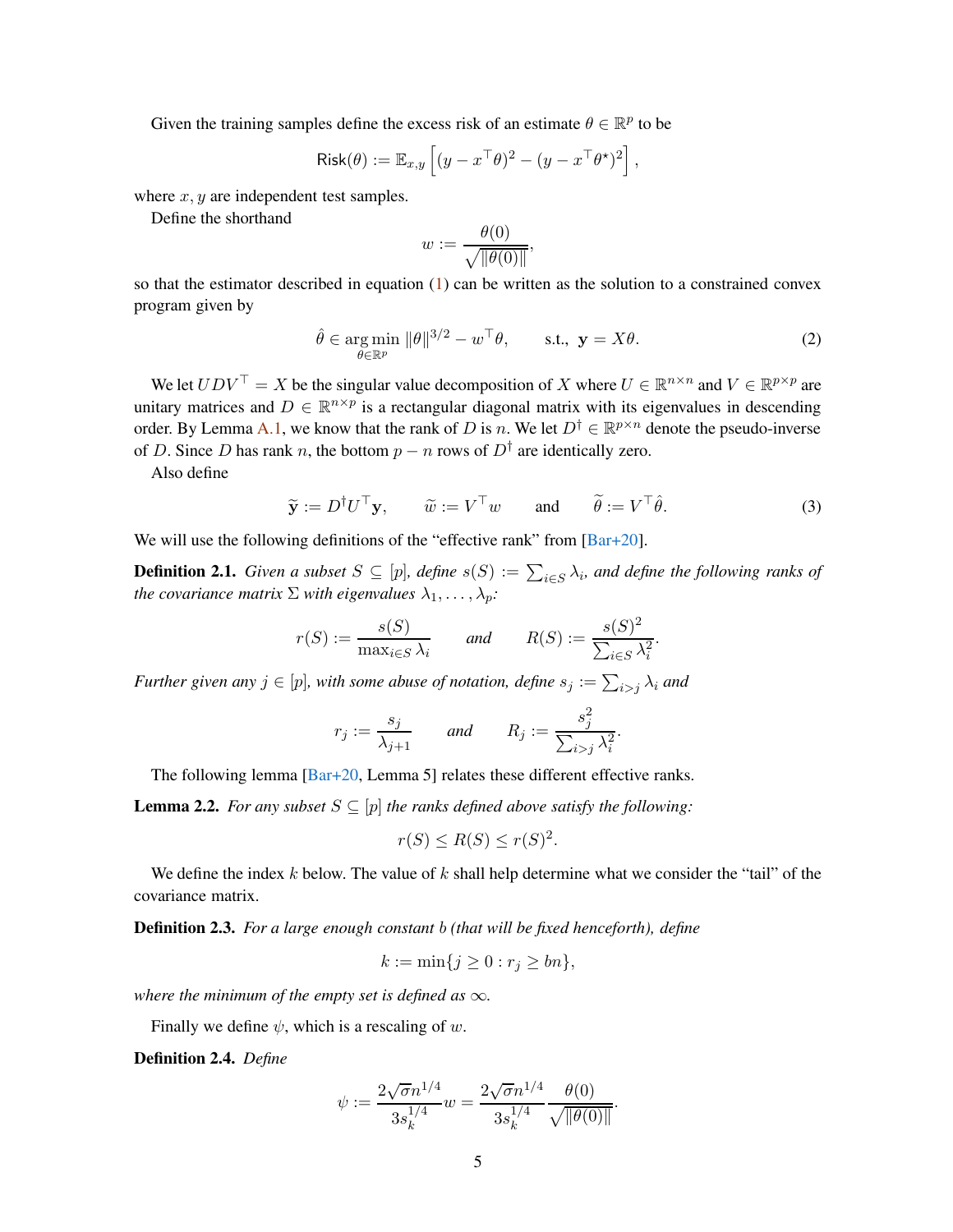Given the training samples define the excess risk of an estimate $\theta \in \mathbb{R}^p$ to be

$$\mathsf{Risk}(\theta) := \mathbb{E}_{x,y}\left[(y - x^\top \theta)^2 - (y - x^\top \theta^\star)^2\right],$$

where $x, y$ are independent test samples.

Define the shorthand

$$w := \frac{\theta(0)}{\sqrt{\|\theta(0)\|}},$$

so that the estimator described in equation (1) can be written as the solution to a constrained convex program given by

$$\hat{\theta} \in \arg\min_{\theta \in \mathbb{R}^p} \|\theta\|^{3/2} - w^\top \theta, \qquad \text{s.t., } \mathbf{y} = X\theta. \tag{2}$$

We let $UDV^\top = X$ be the singular value decomposition of $X$ where $U \in \mathbb{R}^{n \times n}$ and $V \in \mathbb{R}^{p \times p}$ are unitary matrices and $D \in \mathbb{R}^{n \times p}$ is a rectangular diagonal matrix with its eigenvalues in descending order. By Lemma A.1, we know that the rank of $D$ is $n$. We let $D^\dagger \in \mathbb{R}^{p \times n}$ denote the pseudo-inverse of $D$. Since $D$ has rank $n$, the bottom $p - n$ rows of $D^\dagger$ are identically zero.

Also define

$$\widetilde{\mathbf{y}} := D^\dagger U^\top \mathbf{y}, \qquad \widetilde{w} := V^\top w \qquad \text{and} \qquad \widetilde{\theta} := V^\top \hat{\theta}. \tag{3}$$

We will use the following definitions of the "effective rank" from [Bar+20].

**Definition 2.1.** *Given a subset $S \subseteq [p]$, define $s(S) := \sum_{i \in S} \lambda_i$, and define the following ranks of the covariance matrix $\Sigma$ with eigenvalues $\lambda_1, \ldots, \lambda_p$:*

$$r(S) := \frac{s(S)}{\max_{i \in S} \lambda_i} \qquad \text{and} \qquad R(S) := \frac{s(S)^2}{\sum_{i \in S} \lambda_i^2}.$$

*Further given any $j \in [p]$, with some abuse of notation, define $s_j := \sum_{i > j} \lambda_i$ and*

$$r_j := \frac{s_j}{\lambda_{j+1}} \qquad \text{and} \qquad R_j := \frac{s_j^2}{\sum_{i > j} \lambda_i^2}.$$

The following lemma [Bar+20, Lemma 5] relates these different effective ranks.

**Lemma 2.2.** *For any subset $S \subseteq [p]$ the ranks defined above satisfy the following:*

$$r(S) \leq R(S) \leq r(S)^2.$$

We define the index $k$ below. The value of $k$ shall help determine what we consider the "tail" of the covariance matrix.

**Definition 2.3.** *For a large enough constant $b$ (that will be fixed henceforth), define*

$$k := \min\{j \geq 0 : r_j \geq bn\},$$

*where the minimum of the empty set is defined as $\infty$.*

Finally we define $\psi$, which is a rescaling of $w$.

**Definition 2.4.** *Define*

$$\psi := \frac{2\sqrt{\sigma} n^{1/4}}{3 s_k^{1/4}} w = \frac{2\sqrt{\sigma} n^{1/4}}{3 s_k^{1/4}} \frac{\theta(0)}{\sqrt{\|\theta(0)\|}}.$$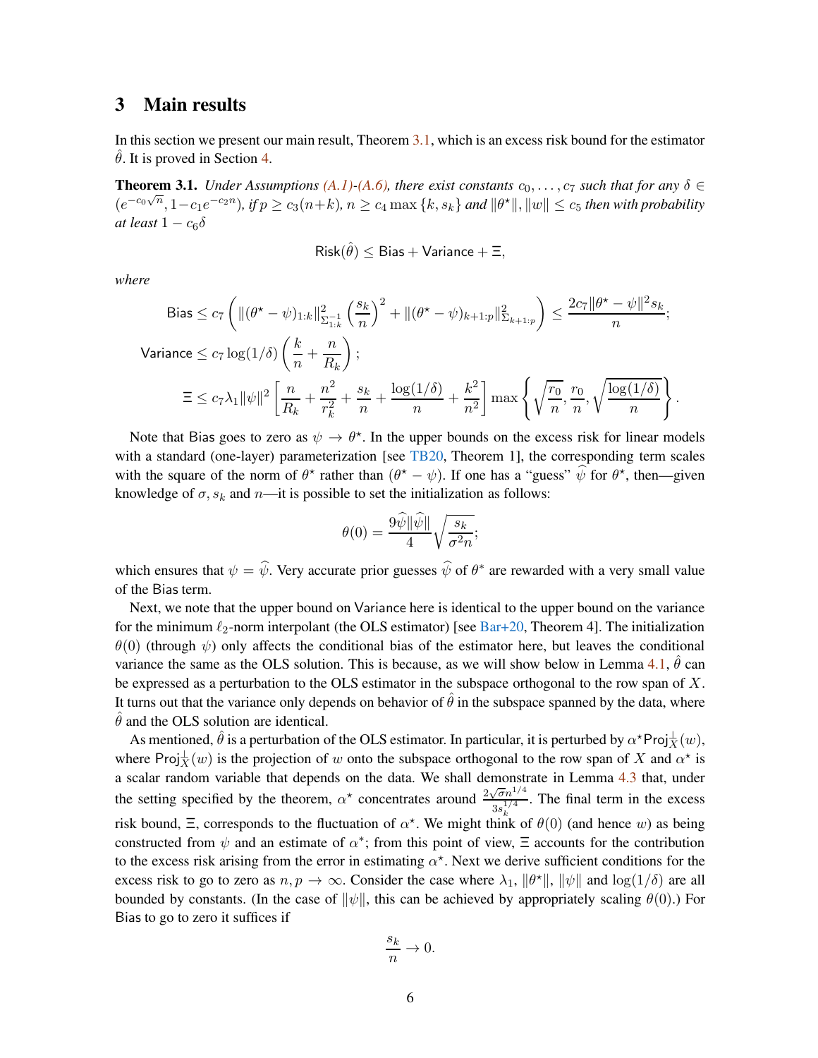## 3 Main results

In this section we present our main result, Theorem 3.1, which is an excess risk bound for the estimator $\hat{\theta}$. It is proved in Section 4.

**Theorem 3.1.** *Under Assumptions (A.1)-(A.6), there exist constants $c_0, \ldots, c_7$ such that for any $\delta \in (e^{-c_0\sqrt{n}}, 1-c_1 e^{-c_2 n})$, if $p \geq c_3(n+k)$, $n \geq c_4 \max\{k, s_k\}$ and $\|\theta^\star\|, \|w\| \leq c_5$ then with probability at least $1 - c_6\delta$*

$$\mathsf{Risk}(\hat{\theta}) \leq \mathsf{Bias} + \mathsf{Variance} + \Xi,$$

*where*

$$\mathsf{Bias} \leq c_7 \left( \|(\theta^\star - \psi)_{1:k}\|^2_{\Sigma_{1:k}^{-1}} \left(\frac{s_k}{n}\right)^2 + \|(\theta^\star - \psi)_{k+1:p}\|^2_{\Sigma_{k+1:p}} \right) \leq \frac{2c_7\|\theta^\star - \psi\|^2 s_k}{n};$$

$$\mathsf{Variance} \leq c_7 \log(1/\delta) \left(\frac{k}{n} + \frac{n}{R_k}\right);$$

$$\Xi \leq c_7 \lambda_1 \|\psi\|^2 \left[\frac{n}{R_k} + \frac{n^2}{r_k^2} + \frac{s_k}{n} + \frac{\log(1/\delta)}{n} + \frac{k^2}{n^2}\right] \max\left\{\sqrt{\frac{r_0}{n}}, \frac{r_0}{n}, \sqrt{\frac{\log(1/\delta)}{n}}\right\}.$$

Note that Bias goes to zero as $\psi \to \theta^\star$. In the upper bounds on the excess risk for linear models with a standard (one-layer) parameterization [see TB20, Theorem 1], the corresponding term scales with the square of the norm of $\theta^\star$ rather than $(\theta^\star - \psi)$. If one has a "guess" $\widehat{\psi}$ for $\theta^\star$, then—given knowledge of $\sigma, s_k$ and $n$—it is possible to set the initialization as follows:

$$\theta(0) = \frac{9\widehat{\psi}\|\widehat{\psi}\|}{4}\sqrt{\frac{s_k}{\sigma^2 n}};$$

which ensures that $\psi = \widehat{\psi}$. Very accurate prior guesses $\widehat{\psi}$ of $\theta^*$ are rewarded with a very small value of the Bias term.

Next, we note that the upper bound on Variance here is identical to the upper bound on the variance for the minimum $\ell_2$-norm interpolant (the OLS estimator) [see Bar+20, Theorem 4]. The initialization $\theta(0)$ (through $\psi$) only affects the conditional bias of the estimator here, but leaves the conditional variance the same as the OLS solution. This is because, as we will show below in Lemma 4.1, $\hat{\theta}$ can be expressed as a perturbation to the OLS estimator in the subspace orthogonal to the row span of $X$. It turns out that the variance only depends on behavior of $\hat{\theta}$ in the subspace spanned by the data, where $\hat{\theta}$ and the OLS solution are identical.

As mentioned, $\hat{\theta}$ is a perturbation of the OLS estimator. In particular, it is perturbed by $\alpha^\star \mathsf{Proj}_X^\perp(w)$, where $\mathsf{Proj}_X^\perp(w)$ is the projection of $w$ onto the subspace orthogonal to the row span of $X$ and $\alpha^\star$ is a scalar random variable that depends on the data. We shall demonstrate in Lemma 4.3 that, under the setting specified by the theorem, $\alpha^\star$ concentrates around $\frac{2\sqrt{\sigma}n^{1/4}}{3s_k^{1/4}}$. The final term in the excess risk bound, $\Xi$, corresponds to the fluctuation of $\alpha^\star$. We might think of $\theta(0)$ (and hence $w$) as being constructed from $\psi$ and an estimate of $\alpha^*$; from this point of view, $\Xi$ accounts for the contribution to the excess risk arising from the error in estimating $\alpha^\star$. Next we derive sufficient conditions for the excess risk to go to zero as $n, p \to \infty$. Consider the case where $\lambda_1$, $\|\theta^\star\|$, $\|\psi\|$ and $\log(1/\delta)$ are all bounded by constants. (In the case of $\|\psi\|$, this can be achieved by appropriately scaling $\theta(0)$.) For Bias to go to zero it suffices if

$$\frac{s_k}{n} \to 0.$$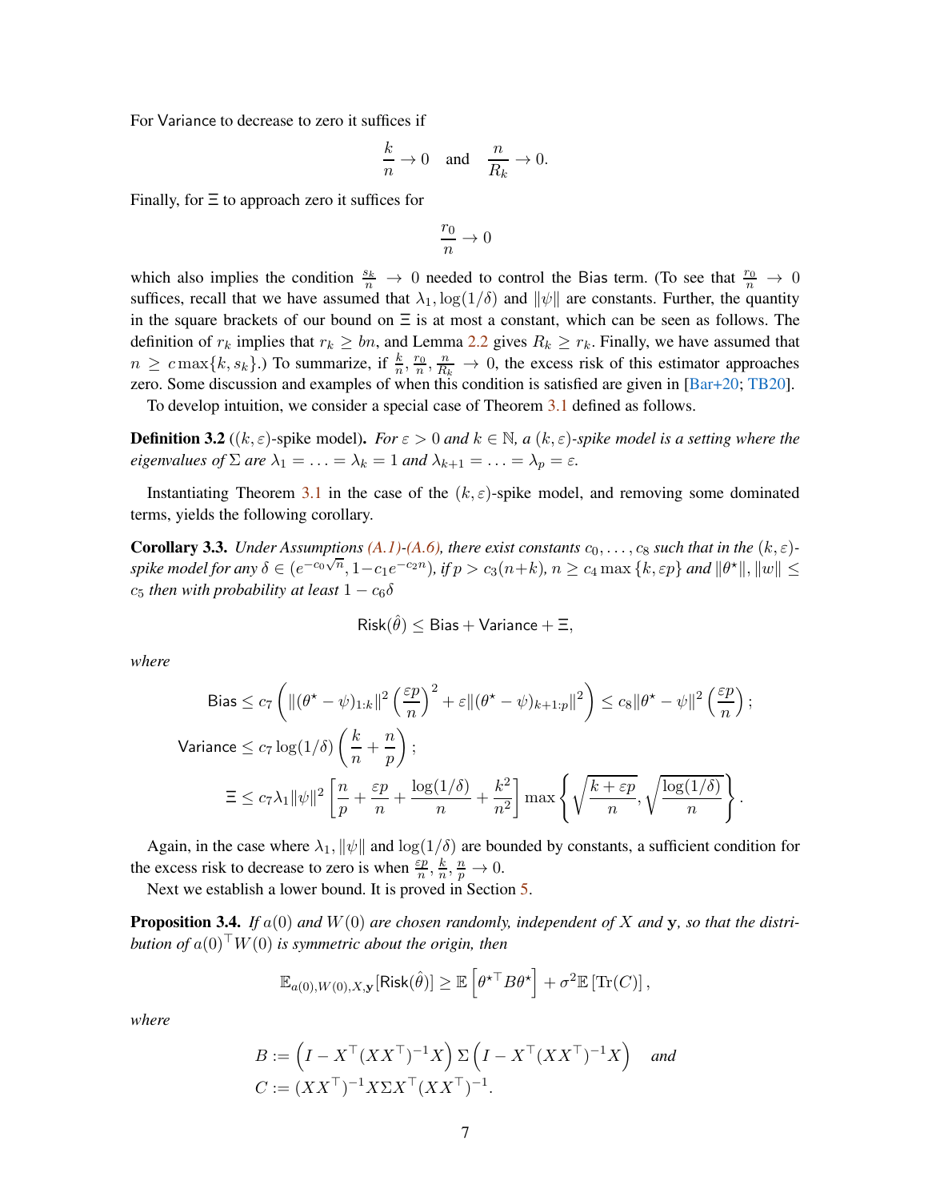For Variance to decrease to zero it suffices if

$$\frac{k}{n} \to 0 \quad \text{and} \quad \frac{n}{R_k} \to 0.$$

Finally, for $\Xi$ to approach zero it suffices for

$$\frac{r_0}{n} \to 0$$

which also implies the condition $\frac{s_k}{n} \to 0$ needed to control the Bias term. (To see that $\frac{r_0}{n} \to 0$ suffices, recall that we have assumed that $\lambda_1, \log(1/\delta)$ and $\|\psi\|$ are constants. Further, the quantity in the square brackets of our bound on $\Xi$ is at most a constant, which can be seen as follows. The definition of $r_k$ implies that $r_k \geq bn$, and Lemma 2.2 gives $R_k \geq r_k$. Finally, we have assumed that $n \geq c \max\{k, s_k\}$.) To summarize, if $\frac{k}{n}, \frac{r_0}{n}, \frac{n}{R_k} \to 0$, the excess risk of this estimator approaches zero. Some discussion and examples of when this condition is satisfied are given in [Bar+20; TB20].

To develop intuition, we consider a special case of Theorem 3.1 defined as follows.

**Definition 3.2** ($(k,\varepsilon)$-spike model)**.** *For $\varepsilon > 0$ and $k \in \mathbb{N}$, a $(k,\varepsilon)$-spike model is a setting where the eigenvalues of $\Sigma$ are $\lambda_1 = \ldots = \lambda_k = 1$ and $\lambda_{k+1} = \ldots = \lambda_p = \varepsilon$.*

Instantiating Theorem 3.1 in the case of the $(k,\varepsilon)$-spike model, and removing some dominated terms, yields the following corollary.

**Corollary 3.3.** *Under Assumptions (A.1)-(A.6), there exist constants $c_0, \ldots, c_8$ such that in the $(k,\varepsilon)$-spike model for any $\delta \in (e^{-c_0\sqrt{n}}, 1-c_1e^{-c_2 n})$, if $p > c_3(n+k)$, $n \geq c_4 \max\{k, \varepsilon p\}$ and $\|\theta^\star\|, \|w\| \leq c_5$ then with probability at least $1 - c_6\delta$*

$$\mathsf{Risk}(\hat{\theta}) \leq \mathsf{Bias} + \mathsf{Variance} + \Xi,$$

*where*

$$\mathsf{Bias} \leq c_7\left(\|(\theta^\star - \psi)_{1:k}\|^2\left(\frac{\varepsilon p}{n}\right)^2 + \varepsilon\|(\theta^\star - \psi)_{k+1:p}\|^2\right) \leq c_8\|\theta^\star - \psi\|^2\left(\frac{\varepsilon p}{n}\right);$$

$$\mathsf{Variance} \leq c_7 \log(1/\delta)\left(\frac{k}{n} + \frac{n}{p}\right);$$

$$\Xi \leq c_7\lambda_1\|\psi\|^2\left[\frac{n}{p} + \frac{\varepsilon p}{n} + \frac{\log(1/\delta)}{n} + \frac{k^2}{n^2}\right]\max\left\{\sqrt{\frac{k+\varepsilon p}{n}}, \sqrt{\frac{\log(1/\delta)}{n}}\right\}.$$

Again, in the case where $\lambda_1, \|\psi\|$ and $\log(1/\delta)$ are bounded by constants, a sufficient condition for the excess risk to decrease to zero is when $\frac{\varepsilon p}{n}, \frac{k}{n}, \frac{n}{p} \to 0$.

Next we establish a lower bound. It is proved in Section 5.

**Proposition 3.4.** *If $a(0)$ and $W(0)$ are chosen randomly, independent of $X$ and $\mathbf{y}$, so that the distribution of $a(0)^\top W(0)$ is symmetric about the origin, then*

$$\mathbb{E}_{a(0),W(0),X,\mathbf{y}}[\mathsf{Risk}(\hat{\theta})] \geq \mathbb{E}\left[\theta^{\star\top}B\theta^\star\right] + \sigma^2\mathbb{E}\left[\mathrm{Tr}(C)\right],$$

*where*

$$B := \left(I - X^\top(XX^\top)^{-1}X\right)\Sigma\left(I - X^\top(XX^\top)^{-1}X\right) \quad \text{and}$$
$$C := (XX^\top)^{-1}X\Sigma X^\top(XX^\top)^{-1}.$$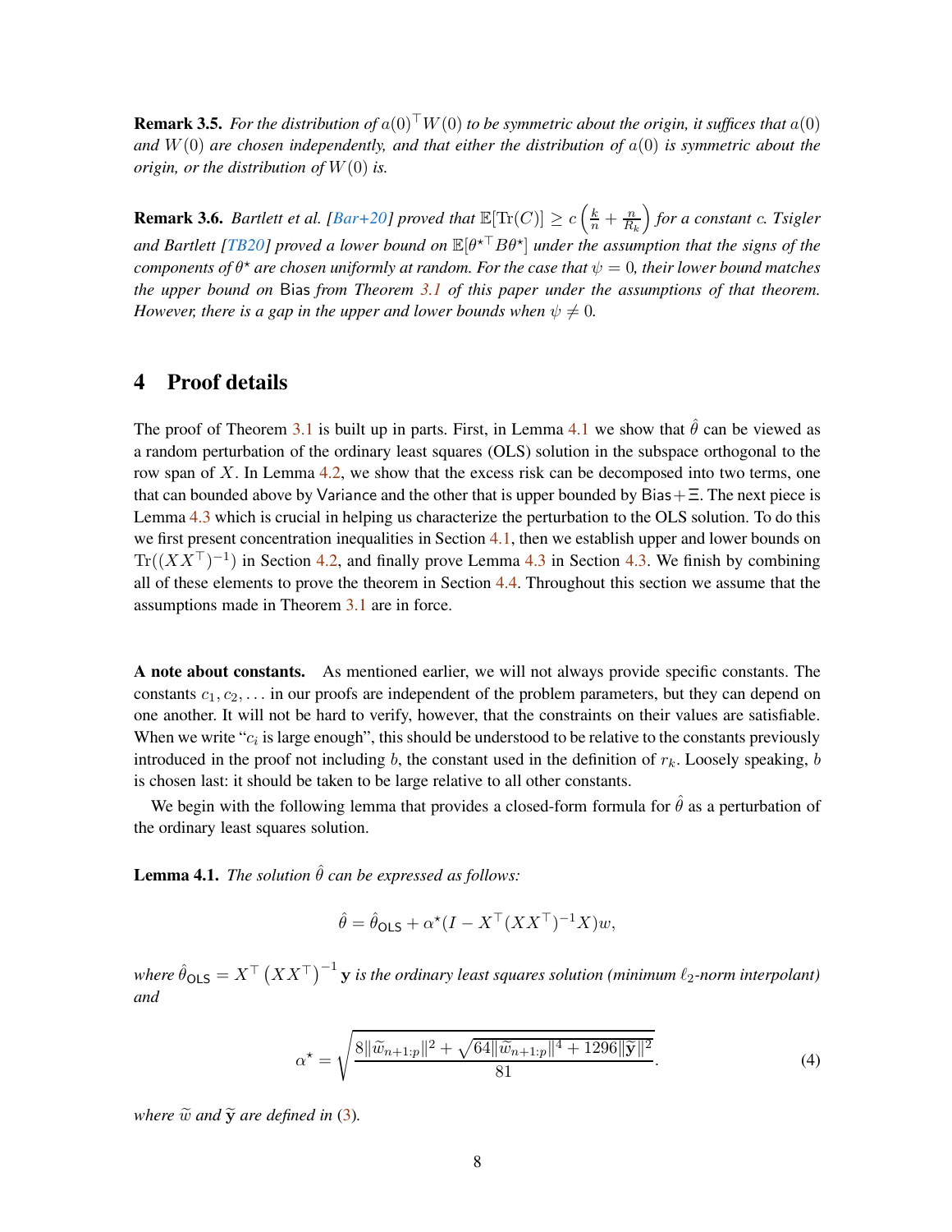**Remark 3.5.** *For the distribution of $a(0)^\top W(0)$ to be symmetric about the origin, it suffices that $a(0)$ and $W(0)$ are chosen independently, and that either the distribution of $a(0)$ is symmetric about the origin, or the distribution of $W(0)$ is.*

**Remark 3.6.** *Bartlett et al. [Bar+20] proved that $\mathbb{E}[\mathrm{Tr}(C)] \geq c\left(\frac{k}{n} + \frac{n}{R_k}\right)$ for a constant $c$. Tsigler and Bartlett [TB20] proved a lower bound on $\mathbb{E}[\theta^{\star\top} B \theta^\star]$ under the assumption that the signs of the components of $\theta^\star$ are chosen uniformly at random. For the case that $\psi = 0$, their lower bound matches the upper bound on* $\mathsf{Bias}$ *from Theorem 3.1 of this paper under the assumptions of that theorem. However, there is a gap in the upper and lower bounds when $\psi \neq 0$.*

# 4 Proof details

The proof of Theorem 3.1 is built up in parts. First, in Lemma 4.1 we show that $\hat{\theta}$ can be viewed as a random perturbation of the ordinary least squares (OLS) solution in the subspace orthogonal to the row span of $X$. In Lemma 4.2, we show that the excess risk can be decomposed into two terms, one that can bounded above by $\mathsf{Variance}$ and the other that is upper bounded by $\mathsf{Bias} + \Xi$. The next piece is Lemma 4.3 which is crucial in helping us characterize the perturbation to the OLS solution. To do this we first present concentration inequalities in Section 4.1, then we establish upper and lower bounds on $\mathrm{Tr}((XX^\top)^{-1})$ in Section 4.2, and finally prove Lemma 4.3 in Section 4.3. We finish by combining all of these elements to prove the theorem in Section 4.4. Throughout this section we assume that the assumptions made in Theorem 3.1 are in force.

**A note about constants.** As mentioned earlier, we will not always provide specific constants. The constants $c_1, c_2, \ldots$ in our proofs are independent of the problem parameters, but they can depend on one another. It will not be hard to verify, however, that the constraints on their values are satisfiable. When we write "$c_i$ is large enough", this should be understood to be relative to the constants previously introduced in the proof not including $b$, the constant used in the definition of $r_k$. Loosely speaking, $b$ is chosen last: it should be taken to be large relative to all other constants.

We begin with the following lemma that provides a closed-form formula for $\hat{\theta}$ as a perturbation of the ordinary least squares solution.

**Lemma 4.1.** *The solution $\hat{\theta}$ can be expressed as follows:*

$$\hat{\theta} = \hat{\theta}_{\mathsf{OLS}} + \alpha^\star (I - X^\top (XX^\top)^{-1} X) w,$$

*where $\hat{\theta}_{\mathsf{OLS}} = X^\top \left(XX^\top\right)^{-1} \mathbf{y}$ is the ordinary least squares solution (minimum $\ell_2$-norm interpolant) and*

$$\alpha^\star = \sqrt{\frac{8\|\widetilde{w}_{n+1:p}\|^2 + \sqrt{64\|\widetilde{w}_{n+1:p}\|^4 + 1296\|\widetilde{\mathbf{y}}\|^2}}{81}}. \tag{4}$$

*where $\widetilde{w}$ and $\widetilde{\mathbf{y}}$ are defined in (3).*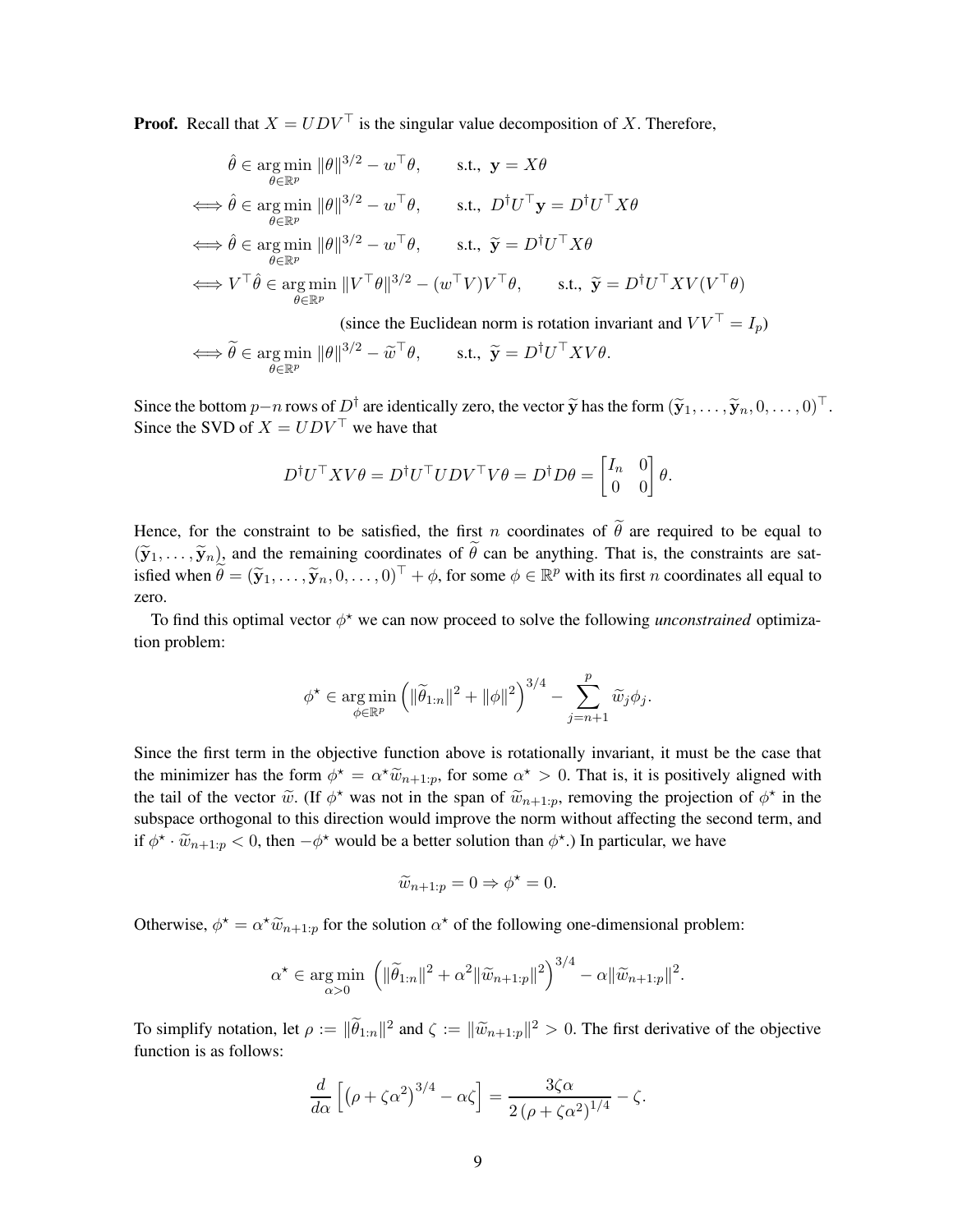**Proof.** Recall that $X = UDV^\top$ is the singular value decomposition of $X$. Therefore,

$$
\begin{aligned}
&\hat{\theta} \in \operatorname*{arg\,min}_{\theta \in \mathbb{R}^p} \|\theta\|^{3/2} - w^\top \theta, \qquad \text{s.t., } \mathbf{y} = X\theta \\
\iff &\hat{\theta} \in \operatorname*{arg\,min}_{\theta \in \mathbb{R}^p} \|\theta\|^{3/2} - w^\top \theta, \qquad \text{s.t., } D^\dagger U^\top \mathbf{y} = D^\dagger U^\top X\theta \\
\iff &\hat{\theta} \in \operatorname*{arg\,min}_{\theta \in \mathbb{R}^p} \|\theta\|^{3/2} - w^\top \theta, \qquad \text{s.t., } \widetilde{\mathbf{y}} = D^\dagger U^\top X\theta \\
\iff &V^\top \hat{\theta} \in \operatorname*{arg\,min}_{\theta \in \mathbb{R}^p} \|V^\top \theta\|^{3/2} - (w^\top V) V^\top \theta, \qquad \text{s.t., } \widetilde{\mathbf{y}} = D^\dagger U^\top X V (V^\top \theta) \\
&\qquad\qquad \text{(since the Euclidean norm is rotation invariant and } VV^\top = I_p) \\
\iff &\widetilde{\theta} \in \operatorname*{arg\,min}_{\theta \in \mathbb{R}^p} \|\theta\|^{3/2} - \widetilde{w}^\top \theta, \qquad \text{s.t., } \widetilde{\mathbf{y}} = D^\dagger U^\top X V\theta.
\end{aligned}
$$

Since the bottom $p-n$ rows of $D^\dagger$ are identically zero, the vector $\widetilde{\mathbf{y}}$ has the form $(\widetilde{\mathbf{y}}_1, \ldots, \widetilde{\mathbf{y}}_n, 0, \ldots, 0)^\top$. Since the SVD of $X = UDV^\top$ we have that

$$
D^\dagger U^\top X V \theta = D^\dagger U^\top U D V^\top V \theta = D^\dagger D \theta = \begin{bmatrix} I_n & 0 \\ 0 & 0 \end{bmatrix} \theta.
$$

Hence, for the constraint to be satisfied, the first $n$ coordinates of $\widetilde{\theta}$ are required to be equal to $(\widetilde{\mathbf{y}}_1, \ldots, \widetilde{\mathbf{y}}_n)$, and the remaining coordinates of $\widetilde{\theta}$ can be anything. That is, the constraints are satisfied when $\widetilde{\theta} = (\widetilde{\mathbf{y}}_1, \ldots, \widetilde{\mathbf{y}}_n, 0, \ldots, 0)^\top + \phi$, for some $\phi \in \mathbb{R}^p$ with its first $n$ coordinates all equal to zero.

To find this optimal vector $\phi^\star$ we can now proceed to solve the following *unconstrained* optimization problem:

$$
\phi^\star \in \operatorname*{arg\,min}_{\phi \in \mathbb{R}^p} \left( \|\widetilde{\theta}_{1:n}\|^2 + \|\phi\|^2 \right)^{3/4} - \sum_{j=n+1}^{p} \widetilde{w}_j \phi_j.
$$

Since the first term in the objective function above is rotationally invariant, it must be the case that the minimizer has the form $\phi^\star = \alpha^\star \widetilde{w}_{n+1:p}$, for some $\alpha^\star > 0$. That is, it is positively aligned with the tail of the vector $\widetilde{w}$. (If $\phi^\star$ was not in the span of $\widetilde{w}_{n+1:p}$, removing the projection of $\phi^\star$ in the subspace orthogonal to this direction would improve the norm without affecting the second term, and if $\phi^\star \cdot \widetilde{w}_{n+1:p} < 0$, then $-\phi^\star$ would be a better solution than $\phi^\star$.) In particular, we have

$$
\widetilde{w}_{n+1:p} = 0 \Rightarrow \phi^\star = 0.
$$

Otherwise, $\phi^\star = \alpha^\star \widetilde{w}_{n+1:p}$ for the solution $\alpha^\star$ of the following one-dimensional problem:

$$
\alpha^\star \in \operatorname*{arg\,min}_{\alpha > 0} \left( \|\widetilde{\theta}_{1:n}\|^2 + \alpha^2 \|\widetilde{w}_{n+1:p}\|^2 \right)^{3/4} - \alpha \|\widetilde{w}_{n+1:p}\|^2.
$$

To simplify notation, let $\rho := \|\widetilde{\theta}_{1:n}\|^2$ and $\zeta := \|\widetilde{w}_{n+1:p}\|^2 > 0$. The first derivative of the objective function is as follows:

$$
\frac{d}{d\alpha} \left[ \left( \rho + \zeta \alpha^2 \right)^{3/4} - \alpha \zeta \right] = \frac{3 \zeta \alpha}{2 \left( \rho + \zeta \alpha^2 \right)^{1/4}} - \zeta.
$$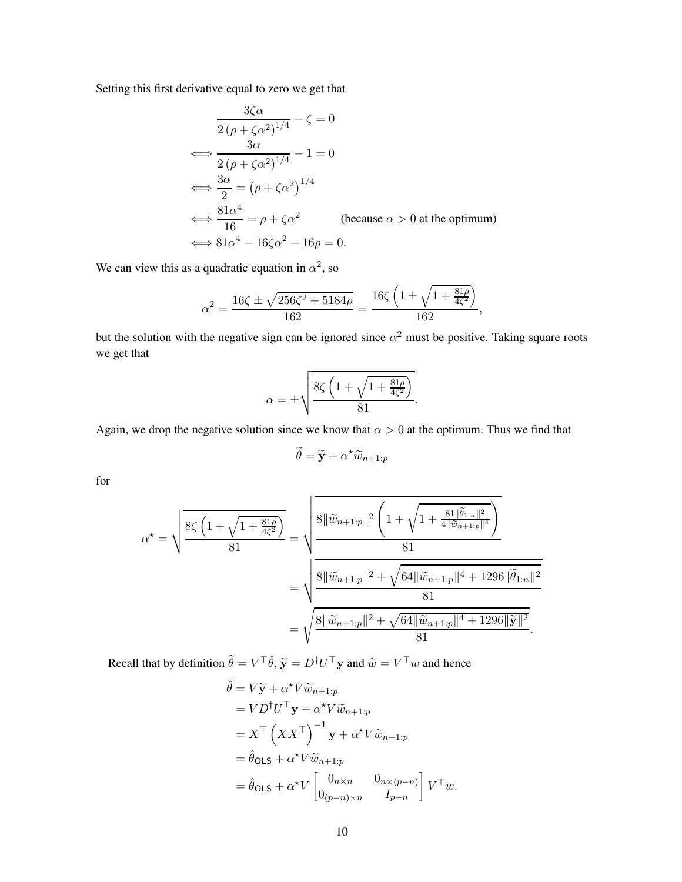Setting this first derivative equal to zero we get that

$$
\begin{aligned}
&\frac{3\zeta\alpha}{2\left(\rho+\zeta\alpha^2\right)^{1/4}}-\zeta=0 \\
\iff &\frac{3\alpha}{2\left(\rho+\zeta\alpha^2\right)^{1/4}}-1=0 \\
\iff &\frac{3\alpha}{2}=\left(\rho+\zeta\alpha^2\right)^{1/4} \\
\iff &\frac{81\alpha^4}{16}=\rho+\zeta\alpha^2 \qquad \text{(because } \alpha>0 \text{ at the optimum)} \\
\iff &81\alpha^4-16\zeta\alpha^2-16\rho=0.
\end{aligned}
$$

We can view this as a quadratic equation in $\alpha^2$, so

$$
\alpha^2=\frac{16\zeta\pm\sqrt{256\zeta^2+5184\rho}}{162}=\frac{16\zeta\left(1\pm\sqrt{1+\frac{81\rho}{4\zeta^2}}\right)}{162},
$$

but the solution with the negative sign can be ignored since $\alpha^2$ must be positive. Taking square roots we get that

$$
\alpha=\pm\sqrt{\frac{8\zeta\left(1+\sqrt{1+\frac{81\rho}{4\zeta^2}}\right)}{81}}.
$$

Again, we drop the negative solution since we know that $\alpha>0$ at the optimum. Thus we find that

$$
\widetilde{\theta}=\widetilde{\mathbf{y}}+\alpha^\star\widetilde{w}_{n+1:p}
$$

for

$$
\begin{aligned}
\alpha^\star=\sqrt{\frac{8\zeta\left(1+\sqrt{1+\frac{81\rho}{4\zeta^2}}\right)}{81}}&=\sqrt{\frac{8\|\widetilde{w}_{n+1:p}\|^2\left(1+\sqrt{1+\frac{81\|\widetilde{\theta}_{1:n}\|^2}{4\|\widetilde{w}_{n+1:p}\|^4}}\right)}{81}} \\
&=\sqrt{\frac{8\|\widetilde{w}_{n+1:p}\|^2+\sqrt{64\|\widetilde{w}_{n+1:p}\|^4+1296\|\widetilde{\theta}_{1:n}\|^2}}{81}} \\
&=\sqrt{\frac{8\|\widetilde{w}_{n+1:p}\|^2+\sqrt{64\|\widetilde{w}_{n+1:p}\|^4+1296\|\widetilde{\mathbf{y}}\|^2}}{81}}.
\end{aligned}
$$

Recall that by definition $\widetilde{\theta}=V^\top\hat{\theta}$, $\widetilde{\mathbf{y}}=D^\dagger U^\top\mathbf{y}$ and $\widetilde{w}=V^\top w$ and hence

$$
\begin{aligned}
\hat{\theta}&=V\widetilde{\mathbf{y}}+\alpha^\star V\widetilde{w}_{n+1:p} \\
&=VD^\dagger U^\top\mathbf{y}+\alpha^\star V\widetilde{w}_{n+1:p} \\
&=X^\top\left(XX^\top\right)^{-1}\mathbf{y}+\alpha^\star V\widetilde{w}_{n+1:p} \\
&=\hat{\theta}_{\mathsf{OLS}}+\alpha^\star V\widetilde{w}_{n+1:p} \\
&=\hat{\theta}_{\mathsf{OLS}}+\alpha^\star V\begin{bmatrix}0_{n\times n} & 0_{n\times(p-n)} \\ 0_{(p-n)\times n} & I_{p-n}\end{bmatrix}V^\top w.
\end{aligned}
$$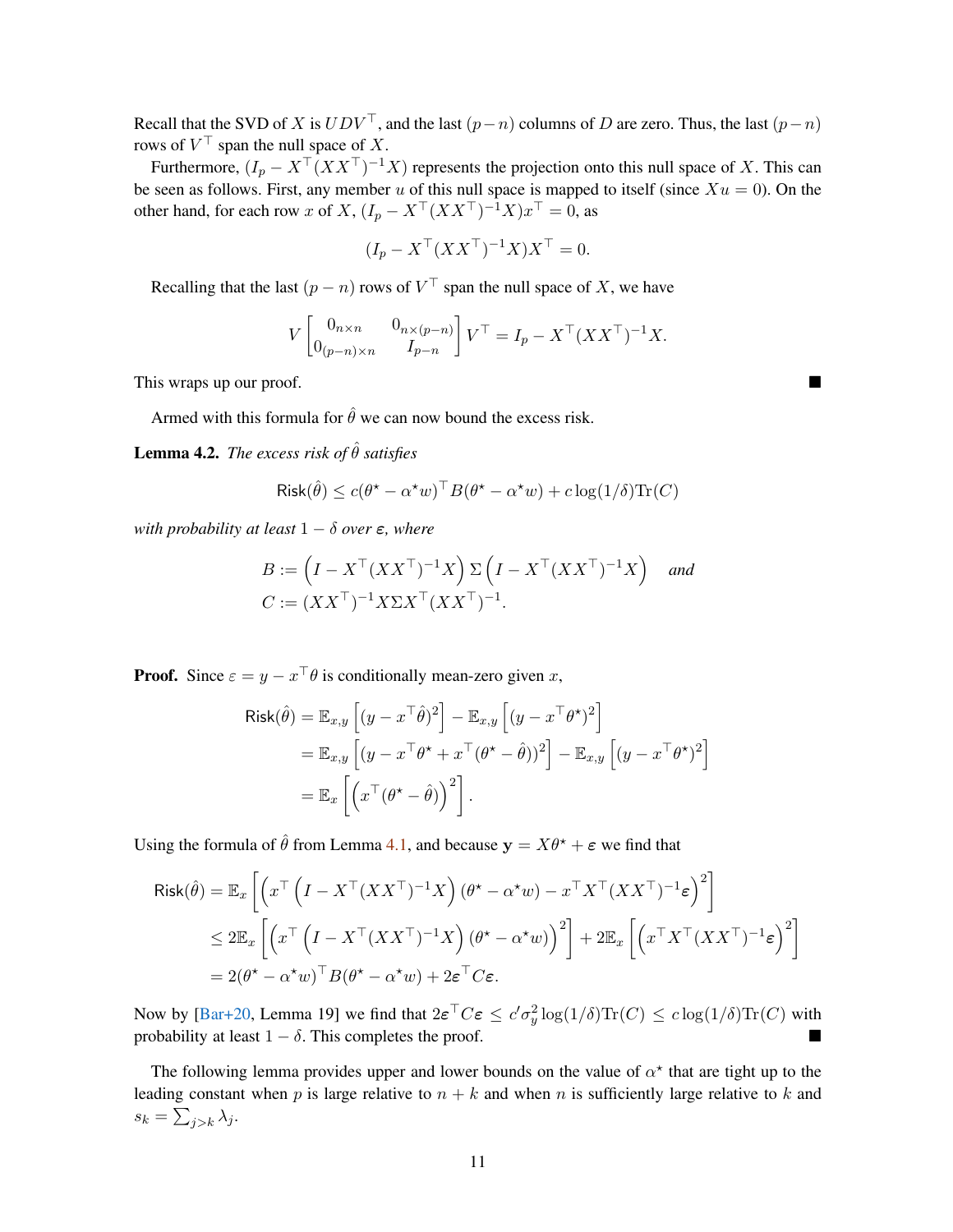Recall that the SVD of $X$ is $UDV^\top$, and the last $(p-n)$ columns of $D$ are zero. Thus, the last $(p-n)$ rows of $V^\top$ span the null space of $X$.

Furthermore, $(I_p - X^\top(XX^\top)^{-1}X)$ represents the projection onto this null space of $X$. This can be seen as follows. First, any member $u$ of this null space is mapped to itself (since $Xu = 0$). On the other hand, for each row $x$ of $X$, $(I_p - X^\top(XX^\top)^{-1}X)x^\top = 0$, as

$$(I_p - X^\top(XX^\top)^{-1}X)X^\top = 0.$$

Recalling that the last $(p-n)$ rows of $V^\top$ span the null space of $X$, we have

$$V \begin{bmatrix} 0_{n\times n} & 0_{n\times(p-n)} \\ 0_{(p-n)\times n} & I_{p-n} \end{bmatrix} V^\top = I_p - X^\top(XX^\top)^{-1}X.$$

This wraps up our proof. ■

Armed with this formula for $\hat{\theta}$ we can now bound the excess risk.

**Lemma 4.2.** *The excess risk of $\hat{\theta}$ satisfies*

$$\mathsf{Risk}(\hat{\theta}) \le c(\theta^\star - \alpha^\star w)^\top B(\theta^\star - \alpha^\star w) + c\log(1/\delta)\mathrm{Tr}(C)$$

*with probability at least $1-\delta$ over $\varepsilon$, where*

$$B := \left(I - X^\top(XX^\top)^{-1}X\right)\Sigma\left(I - X^\top(XX^\top)^{-1}X\right) \quad \text{and}$$
$$C := (XX^\top)^{-1}X\Sigma X^\top(XX^\top)^{-1}.$$

**Proof.** Since $\varepsilon = y - x^\top\theta$ is conditionally mean-zero given $x$,

$$\begin{aligned}
\mathsf{Risk}(\hat{\theta}) &= \mathbb{E}_{x,y}\left[(y - x^\top\hat{\theta})^2\right] - \mathbb{E}_{x,y}\left[(y - x^\top\theta^\star)^2\right] \\
&= \mathbb{E}_{x,y}\left[(y - x^\top\theta^\star + x^\top(\theta^\star - \hat{\theta}))^2\right] - \mathbb{E}_{x,y}\left[(y - x^\top\theta^\star)^2\right] \\
&= \mathbb{E}_x\left[\left(x^\top(\theta^\star - \hat{\theta})\right)^2\right].
\end{aligned}$$

Using the formula of $\hat{\theta}$ from Lemma 4.1, and because $\mathbf{y} = X\theta^\star + \varepsilon$ we find that

$$\begin{aligned}
\mathsf{Risk}(\hat{\theta}) &= \mathbb{E}_x\left[\left(x^\top\left(I - X^\top(XX^\top)^{-1}X\right)(\theta^\star - \alpha^\star w) - x^\top X^\top(XX^\top)^{-1}\varepsilon\right)^2\right] \\
&\le 2\mathbb{E}_x\left[\left(x^\top\left(I - X^\top(XX^\top)^{-1}X\right)(\theta^\star - \alpha^\star w)\right)^2\right] + 2\mathbb{E}_x\left[\left(x^\top X^\top(XX^\top)^{-1}\varepsilon\right)^2\right] \\
&= 2(\theta^\star - \alpha^\star w)^\top B(\theta^\star - \alpha^\star w) + 2\varepsilon^\top C\varepsilon.
\end{aligned}$$

Now by [Bar+20, Lemma 19] we find that $2\varepsilon^\top C\varepsilon \le c'\sigma_y^2\log(1/\delta)\mathrm{Tr}(C) \le c\log(1/\delta)\mathrm{Tr}(C)$ with probability at least $1-\delta$. This completes the proof. ■

The following lemma provides upper and lower bounds on the value of $\alpha^\star$ that are tight up to the leading constant when $p$ is large relative to $n+k$ and when $n$ is sufficiently large relative to $k$ and $s_k = \sum_{j>k}\lambda_j$.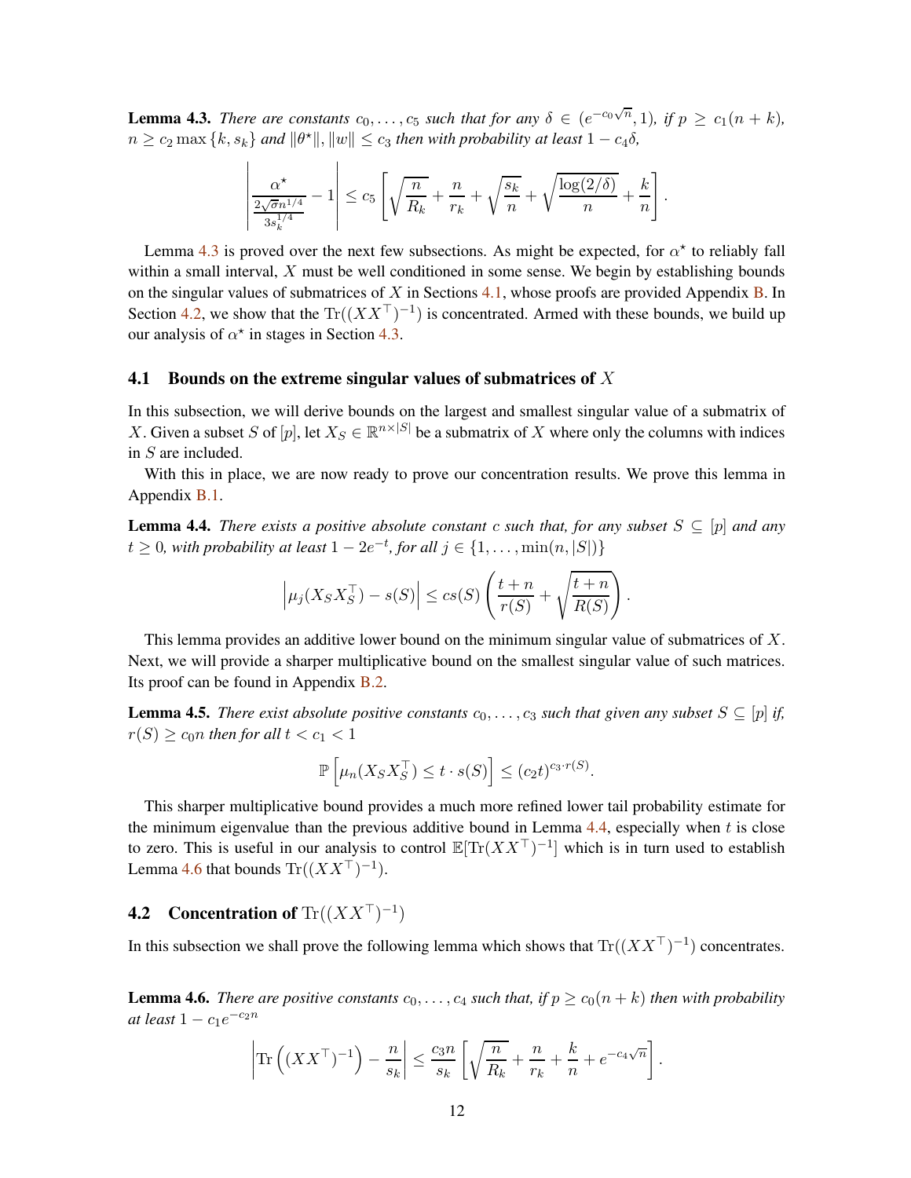**Lemma 4.3.** *There are constants $c_0, \ldots, c_5$ such that for any $\delta \in (e^{-c_0\sqrt{n}}, 1)$, if $p \geq c_1(n+k)$, $n \geq c_2 \max\{k, s_k\}$ and $\|\theta^\star\|, \|w\| \leq c_3$ then with probability at least $1 - c_4\delta$,*

$$\left| \frac{\alpha^\star}{\frac{2\sqrt{\sigma} n^{1/4}}{3 s_k^{1/4}}} - 1 \right| \leq c_5 \left[ \sqrt{\frac{n}{R_k}} + \frac{n}{r_k} + \sqrt{\frac{s_k}{n}} + \sqrt{\frac{\log(2/\delta)}{n}} + \frac{k}{n} \right].$$

Lemma 4.3 is proved over the next few subsections. As might be expected, for $\alpha^\star$ to reliably fall within a small interval, $X$ must be well conditioned in some sense. We begin by establishing bounds on the singular values of submatrices of $X$ in Sections 4.1, whose proofs are provided Appendix B. In Section 4.2, we show that the $\mathrm{Tr}((XX^\top)^{-1})$ is concentrated. Armed with these bounds, we build up our analysis of $\alpha^\star$ in stages in Section 4.3.

## 4.1 Bounds on the extreme singular values of submatrices of $X$

In this subsection, we will derive bounds on the largest and smallest singular value of a submatrix of $X$. Given a subset $S$ of $[p]$, let $X_S \in \mathbb{R}^{n \times |S|}$ be a submatrix of $X$ where only the columns with indices in $S$ are included.

With this in place, we are now ready to prove our concentration results. We prove this lemma in Appendix B.1.

**Lemma 4.4.** *There exists a positive absolute constant $c$ such that, for any subset $S \subseteq [p]$ and any $t \geq 0$, with probability at least $1 - 2e^{-t}$, for all $j \in \{1, \ldots, \min(n, |S|)\}$*

$$\left| \mu_j(X_S X_S^\top) - s(S) \right| \leq c s(S) \left( \frac{t+n}{r(S)} + \sqrt{\frac{t+n}{R(S)}} \right).$$

This lemma provides an additive lower bound on the minimum singular value of submatrices of $X$. Next, we will provide a sharper multiplicative bound on the smallest singular value of such matrices. Its proof can be found in Appendix B.2.

**Lemma 4.5.** *There exist absolute positive constants $c_0, \ldots, c_3$ such that given any subset $S \subseteq [p]$ if, $r(S) \geq c_0 n$ then for all $t < c_1 < 1$*

$$\mathbb{P}\left[ \mu_n(X_S X_S^\top) \leq t \cdot s(S) \right] \leq (c_2 t)^{c_3 \cdot r(S)}.$$

This sharper multiplicative bound provides a much more refined lower tail probability estimate for the minimum eigenvalue than the previous additive bound in Lemma 4.4, especially when $t$ is close to zero. This is useful in our analysis to control $\mathbb{E}[\mathrm{Tr}(XX^\top)^{-1}]$ which is in turn used to establish Lemma 4.6 that bounds $\mathrm{Tr}((XX^\top)^{-1})$.

## 4.2 Concentration of $\mathrm{Tr}((XX^\top)^{-1})$

In this subsection we shall prove the following lemma which shows that $\mathrm{Tr}((XX^\top)^{-1})$ concentrates.

**Lemma 4.6.** *There are positive constants $c_0, \ldots, c_4$ such that, if $p \geq c_0(n+k)$ then with probability at least $1 - c_1 e^{-c_2 n}$*

$$\left| \mathrm{Tr}\left( (XX^\top)^{-1} \right) - \frac{n}{s_k} \right| \leq \frac{c_3 n}{s_k} \left[ \sqrt{\frac{n}{R_k}} + \frac{n}{r_k} + \frac{k}{n} + e^{-c_4\sqrt{n}} \right].$$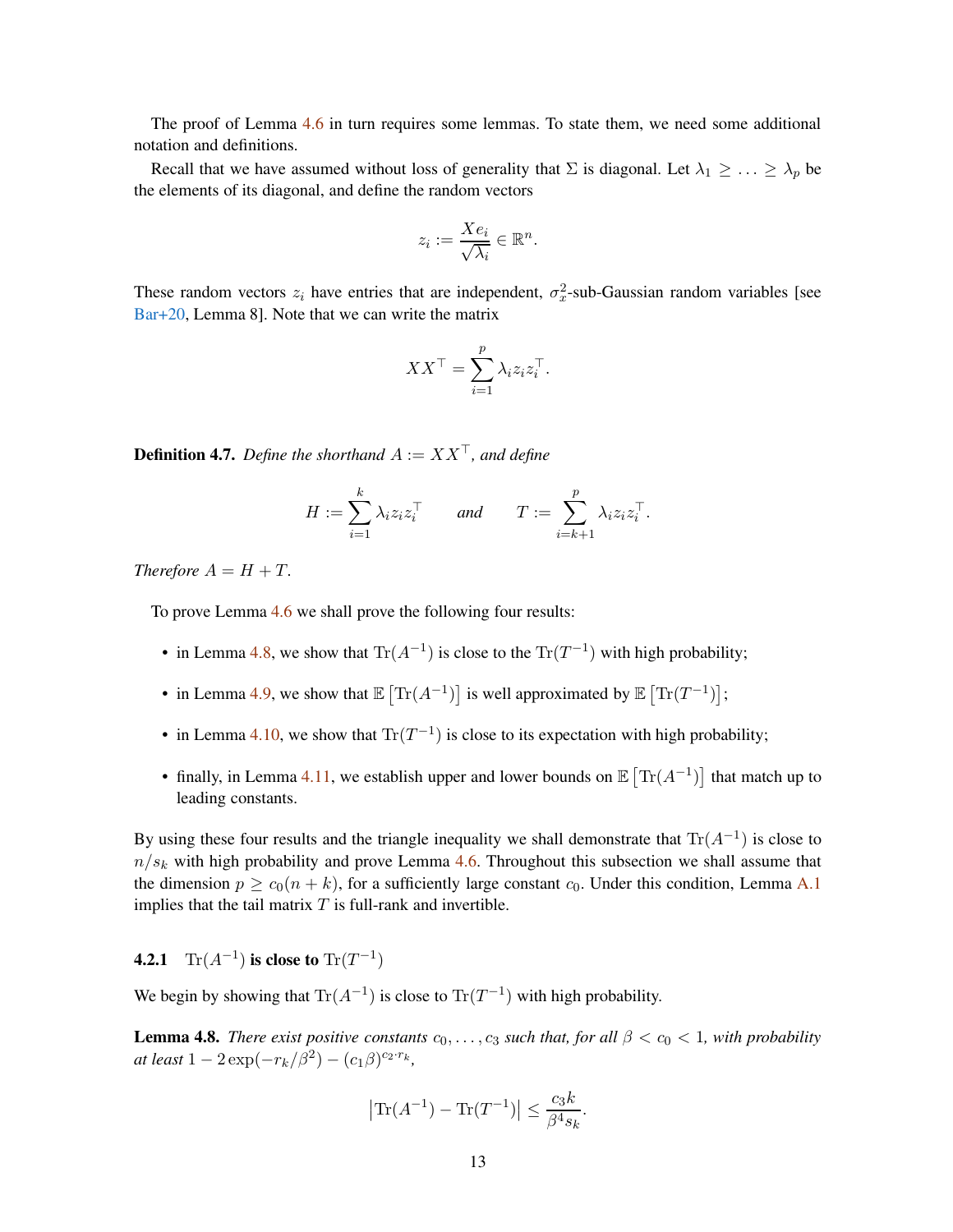The proof of Lemma 4.6 in turn requires some lemmas. To state them, we need some additional notation and definitions.

Recall that we have assumed without loss of generality that $\Sigma$ is diagonal. Let $\lambda_1 \geq \ldots \geq \lambda_p$ be the elements of its diagonal, and define the random vectors

$$z_i := \frac{Xe_i}{\sqrt{\lambda_i}} \in \mathbb{R}^n.$$

These random vectors $z_i$ have entries that are independent, $\sigma_x^2$-sub-Gaussian random variables [see Bar+20, Lemma 8]. Note that we can write the matrix

$$XX^\top = \sum_{i=1}^{p} \lambda_i z_i z_i^\top.$$

**Definition 4.7.** *Define the shorthand $A := XX^\top$, and define*

$$H := \sum_{i=1}^{k} \lambda_i z_i z_i^\top \qquad \text{and} \qquad T := \sum_{i=k+1}^{p} \lambda_i z_i z_i^\top.$$

*Therefore $A = H + T$.*

To prove Lemma 4.6 we shall prove the following four results:

- in Lemma 4.8, we show that $\operatorname{Tr}(A^{-1})$ is close to the $\operatorname{Tr}(T^{-1})$ with high probability;
- in Lemma 4.9, we show that $\mathbb{E}\left[\operatorname{Tr}(A^{-1})\right]$ is well approximated by $\mathbb{E}\left[\operatorname{Tr}(T^{-1})\right]$;
- in Lemma 4.10, we show that $\operatorname{Tr}(T^{-1})$ is close to its expectation with high probability;
- finally, in Lemma 4.11, we establish upper and lower bounds on $\mathbb{E}\left[\operatorname{Tr}(A^{-1})\right]$ that match up to leading constants.

By using these four results and the triangle inequality we shall demonstrate that $\operatorname{Tr}(A^{-1})$ is close to $n/s_k$ with high probability and prove Lemma 4.6. Throughout this subsection we shall assume that the dimension $p \geq c_0(n+k)$, for a sufficiently large constant $c_0$. Under this condition, Lemma A.1 implies that the tail matrix $T$ is full-rank and invertible.

### 4.2.1 $\operatorname{Tr}(A^{-1})$ is close to $\operatorname{Tr}(T^{-1})$

We begin by showing that $\operatorname{Tr}(A^{-1})$ is close to $\operatorname{Tr}(T^{-1})$ with high probability.

**Lemma 4.8.** *There exist positive constants $c_0, \ldots, c_3$ such that, for all $\beta < c_0 < 1$, with probability at least $1 - 2\exp(-r_k/\beta^2) - (c_1\beta)^{c_2 \cdot r_k}$,*

$$\left|\operatorname{Tr}(A^{-1}) - \operatorname{Tr}(T^{-1})\right| \leq \frac{c_3 k}{\beta^4 s_k}.$$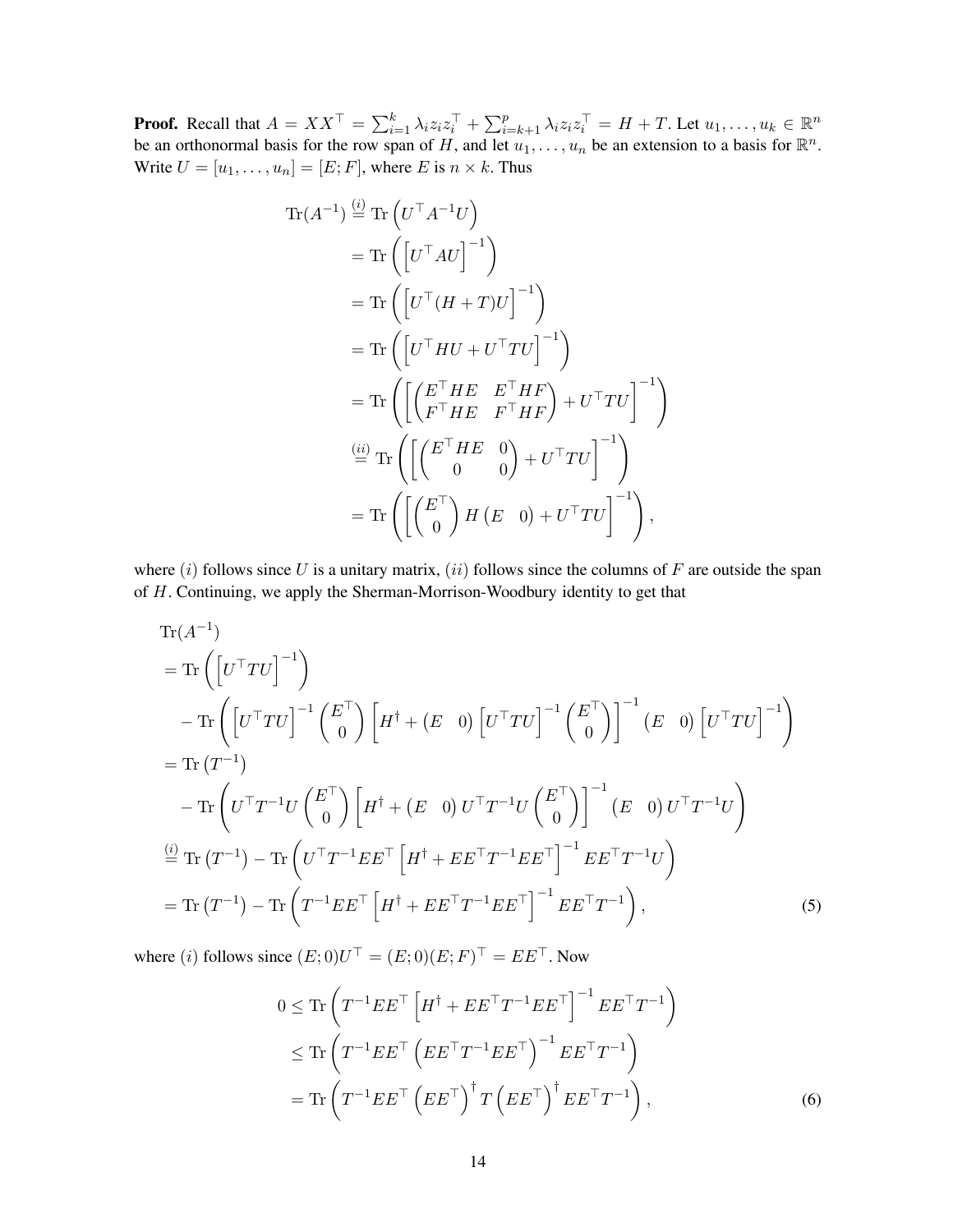**Proof.** Recall that $A = XX^\top = \sum_{i=1}^k \lambda_i z_i z_i^\top + \sum_{i=k+1}^p \lambda_i z_i z_i^\top = H + T$. Let $u_1, \ldots, u_k \in \mathbb{R}^n$ be an orthonormal basis for the row span of $H$, and let $u_1, \ldots, u_n$ be an extension to a basis for $\mathbb{R}^n$. Write $U = [u_1, \ldots, u_n] = [E; F]$, where $E$ is $n \times k$. Thus

$$
\begin{aligned}
\mathrm{Tr}(A^{-1}) &\overset{(i)}{=} \mathrm{Tr}\left(U^\top A^{-1} U\right) \\
&= \mathrm{Tr}\left(\left[U^\top A U\right]^{-1}\right) \\
&= \mathrm{Tr}\left(\left[U^\top (H+T) U\right]^{-1}\right) \\
&= \mathrm{Tr}\left(\left[U^\top H U + U^\top T U\right]^{-1}\right) \\
&= \mathrm{Tr}\left(\left[\begin{pmatrix} E^\top H E & E^\top H F \\ F^\top H E & F^\top H F \end{pmatrix} + U^\top T U\right]^{-1}\right) \\
&\overset{(ii)}{=} \mathrm{Tr}\left(\left[\begin{pmatrix} E^\top H E & 0 \\ 0 & 0 \end{pmatrix} + U^\top T U\right]^{-1}\right) \\
&= \mathrm{Tr}\left(\left[\begin{pmatrix} E^\top \\ 0 \end{pmatrix} H \begin{pmatrix} E & 0 \end{pmatrix} + U^\top T U\right]^{-1}\right),
\end{aligned}
$$

where $(i)$ follows since $U$ is a unitary matrix, $(ii)$ follows since the columns of $F$ are outside the span of $H$. Continuing, we apply the Sherman-Morrison-Woodbury identity to get that

$$
\begin{aligned}
&\mathrm{Tr}(A^{-1}) \\
&= \mathrm{Tr}\left(\left[U^\top T U\right]^{-1}\right) \\
&\quad - \mathrm{Tr}\left(\left[U^\top T U\right]^{-1} \begin{pmatrix} E^\top \\ 0 \end{pmatrix} \left[H^\dagger + \begin{pmatrix} E & 0 \end{pmatrix} \left[U^\top T U\right]^{-1} \begin{pmatrix} E^\top \\ 0 \end{pmatrix}\right]^{-1} \begin{pmatrix} E & 0 \end{pmatrix} \left[U^\top T U\right]^{-1}\right) \\
&= \mathrm{Tr}\left(T^{-1}\right) \\
&\quad - \mathrm{Tr}\left(U^\top T^{-1} U \begin{pmatrix} E^\top \\ 0 \end{pmatrix} \left[H^\dagger + \begin{pmatrix} E & 0 \end{pmatrix} U^\top T^{-1} U \begin{pmatrix} E^\top \\ 0 \end{pmatrix}\right]^{-1} \begin{pmatrix} E & 0 \end{pmatrix} U^\top T^{-1} U\right) \\
&\overset{(i)}{=} \mathrm{Tr}\left(T^{-1}\right) - \mathrm{Tr}\left(U^\top T^{-1} E E^\top \left[H^\dagger + E E^\top T^{-1} E E^\top\right]^{-1} E E^\top T^{-1} U\right) \\
&= \mathrm{Tr}\left(T^{-1}\right) - \mathrm{Tr}\left(T^{-1} E E^\top \left[H^\dagger + E E^\top T^{-1} E E^\top\right]^{-1} E E^\top T^{-1}\right),
\end{aligned}
\tag{5}
$$

where $(i)$ follows since $(E; 0)U^\top = (E; 0)(E; F)^\top = EE^\top$. Now

$$
\begin{aligned}
0 &\le \mathrm{Tr}\left(T^{-1} E E^\top \left[H^\dagger + E E^\top T^{-1} E E^\top\right]^{-1} E E^\top T^{-1}\right) \\
&\le \mathrm{Tr}\left(T^{-1} E E^\top \left(E E^\top T^{-1} E E^\top\right)^{-1} E E^\top T^{-1}\right) \\
&= \mathrm{Tr}\left(T^{-1} E E^\top \left(E E^\top\right)^\dagger T \left(E E^\top\right)^\dagger E E^\top T^{-1}\right),
\end{aligned}
\tag{6}
$$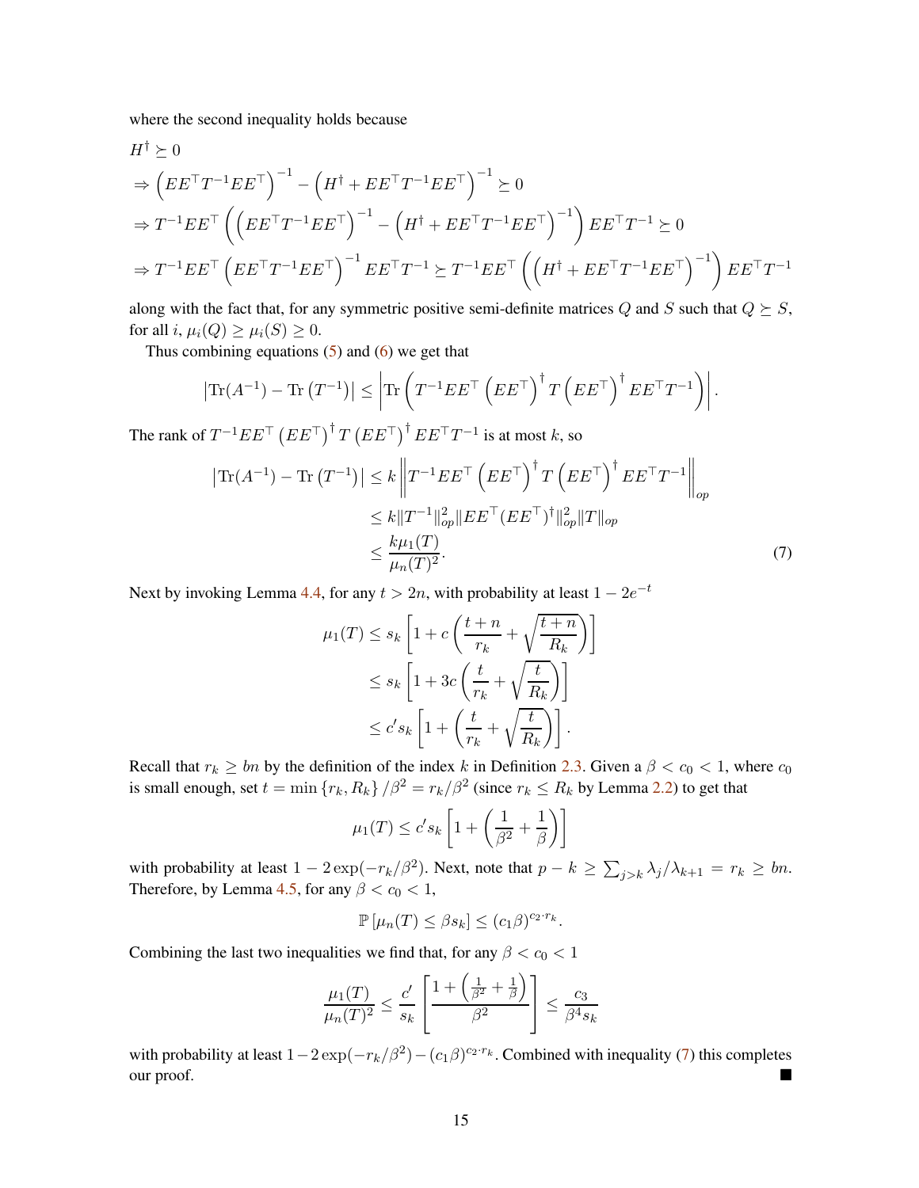where the second inequality holds because

$$
\begin{aligned}
& H^{\dagger} \succeq 0 \\
& \Rightarrow \left(EE^{\top}T^{-1}EE^{\top}\right)^{-1} - \left(H^{\dagger} + EE^{\top}T^{-1}EE^{\top}\right)^{-1} \succeq 0 \\
& \Rightarrow T^{-1}EE^{\top}\left(\left(EE^{\top}T^{-1}EE^{\top}\right)^{-1} - \left(H^{\dagger} + EE^{\top}T^{-1}EE^{\top}\right)^{-1}\right)EE^{\top}T^{-1} \succeq 0 \\
& \Rightarrow T^{-1}EE^{\top}\left(EE^{\top}T^{-1}EE^{\top}\right)^{-1}EE^{\top}T^{-1} \succeq T^{-1}EE^{\top}\left(\left(H^{\dagger} + EE^{\top}T^{-1}EE^{\top}\right)^{-1}\right)EE^{\top}T^{-1}
\end{aligned}
$$

along with the fact that, for any symmetric positive semi-definite matrices $Q$ and $S$ such that $Q \succeq S$, for all $i$, $\mu_i(Q) \geq \mu_i(S) \geq 0$.

Thus combining equations (5) and (6) we get that

$$
\left|\mathrm{Tr}(A^{-1}) - \mathrm{Tr}\left(T^{-1}\right)\right| \leq \left|\mathrm{Tr}\left(T^{-1}EE^{\top}\left(EE^{\top}\right)^{\dagger}T\left(EE^{\top}\right)^{\dagger}EE^{\top}T^{-1}\right)\right|.
$$

The rank of $T^{-1}EE^{\top}\left(EE^{\top}\right)^{\dagger}T\left(EE^{\top}\right)^{\dagger}EE^{\top}T^{-1}$ is at most $k$, so

$$
\begin{aligned}
\left|\mathrm{Tr}(A^{-1}) - \mathrm{Tr}\left(T^{-1}\right)\right| &\leq k\left\|T^{-1}EE^{\top}\left(EE^{\top}\right)^{\dagger}T\left(EE^{\top}\right)^{\dagger}EE^{\top}T^{-1}\right\|_{op} \\
&\leq k\|T^{-1}\|_{op}^2\|EE^{\top}(EE^{\top})^{\dagger}\|_{op}^2\|T\|_{op} \\
&\leq \frac{k\mu_1(T)}{\mu_n(T)^2}. \qquad (7)
\end{aligned}
$$

Next by invoking Lemma 4.4, for any $t > 2n$, with probability at least $1 - 2e^{-t}$

$$
\begin{aligned}
\mu_1(T) &\leq s_k\left[1 + c\left(\frac{t+n}{r_k} + \sqrt{\frac{t+n}{R_k}}\right)\right] \\
&\leq s_k\left[1 + 3c\left(\frac{t}{r_k} + \sqrt{\frac{t}{R_k}}\right)\right] \\
&\leq c's_k\left[1 + \left(\frac{t}{r_k} + \sqrt{\frac{t}{R_k}}\right)\right].
\end{aligned}
$$

Recall that $r_k \geq bn$ by the definition of the index $k$ in Definition 2.3. Given a $\beta < c_0 < 1$, where $c_0$ is small enough, set $t = \min\{r_k, R_k\}/\beta^2 = r_k/\beta^2$ (since $r_k \leq R_k$ by Lemma 2.2) to get that

$$
\mu_1(T) \leq c's_k\left[1 + \left(\frac{1}{\beta^2} + \frac{1}{\beta}\right)\right]
$$

with probability at least $1 - 2\exp(-r_k/\beta^2)$. Next, note that $p - k \geq \sum_{j>k}\lambda_j/\lambda_{k+1} = r_k \geq bn$. Therefore, by Lemma 4.5, for any $\beta < c_0 < 1$,

$$
\mathbb{P}\left[\mu_n(T) \leq \beta s_k\right] \leq (c_1\beta)^{c_2 \cdot r_k}.
$$

Combining the last two inequalities we find that, for any $\beta < c_0 < 1$

$$
\frac{\mu_1(T)}{\mu_n(T)^2} \leq \frac{c'}{s_k}\left[\frac{1 + \left(\frac{1}{\beta^2} + \frac{1}{\beta}\right)}{\beta^2}\right] \leq \frac{c_3}{\beta^4 s_k}
$$

with probability at least $1 - 2\exp(-r_k/\beta^2) - (c_1\beta)^{c_2 \cdot r_k}$. Combined with inequality (7) this completes our proof. ■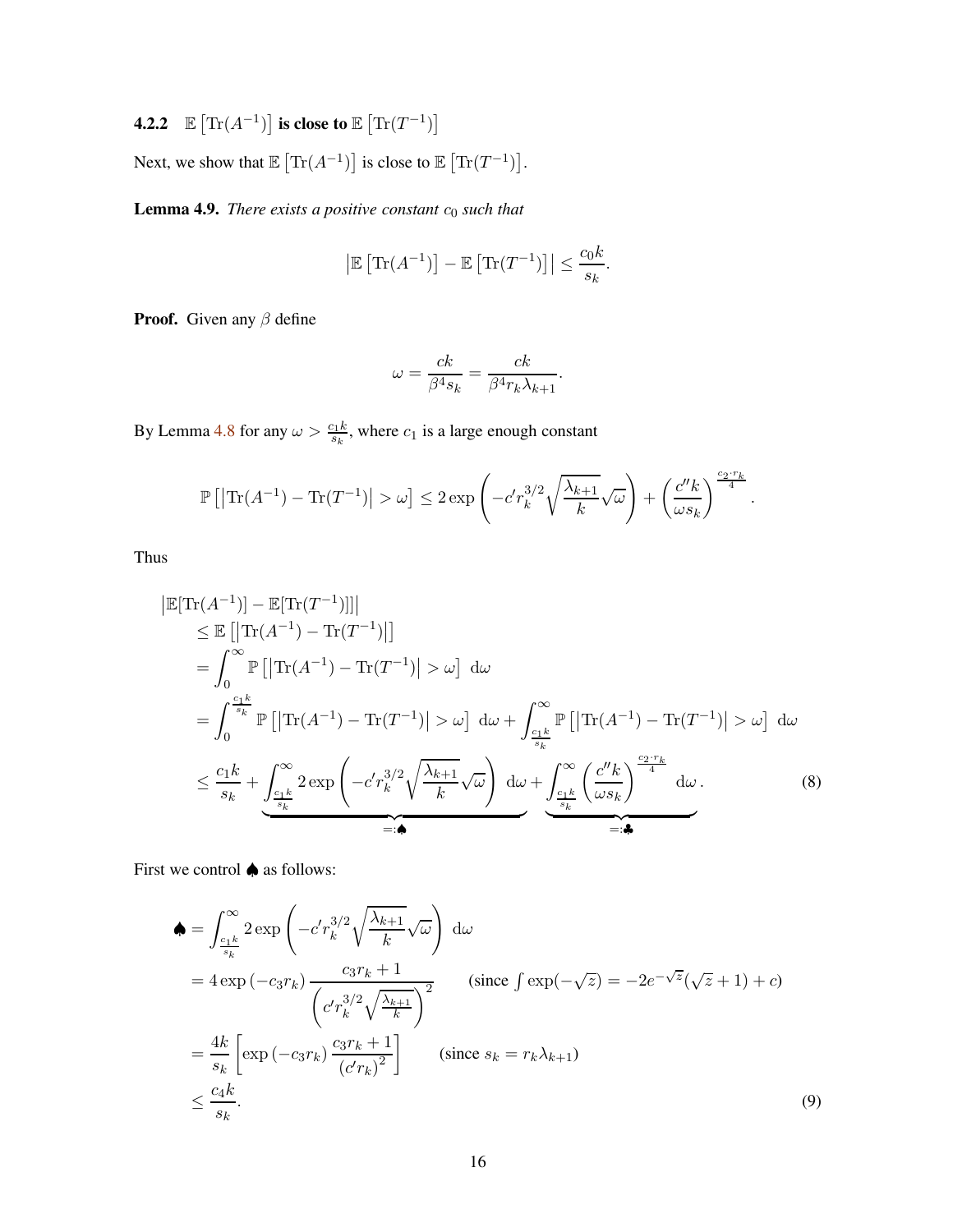#### 4.2.2 $\mathbb{E}\left[\mathrm{Tr}(A^{-1})\right]$ is close to $\mathbb{E}\left[\mathrm{Tr}(T^{-1})\right]$

Next, we show that $\mathbb{E}\left[\mathrm{Tr}(A^{-1})\right]$ is close to $\mathbb{E}\left[\mathrm{Tr}(T^{-1})\right]$.

**Lemma 4.9.** *There exists a positive constant $c_0$ such that*

$$\left|\mathbb{E}\left[\mathrm{Tr}(A^{-1})\right] - \mathbb{E}\left[\mathrm{Tr}(T^{-1})\right]\right| \leq \frac{c_0 k}{s_k}.$$

**Proof.** Given any $\beta$ define

$$\omega = \frac{ck}{\beta^4 s_k} = \frac{ck}{\beta^4 r_k \lambda_{k+1}}.$$

By Lemma 4.8 for any $\omega > \frac{c_1 k}{s_k}$, where $c_1$ is a large enough constant

$$\mathbb{P}\left[\left|\mathrm{Tr}(A^{-1}) - \mathrm{Tr}(T^{-1})\right| > \omega\right] \leq 2\exp\left(-c' r_k^{3/2}\sqrt{\frac{\lambda_{k+1}}{k}}\sqrt{\omega}\right) + \left(\frac{c'' k}{\omega s_k}\right)^{\frac{c_2 \cdot r_k}{4}}.$$

Thus

$$\begin{aligned}
&\left|\mathbb{E}[\mathrm{Tr}(A^{-1})] - \mathbb{E}[\mathrm{Tr}(T^{-1})]\right| \\
&\quad\leq \mathbb{E}\left[\left|\mathrm{Tr}(A^{-1}) - \mathrm{Tr}(T^{-1})\right|\right] \\
&\quad= \int_0^\infty \mathbb{P}\left[\left|\mathrm{Tr}(A^{-1}) - \mathrm{Tr}(T^{-1})\right| > \omega\right]\, \mathrm{d}\omega \\
&\quad= \int_0^{\frac{c_1 k}{s_k}} \mathbb{P}\left[\left|\mathrm{Tr}(A^{-1}) - \mathrm{Tr}(T^{-1})\right| > \omega\right]\, \mathrm{d}\omega + \int_{\frac{c_1 k}{s_k}}^\infty \mathbb{P}\left[\left|\mathrm{Tr}(A^{-1}) - \mathrm{Tr}(T^{-1})\right| > \omega\right]\, \mathrm{d}\omega \\
&\quad\leq \frac{c_1 k}{s_k} + \underbrace{\int_{\frac{c_1 k}{s_k}}^\infty 2\exp\left(-c' r_k^{3/2}\sqrt{\frac{\lambda_{k+1}}{k}}\sqrt{\omega}\right)\, \mathrm{d}\omega}_{=:\spadesuit} + \underbrace{\int_{\frac{c_1 k}{s_k}}^\infty \left(\frac{c'' k}{\omega s_k}\right)^{\frac{c_2 \cdot r_k}{4}}\, \mathrm{d}\omega}_{=:\clubsuit}.
\end{aligned} \tag{8}$$

First we control $\spadesuit$ as follows:

$$\begin{aligned}
\spadesuit &= \int_{\frac{c_1 k}{s_k}}^\infty 2\exp\left(-c' r_k^{3/2}\sqrt{\frac{\lambda_{k+1}}{k}}\sqrt{\omega}\right)\, \mathrm{d}\omega \\
&= 4\exp\left(-c_3 r_k\right)\frac{c_3 r_k + 1}{\left(c' r_k^{3/2}\sqrt{\frac{\lambda_{k+1}}{k}}\right)^2} \qquad \left(\text{since } \int \exp(-\sqrt{z}) = -2e^{-\sqrt{z}}(\sqrt{z}+1) + c\right) \\
&= \frac{4k}{s_k}\left[\exp\left(-c_3 r_k\right)\frac{c_3 r_k + 1}{\left(c' r_k\right)^2}\right] \qquad (\text{since } s_k = r_k \lambda_{k+1}) \\
&\leq \frac{c_4 k}{s_k}.
\end{aligned} \tag{9}$$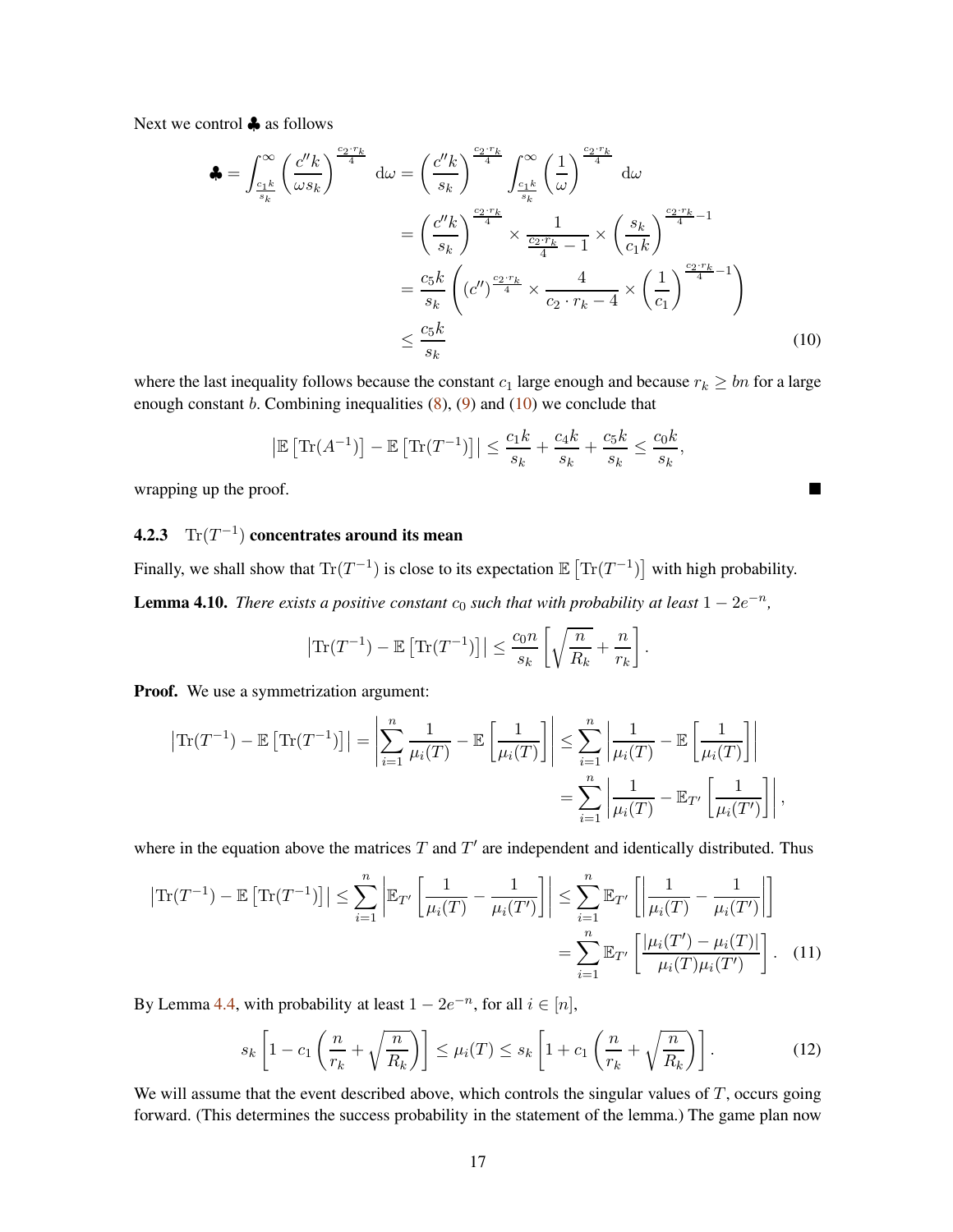Next we control ♣ as follows

$$
\begin{aligned}
♣ = \int_{\frac{c_1 k}{s_k}}^{\infty} \left(\frac{c'' k}{\omega s_k}\right)^{\frac{c_2 \cdot r_k}{4}} \, \mathrm{d}\omega &= \left(\frac{c'' k}{s_k}\right)^{\frac{c_2 \cdot r_k}{4}} \int_{\frac{c_1 k}{s_k}}^{\infty} \left(\frac{1}{\omega}\right)^{\frac{c_2 \cdot r_k}{4}} \, \mathrm{d}\omega \\
&= \left(\frac{c'' k}{s_k}\right)^{\frac{c_2 \cdot r_k}{4}} \times \frac{1}{\frac{c_2 \cdot r_k}{4} - 1} \times \left(\frac{s_k}{c_1 k}\right)^{\frac{c_2 \cdot r_k}{4} - 1} \\
&= \frac{c_5 k}{s_k} \left( (c'')^{\frac{c_2 \cdot r_k}{4}} \times \frac{4}{c_2 \cdot r_k - 4} \times \left(\frac{1}{c_1}\right)^{\frac{c_2 \cdot r_k}{4} - 1} \right) \\
&\leq \frac{c_5 k}{s_k} \qquad (10)
\end{aligned}
$$

where the last inequality follows because the constant $c_1$ large enough and because $r_k \geq bn$ for a large enough constant $b$. Combining inequalities (8), (9) and (10) we conclude that

$$
\left| \mathbb{E}\left[\mathrm{Tr}(A^{-1})\right] - \mathbb{E}\left[\mathrm{Tr}(T^{-1})\right] \right| \leq \frac{c_1 k}{s_k} + \frac{c_4 k}{s_k} + \frac{c_5 k}{s_k} \leq \frac{c_0 k}{s_k},
$$

wrapping up the proof. ■

#### 4.2.3 $\mathrm{Tr}(T^{-1})$ concentrates around its mean

Finally, we shall show that $\mathrm{Tr}(T^{-1})$ is close to its expectation $\mathbb{E}\left[\mathrm{Tr}(T^{-1})\right]$ with high probability.

**Lemma 4.10.** *There exists a positive constant $c_0$ such that with probability at least $1 - 2e^{-n}$,*

$$
\left| \mathrm{Tr}(T^{-1}) - \mathbb{E}\left[\mathrm{Tr}(T^{-1})\right] \right| \leq \frac{c_0 n}{s_k} \left[ \sqrt{\frac{n}{R_k}} + \frac{n}{r_k} \right].
$$

**Proof.** We use a symmetrization argument:

$$
\begin{aligned}
\left| \mathrm{Tr}(T^{-1}) - \mathbb{E}\left[\mathrm{Tr}(T^{-1})\right] \right| = \left| \sum_{i=1}^{n} \frac{1}{\mu_i(T)} - \mathbb{E}\left[\frac{1}{\mu_i(T)}\right] \right| &\leq \sum_{i=1}^{n} \left| \frac{1}{\mu_i(T)} - \mathbb{E}\left[\frac{1}{\mu_i(T)}\right] \right| \\
&= \sum_{i=1}^{n} \left| \frac{1}{\mu_i(T)} - \mathbb{E}_{T'}\left[\frac{1}{\mu_i(T')}\right] \right|,
\end{aligned}
$$

where in the equation above the matrices $T$ and $T'$ are independent and identically distributed. Thus

$$
\begin{aligned}
\left| \mathrm{Tr}(T^{-1}) - \mathbb{E}\left[\mathrm{Tr}(T^{-1})\right] \right| \leq \sum_{i=1}^{n} \left| \mathbb{E}_{T'}\left[ \frac{1}{\mu_i(T)} - \frac{1}{\mu_i(T')} \right] \right| &\leq \sum_{i=1}^{n} \mathbb{E}_{T'}\left[ \left| \frac{1}{\mu_i(T)} - \frac{1}{\mu_i(T')} \right| \right] \\
&= \sum_{i=1}^{n} \mathbb{E}_{T'}\left[ \frac{|\mu_i(T') - \mu_i(T)|}{\mu_i(T)\mu_i(T')} \right]. \qquad (11)
\end{aligned}
$$

By Lemma 4.4, with probability at least $1 - 2e^{-n}$, for all $i \in [n]$,

$$
s_k \left[ 1 - c_1 \left( \frac{n}{r_k} + \sqrt{\frac{n}{R_k}} \right) \right] \leq \mu_i(T) \leq s_k \left[ 1 + c_1 \left( \frac{n}{r_k} + \sqrt{\frac{n}{R_k}} \right) \right]. \qquad (12)
$$

We will assume that the event described above, which controls the singular values of $T$, occurs going forward. (This determines the success probability in the statement of the lemma.) The game plan now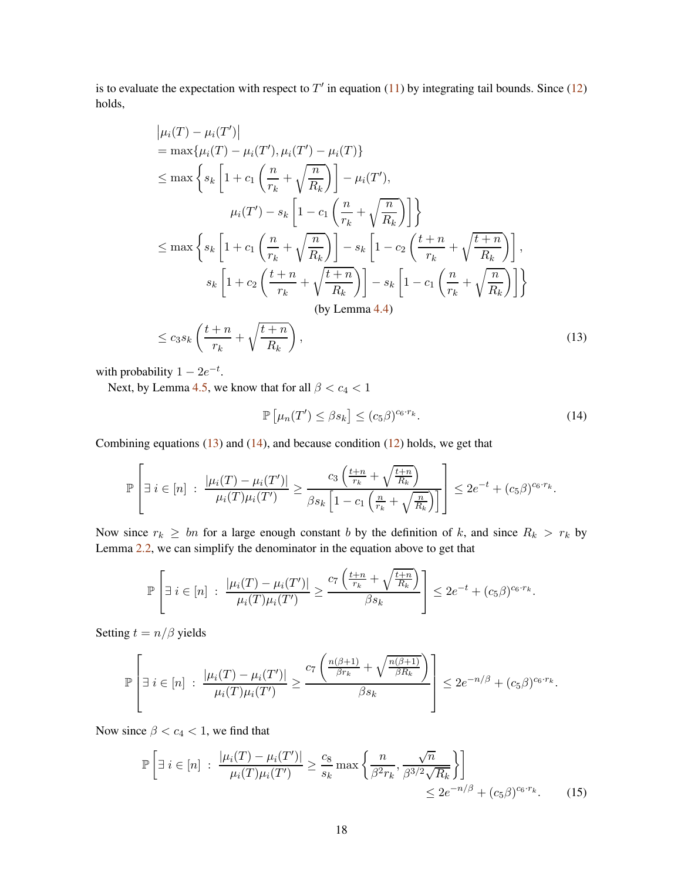is to evaluate the expectation with respect to $T'$ in equation (11) by integrating tail bounds. Since (12) holds,

$$
\begin{aligned}
&\left|\mu_i(T) - \mu_i(T')\right| \\
&= \max\{\mu_i(T) - \mu_i(T'), \mu_i(T') - \mu_i(T)\} \\
&\leq \max\left\{ s_k\left[1 + c_1\left(\frac{n}{r_k} + \sqrt{\frac{n}{R_k}}\right)\right] - \mu_i(T'), \right. \\
&\qquad\qquad \left. \mu_i(T') - s_k\left[1 - c_1\left(\frac{n}{r_k} + \sqrt{\frac{n}{R_k}}\right)\right]\right\} \\
&\leq \max\left\{ s_k\left[1 + c_1\left(\frac{n}{r_k} + \sqrt{\frac{n}{R_k}}\right)\right] - s_k\left[1 - c_2\left(\frac{t+n}{r_k} + \sqrt{\frac{t+n}{R_k}}\right)\right], \right. \\
&\qquad\qquad \left. s_k\left[1 + c_2\left(\frac{t+n}{r_k} + \sqrt{\frac{t+n}{R_k}}\right)\right] - s_k\left[1 - c_1\left(\frac{n}{r_k} + \sqrt{\frac{n}{R_k}}\right)\right]\right\} \\
&\qquad\qquad\qquad\qquad\text{(by Lemma 4.4)} \\
&\leq c_3 s_k\left(\frac{t+n}{r_k} + \sqrt{\frac{t+n}{R_k}}\right),
\end{aligned}
\tag{13}
$$

with probability $1 - 2e^{-t}$.

Next, by Lemma 4.5, we know that for all $\beta < c_4 < 1$

$$
\mathbb{P}\left[\mu_n(T') \leq \beta s_k\right] \leq (c_5\beta)^{c_6 \cdot r_k}. \tag{14}
$$

Combining equations (13) and (14), and because condition (12) holds, we get that

$$
\mathbb{P}\left[\exists\, i \in [n] \;:\; \frac{|\mu_i(T) - \mu_i(T')|}{\mu_i(T)\mu_i(T')} \geq \frac{c_3\left(\frac{t+n}{r_k} + \sqrt{\frac{t+n}{R_k}}\right)}{\beta s_k\left[1 - c_1\left(\frac{n}{r_k} + \sqrt{\frac{n}{R_k}}\right)\right]}\right] \leq 2e^{-t} + (c_5\beta)^{c_6 \cdot r_k}.
$$

Now since $r_k \geq bn$ for a large enough constant $b$ by the definition of $k$, and since $R_k > r_k$ by Lemma 2.2, we can simplify the denominator in the equation above to get that

$$
\mathbb{P}\left[\exists\, i \in [n] \;:\; \frac{|\mu_i(T) - \mu_i(T')|}{\mu_i(T)\mu_i(T')} \geq \frac{c_7\left(\frac{t+n}{r_k} + \sqrt{\frac{t+n}{R_k}}\right)}{\beta s_k}\right] \leq 2e^{-t} + (c_5\beta)^{c_6 \cdot r_k}.
$$

Setting $t = n/\beta$ yields

$$
\mathbb{P}\left[\exists\, i \in [n] \;:\; \frac{|\mu_i(T) - \mu_i(T')|}{\mu_i(T)\mu_i(T')} \geq \frac{c_7\left(\frac{n(\beta+1)}{\beta r_k} + \sqrt{\frac{n(\beta+1)}{\beta R_k}}\right)}{\beta s_k}\right] \leq 2e^{-n/\beta} + (c_5\beta)^{c_6 \cdot r_k}.
$$

Now since $\beta < c_4 < 1$, we find that

$$
\mathbb{P}\left[\exists\, i \in [n] \;:\; \frac{|\mu_i(T) - \mu_i(T')|}{\mu_i(T)\mu_i(T')} \geq \frac{c_8}{s_k}\max\left\{\frac{n}{\beta^2 r_k}, \frac{\sqrt{n}}{\beta^{3/2}\sqrt{R_k}}\right\}\right] \leq 2e^{-n/\beta} + (c_5\beta)^{c_6 \cdot r_k}. \tag{15}
$$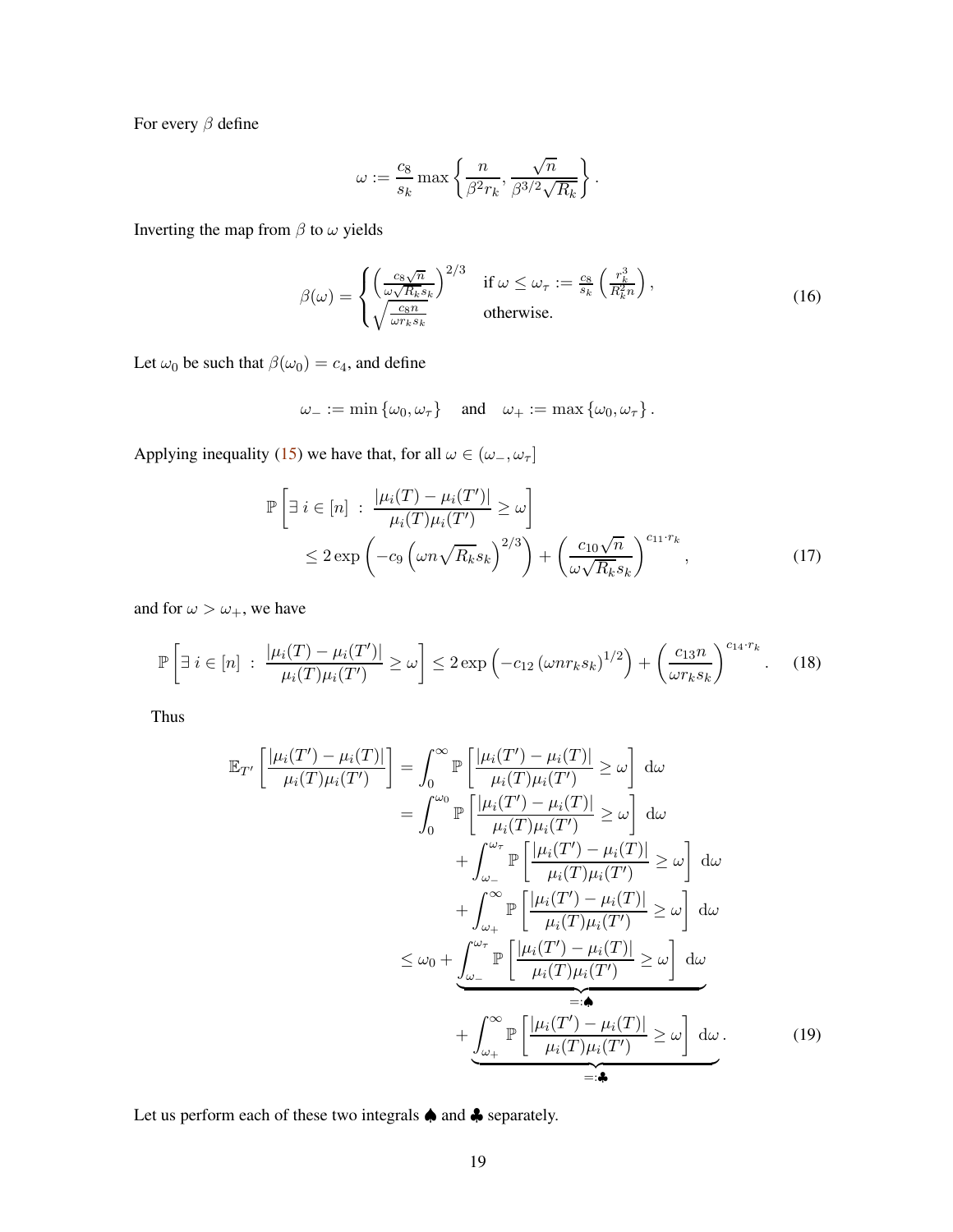For every $\beta$ define

$$\omega := \frac{c_8}{s_k} \max \left\{ \frac{n}{\beta^2 r_k}, \frac{\sqrt{n}}{\beta^{3/2}\sqrt{R_k}} \right\}.$$

Inverting the map from $\beta$ to $\omega$ yields

$$\beta(\omega) = \begin{cases} \left( \frac{c_8 \sqrt{n}}{\omega \sqrt{R_k} s_k} \right)^{2/3} & \text{if } \omega \le \omega_\tau := \frac{c_8}{s_k} \left( \frac{r_k^3}{R_k^2 n} \right), \\ \sqrt{\frac{c_8 n}{\omega r_k s_k}} & \text{otherwise.} \end{cases} \tag{16}$$

Let $\omega_0$ be such that $\beta(\omega_0) = c_4$, and define

$$\omega_- := \min\{\omega_0, \omega_\tau\} \quad \text{and} \quad \omega_+ := \max\{\omega_0, \omega_\tau\}.$$

Applying inequality (15) we have that, for all $\omega \in (\omega_-, \omega_\tau]$

$$\begin{aligned} &\mathbb{P}\left[ \exists\, i \in [n] \;:\; \frac{|\mu_i(T) - \mu_i(T')|}{\mu_i(T)\mu_i(T')} \ge \omega \right] \\ &\qquad \le 2\exp\left( -c_9 \left( \omega n \sqrt{R_k} s_k \right)^{2/3} \right) + \left( \frac{c_{10}\sqrt{n}}{\omega\sqrt{R_k} s_k} \right)^{c_{11} \cdot r_k}, \end{aligned} \tag{17}$$

and for $\omega > \omega_+$, we have

$$\mathbb{P}\left[ \exists\, i \in [n] \;:\; \frac{|\mu_i(T) - \mu_i(T')|}{\mu_i(T)\mu_i(T')} \ge \omega \right] \le 2\exp\left( -c_{12} \left( \omega n r_k s_k \right)^{1/2} \right) + \left( \frac{c_{13} n}{\omega r_k s_k} \right)^{c_{14} \cdot r_k}. \tag{18}$$

Thus

$$\begin{aligned} \mathbb{E}_{T'}\left[ \frac{|\mu_i(T') - \mu_i(T)|}{\mu_i(T)\mu_i(T')} \right] &= \int_0^\infty \mathbb{P}\left[ \frac{|\mu_i(T') - \mu_i(T)|}{\mu_i(T)\mu_i(T')} \ge \omega \right] \mathrm{d}\omega \\ &= \int_0^{\omega_0} \mathbb{P}\left[ \frac{|\mu_i(T') - \mu_i(T)|}{\mu_i(T)\mu_i(T')} \ge \omega \right] \mathrm{d}\omega \\ &\quad + \int_{\omega_-}^{\omega_\tau} \mathbb{P}\left[ \frac{|\mu_i(T') - \mu_i(T)|}{\mu_i(T)\mu_i(T')} \ge \omega \right] \mathrm{d}\omega \\ &\quad + \int_{\omega_+}^{\infty} \mathbb{P}\left[ \frac{|\mu_i(T') - \mu_i(T)|}{\mu_i(T)\mu_i(T')} \ge \omega \right] \mathrm{d}\omega \\ &\le \omega_0 + \underbrace{\int_{\omega_-}^{\omega_\tau} \mathbb{P}\left[ \frac{|\mu_i(T') - \mu_i(T)|}{\mu_i(T)\mu_i(T')} \ge \omega \right] \mathrm{d}\omega}_{=:\spadesuit} \\ &\quad + \underbrace{\int_{\omega_+}^{\infty} \mathbb{P}\left[ \frac{|\mu_i(T') - \mu_i(T)|}{\mu_i(T)\mu_i(T')} \ge \omega \right] \mathrm{d}\omega}_{=:\clubsuit}. \end{aligned} \tag{19}$$

Let us perform each of these two integrals $\spadesuit$ and $\clubsuit$ separately.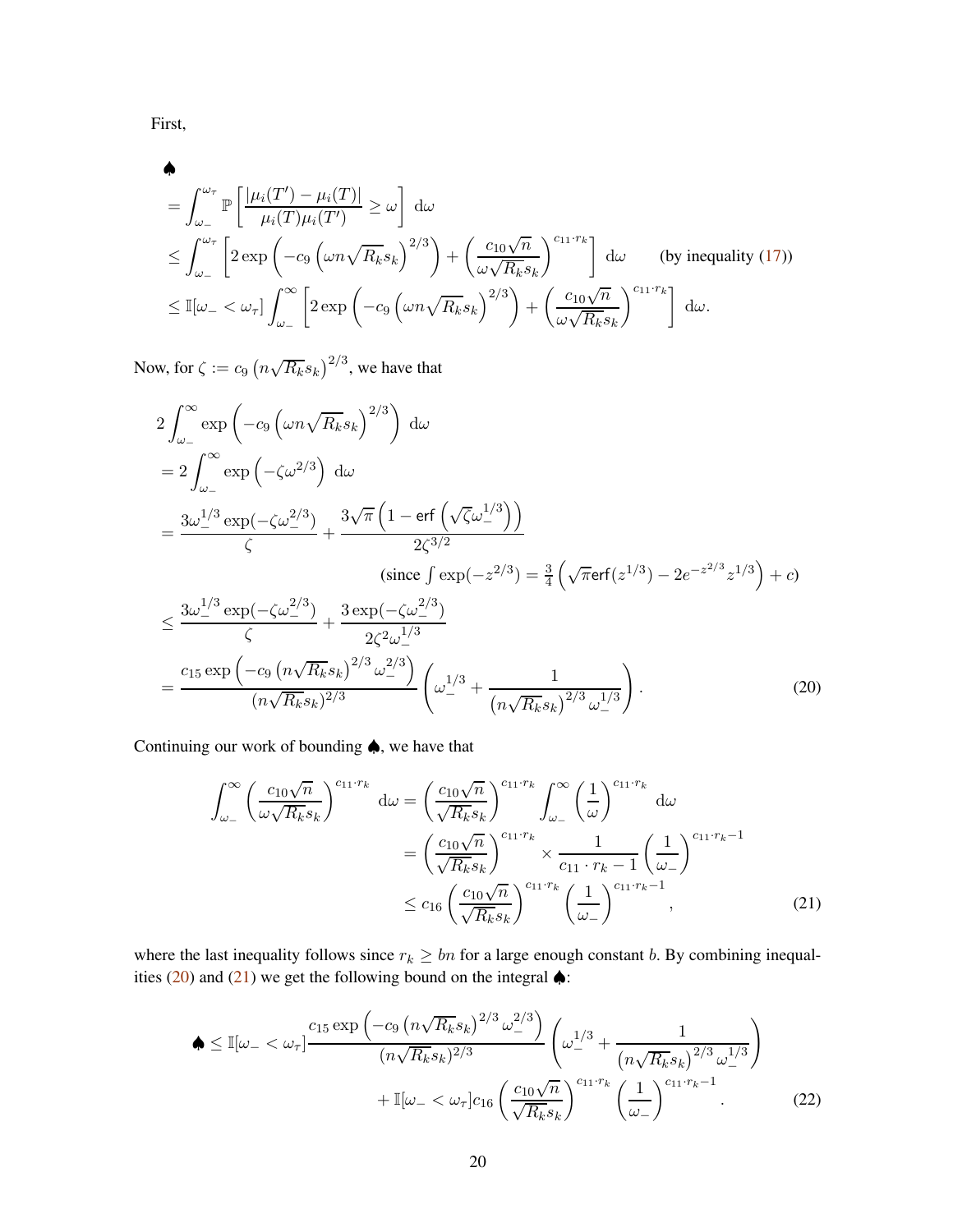First,

$$
\begin{aligned}
&\spadesuit \\
&= \int_{\omega_-}^{\omega_\tau} \mathbb{P}\left[\frac{|\mu_i(T') - \mu_i(T)|}{\mu_i(T)\mu_i(T')} \geq \omega\right] \, \mathrm{d}\omega \\
&\leq \int_{\omega_-}^{\omega_\tau} \left[2\exp\left(-c_9\left(\omega n\sqrt{R_k}s_k\right)^{2/3}\right) + \left(\frac{c_{10}\sqrt{n}}{\omega\sqrt{R_k}s_k}\right)^{c_{11}\cdot r_k}\right] \, \mathrm{d}\omega \qquad \text{(by inequality (17))} \\
&\leq \mathbb{I}[\omega_- < \omega_\tau] \int_{\omega_-}^{\infty} \left[2\exp\left(-c_9\left(\omega n\sqrt{R_k}s_k\right)^{2/3}\right) + \left(\frac{c_{10}\sqrt{n}}{\omega\sqrt{R_k}s_k}\right)^{c_{11}\cdot r_k}\right] \, \mathrm{d}\omega.
\end{aligned}
$$

Now, for $\zeta := c_9\left(n\sqrt{R_k}s_k\right)^{2/3}$, we have that

$$
\begin{aligned}
&2\int_{\omega_-}^{\infty} \exp\left(-c_9\left(\omega n\sqrt{R_k}s_k\right)^{2/3}\right) \, \mathrm{d}\omega \\
&= 2\int_{\omega_-}^{\infty} \exp\left(-\zeta\omega^{2/3}\right) \, \mathrm{d}\omega \\
&= \frac{3\omega_-^{1/3}\exp(-\zeta\omega_-^{2/3})}{\zeta} + \frac{3\sqrt{\pi}\left(1 - \mathsf{erf}\left(\sqrt{\zeta}\omega_-^{1/3}\right)\right)}{2\zeta^{3/2}} \\
&\qquad\qquad\qquad\qquad \left(\text{since } \int \exp(-z^{2/3}) = \tfrac{3}{4}\left(\sqrt{\pi}\mathsf{erf}(z^{1/3}) - 2e^{-z^{2/3}}z^{1/3}\right) + c\right) \\
&\leq \frac{3\omega_-^{1/3}\exp(-\zeta\omega_-^{2/3})}{\zeta} + \frac{3\exp(-\zeta\omega_-^{2/3})}{2\zeta^2\omega_-^{1/3}} \\
&= \frac{c_{15}\exp\left(-c_9\left(n\sqrt{R_k}s_k\right)^{2/3}\omega_-^{2/3}\right)}{(n\sqrt{R_k}s_k)^{2/3}}\left(\omega_-^{1/3} + \frac{1}{\left(n\sqrt{R_k}s_k\right)^{2/3}\omega_-^{1/3}}\right).
\end{aligned} \tag{20}
$$

Continuing our work of bounding $\spadesuit$, we have that

$$
\begin{aligned}
\int_{\omega_-}^{\infty} \left(\frac{c_{10}\sqrt{n}}{\omega\sqrt{R_k}s_k}\right)^{c_{11}\cdot r_k} \, \mathrm{d}\omega &= \left(\frac{c_{10}\sqrt{n}}{\sqrt{R_k}s_k}\right)^{c_{11}\cdot r_k} \int_{\omega_-}^{\infty} \left(\frac{1}{\omega}\right)^{c_{11}\cdot r_k} \, \mathrm{d}\omega \\
&= \left(\frac{c_{10}\sqrt{n}}{\sqrt{R_k}s_k}\right)^{c_{11}\cdot r_k} \times \frac{1}{c_{11}\cdot r_k - 1}\left(\frac{1}{\omega_-}\right)^{c_{11}\cdot r_k - 1} \\
&\leq c_{16}\left(\frac{c_{10}\sqrt{n}}{\sqrt{R_k}s_k}\right)^{c_{11}\cdot r_k}\left(\frac{1}{\omega_-}\right)^{c_{11}\cdot r_k - 1},
\end{aligned} \tag{21}
$$

where the last inequality follows since $r_k \geq bn$ for a large enough constant $b$. By combining inequalities (20) and (21) we get the following bound on the integral $\spadesuit$:

$$
\begin{aligned}
\spadesuit \leq \mathbb{I}[\omega_- < \omega_\tau]\frac{c_{15}\exp\left(-c_9\left(n\sqrt{R_k}s_k\right)^{2/3}\omega_-^{2/3}\right)}{(n\sqrt{R_k}s_k)^{2/3}}\left(\omega_-^{1/3} + \frac{1}{\left(n\sqrt{R_k}s_k\right)^{2/3}\omega_-^{1/3}}\right) \\
+ \mathbb{I}[\omega_- < \omega_\tau]c_{16}\left(\frac{c_{10}\sqrt{n}}{\sqrt{R_k}s_k}\right)^{c_{11}\cdot r_k}\left(\frac{1}{\omega_-}\right)^{c_{11}\cdot r_k - 1}.
\end{aligned} \tag{22}
$$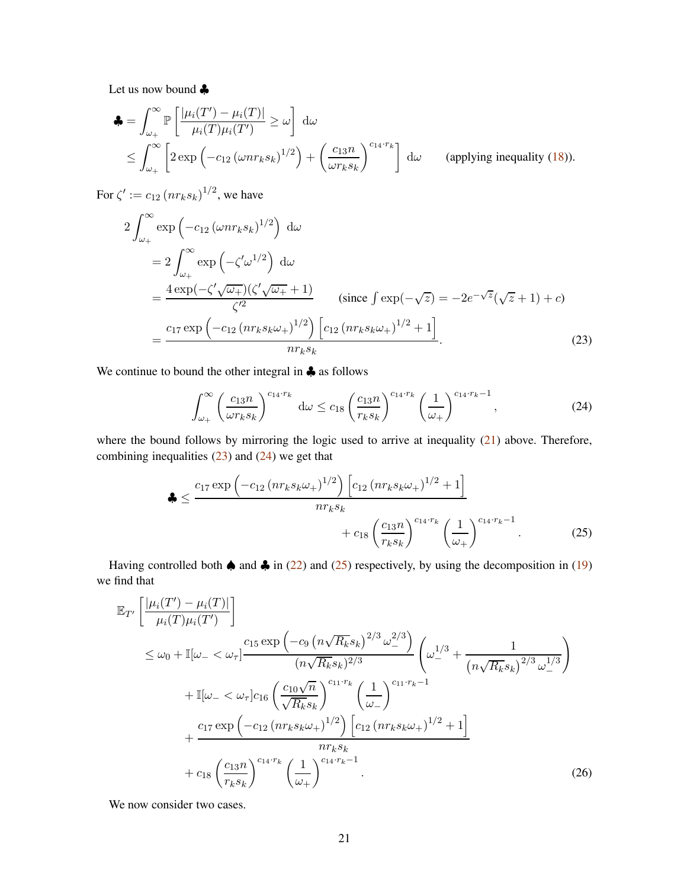Let us now bound ♣

$$
\begin{aligned}
\clubsuit &= \int_{\omega_+}^{\infty} \mathbb{P}\left[\frac{|\mu_i(T') - \mu_i(T)|}{\mu_i(T)\mu_i(T')} \geq \omega\right] \, \mathrm{d}\omega \\
&\leq \int_{\omega_+}^{\infty} \left[2\exp\left(-c_{12}\left(\omega n r_k s_k\right)^{1/2}\right) + \left(\frac{c_{13} n}{\omega r_k s_k}\right)^{c_{14}\cdot r_k}\right] \, \mathrm{d}\omega \qquad \text{(applying inequality (18)).}
\end{aligned}
$$

For $\zeta' := c_{12}\left(n r_k s_k\right)^{1/2}$, we have

$$
\begin{aligned}
2\int_{\omega_+}^{\infty} &\exp\left(-c_{12}\left(\omega n r_k s_k\right)^{1/2}\right) \, \mathrm{d}\omega \\
&= 2\int_{\omega_+}^{\infty} \exp\left(-\zeta' \omega^{1/2}\right) \, \mathrm{d}\omega \\
&= \frac{4\exp(-\zeta'\sqrt{\omega_+})(\zeta'\sqrt{\omega_+}+1)}{\zeta'^2} \qquad \left(\text{since } \int \exp(-\sqrt{z}) = -2e^{-\sqrt{z}}(\sqrt{z}+1)+c\right) \\
&= \frac{c_{17}\exp\left(-c_{12}\left(n r_k s_k \omega_+\right)^{1/2}\right)\left[c_{12}\left(n r_k s_k \omega_+\right)^{1/2}+1\right]}{n r_k s_k}. \qquad (23)
\end{aligned}
$$

We continue to bound the other integral in ♣ as follows

$$
\int_{\omega_+}^{\infty} \left(\frac{c_{13} n}{\omega r_k s_k}\right)^{c_{14}\cdot r_k} \, \mathrm{d}\omega \leq c_{18}\left(\frac{c_{13} n}{r_k s_k}\right)^{c_{14}\cdot r_k}\left(\frac{1}{\omega_+}\right)^{c_{14}\cdot r_k - 1}, \qquad (24)
$$

where the bound follows by mirroring the logic used to arrive at inequality (21) above. Therefore, combining inequalities (23) and (24) we get that

$$
\begin{aligned}
\clubsuit \leq \frac{c_{17}\exp\left(-c_{12}\left(n r_k s_k \omega_+\right)^{1/2}\right)\left[c_{12}\left(n r_k s_k \omega_+\right)^{1/2}+1\right]}{n r_k s_k} \\
+ c_{18}\left(\frac{c_{13} n}{r_k s_k}\right)^{c_{14}\cdot r_k}\left(\frac{1}{\omega_+}\right)^{c_{14}\cdot r_k - 1}. \qquad (25)
\end{aligned}
$$

Having controlled both ♠ and ♣ in (22) and (25) respectively, by using the decomposition in (19) we find that

$$
\begin{aligned}
\mathbb{E}_{T'}&\left[\frac{|\mu_i(T') - \mu_i(T)|}{\mu_i(T)\mu_i(T')}\right] \\
&\leq \omega_0 + \mathbb{I}[\omega_- < \omega_\tau]\frac{c_{15}\exp\left(-c_9\left(n\sqrt{R_k}s_k\right)^{2/3}\omega_-^{2/3}\right)}{(n\sqrt{R_k}s_k)^{2/3}}\left(\omega_-^{1/3} + \frac{1}{\left(n\sqrt{R_k}s_k\right)^{2/3}\omega_-^{1/3}}\right) \\
&\quad + \mathbb{I}[\omega_- < \omega_\tau] c_{16}\left(\frac{c_{10}\sqrt{n}}{\sqrt{R_k}s_k}\right)^{c_{11}\cdot r_k}\left(\frac{1}{\omega_-}\right)^{c_{11}\cdot r_k - 1} \\
&\quad + \frac{c_{17}\exp\left(-c_{12}\left(n r_k s_k \omega_+\right)^{1/2}\right)\left[c_{12}\left(n r_k s_k \omega_+\right)^{1/2}+1\right]}{n r_k s_k} \\
&\quad + c_{18}\left(\frac{c_{13} n}{r_k s_k}\right)^{c_{14}\cdot r_k}\left(\frac{1}{\omega_+}\right)^{c_{14}\cdot r_k - 1}. \qquad (26)
\end{aligned}
$$

We now consider two cases.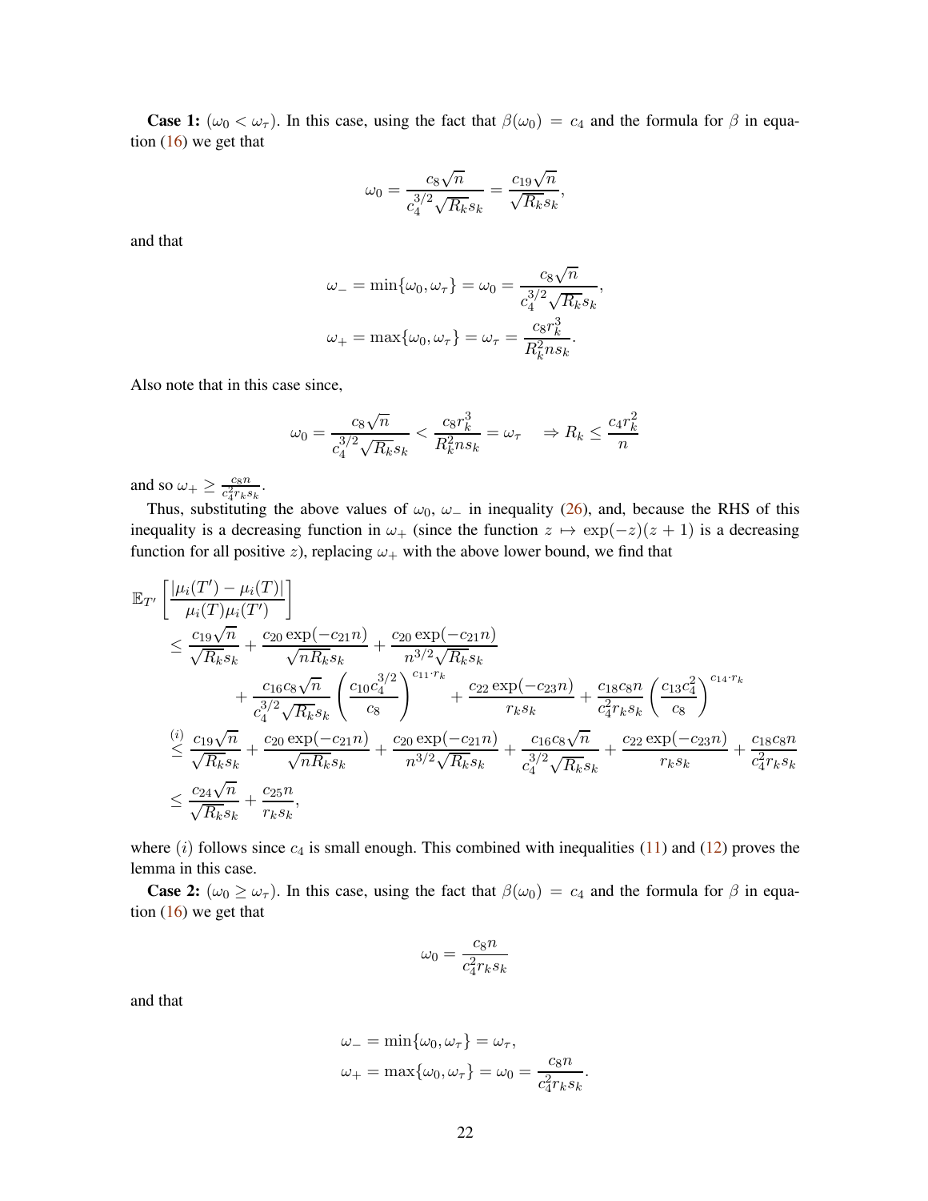**Case 1:** ($\omega_0 < \omega_\tau$). In this case, using the fact that $\beta(\omega_0) = c_4$ and the formula for $\beta$ in equation (16) we get that

$$\omega_0 = \frac{c_8\sqrt{n}}{c_4^{3/2}\sqrt{R_k}s_k} = \frac{c_{19}\sqrt{n}}{\sqrt{R_k}s_k},$$

and that

$$\omega_- = \min\{\omega_0, \omega_\tau\} = \omega_0 = \frac{c_8\sqrt{n}}{c_4^{3/2}\sqrt{R_k}s_k},$$
$$\omega_+ = \max\{\omega_0, \omega_\tau\} = \omega_\tau = \frac{c_8 r_k^3}{R_k^2 n s_k}.$$

Also note that in this case since,

$$\omega_0 = \frac{c_8\sqrt{n}}{c_4^{3/2}\sqrt{R_k}s_k} < \frac{c_8 r_k^3}{R_k^2 n s_k} = \omega_\tau \quad \Rightarrow R_k \leq \frac{c_4 r_k^2}{n}$$

and so $\omega_+ \geq \frac{c_8 n}{c_4^2 r_k s_k}$.

Thus, substituting the above values of $\omega_0$, $\omega_-$ in inequality (26), and, because the RHS of this inequality is a decreasing function in $\omega_+$ (since the function $z \mapsto \exp(-z)(z+1)$ is a decreasing function for all positive $z$), replacing $\omega_+$ with the above lower bound, we find that

$$\begin{aligned}
&\mathbb{E}_{T'}\left[\frac{|\mu_i(T') - \mu_i(T)|}{\mu_i(T)\mu_i(T')}\right] \\
&\leq \frac{c_{19}\sqrt{n}}{\sqrt{R_k}s_k} + \frac{c_{20}\exp(-c_{21}n)}{\sqrt{nR_k}s_k} + \frac{c_{20}\exp(-c_{21}n)}{n^{3/2}\sqrt{R_k}s_k} \\
&\qquad + \frac{c_{16}c_8\sqrt{n}}{c_4^{3/2}\sqrt{R_k}s_k}\left(\frac{c_{10}c_4^{3/2}}{c_8}\right)^{c_{11}\cdot r_k} + \frac{c_{22}\exp(-c_{23}n)}{r_k s_k} + \frac{c_{18}c_8 n}{c_4^2 r_k s_k}\left(\frac{c_{13}c_4^2}{c_8}\right)^{c_{14}\cdot r_k} \\
&\stackrel{(i)}{\leq} \frac{c_{19}\sqrt{n}}{\sqrt{R_k}s_k} + \frac{c_{20}\exp(-c_{21}n)}{\sqrt{nR_k}s_k} + \frac{c_{20}\exp(-c_{21}n)}{n^{3/2}\sqrt{R_k}s_k} + \frac{c_{16}c_8\sqrt{n}}{c_4^{3/2}\sqrt{R_k}s_k} + \frac{c_{22}\exp(-c_{23}n)}{r_k s_k} + \frac{c_{18}c_8 n}{c_4^2 r_k s_k} \\
&\leq \frac{c_{24}\sqrt{n}}{\sqrt{R_k}s_k} + \frac{c_{25}n}{r_k s_k},
\end{aligned}$$

where $(i)$ follows since $c_4$ is small enough. This combined with inequalities (11) and (12) proves the lemma in this case.

**Case 2:** ($\omega_0 \geq \omega_\tau$). In this case, using the fact that $\beta(\omega_0) = c_4$ and the formula for $\beta$ in equation (16) we get that

$$\omega_0 = \frac{c_8 n}{c_4^2 r_k s_k}$$

and that

$$\omega_- = \min\{\omega_0, \omega_\tau\} = \omega_\tau,$$
$$\omega_+ = \max\{\omega_0, \omega_\tau\} = \omega_0 = \frac{c_8 n}{c_4^2 r_k s_k}.$$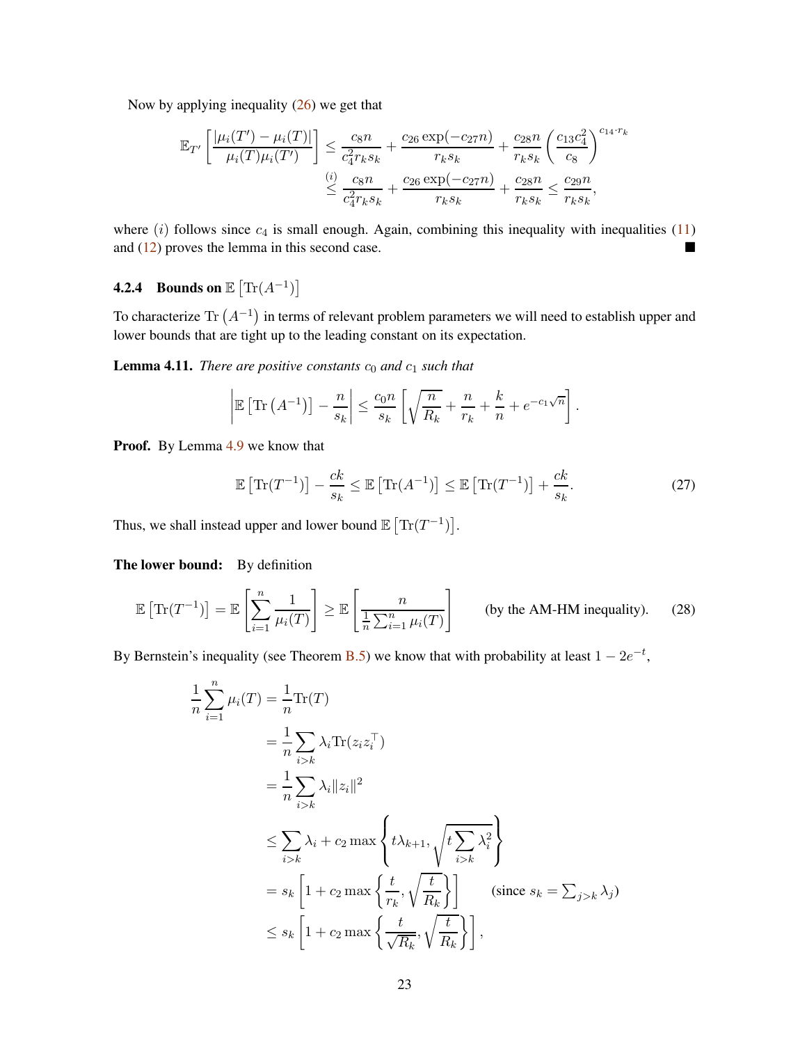Now by applying inequality (26) we get that

$$
\begin{aligned}
\mathbb{E}_{T'}\left[\frac{|\mu_i(T') - \mu_i(T)|}{\mu_i(T)\mu_i(T')}\right] &\leq \frac{c_8 n}{c_4^2 r_k s_k} + \frac{c_{26}\exp(-c_{27}n)}{r_k s_k} + \frac{c_{28}n}{r_k s_k}\left(\frac{c_{13}c_4^2}{c_8}\right)^{c_{14}\cdot r_k} \\
&\overset{(i)}{\leq} \frac{c_8 n}{c_4^2 r_k s_k} + \frac{c_{26}\exp(-c_{27}n)}{r_k s_k} + \frac{c_{28}n}{r_k s_k} \leq \frac{c_{29}n}{r_k s_k},
\end{aligned}
$$

where $(i)$ follows since $c_4$ is small enough. Again, combining this inequality with inequalities (11) and (12) proves the lemma in this second case. ■

#### 4.2.4 Bounds on $\mathbb{E}\left[\mathrm{Tr}(A^{-1})\right]$

To characterize $\mathrm{Tr}\left(A^{-1}\right)$ in terms of relevant problem parameters we will need to establish upper and lower bounds that are tight up to the leading constant on its expectation.

**Lemma 4.11.** *There are positive constants $c_0$ and $c_1$ such that*

$$
\left|\mathbb{E}\left[\mathrm{Tr}\left(A^{-1}\right)\right] - \frac{n}{s_k}\right| \leq \frac{c_0 n}{s_k}\left[\sqrt{\frac{n}{R_k}} + \frac{n}{r_k} + \frac{k}{n} + e^{-c_1\sqrt{n}}\right].
$$

**Proof.** By Lemma 4.9 we know that

$$
\mathbb{E}\left[\mathrm{Tr}(T^{-1})\right] - \frac{ck}{s_k} \leq \mathbb{E}\left[\mathrm{Tr}(A^{-1})\right] \leq \mathbb{E}\left[\mathrm{Tr}(T^{-1})\right] + \frac{ck}{s_k}. \tag{27}
$$

Thus, we shall instead upper and lower bound $\mathbb{E}\left[\mathrm{Tr}(T^{-1})\right]$.

**The lower bound:** By definition

$$
\mathbb{E}\left[\mathrm{Tr}(T^{-1})\right] = \mathbb{E}\left[\sum_{i=1}^{n}\frac{1}{\mu_i(T)}\right] \geq \mathbb{E}\left[\frac{n}{\frac{1}{n}\sum_{i=1}^{n}\mu_i(T)}\right] \qquad \text{(by the AM-HM inequality).} \tag{28}
$$

By Bernstein's inequality (see Theorem B.5) we know that with probability at least $1 - 2e^{-t}$,

$$
\begin{aligned}
\frac{1}{n}\sum_{i=1}^{n}\mu_i(T) &= \frac{1}{n}\mathrm{Tr}(T) \\
&= \frac{1}{n}\sum_{i>k}\lambda_i \mathrm{Tr}(z_i z_i^\top) \\
&= \frac{1}{n}\sum_{i>k}\lambda_i \|z_i\|^2 \\
&\leq \sum_{i>k}\lambda_i + c_2\max\left\{t\lambda_{k+1}, \sqrt{t\sum_{i>k}\lambda_i^2}\right\} \\
&= s_k\left[1 + c_2\max\left\{\frac{t}{r_k}, \sqrt{\frac{t}{R_k}}\right\}\right] \qquad (\text{since } s_k = \textstyle\sum_{j>k}\lambda_j) \\
&\leq s_k\left[1 + c_2\max\left\{\frac{t}{\sqrt{R_k}}, \sqrt{\frac{t}{R_k}}\right\}\right],
\end{aligned}
$$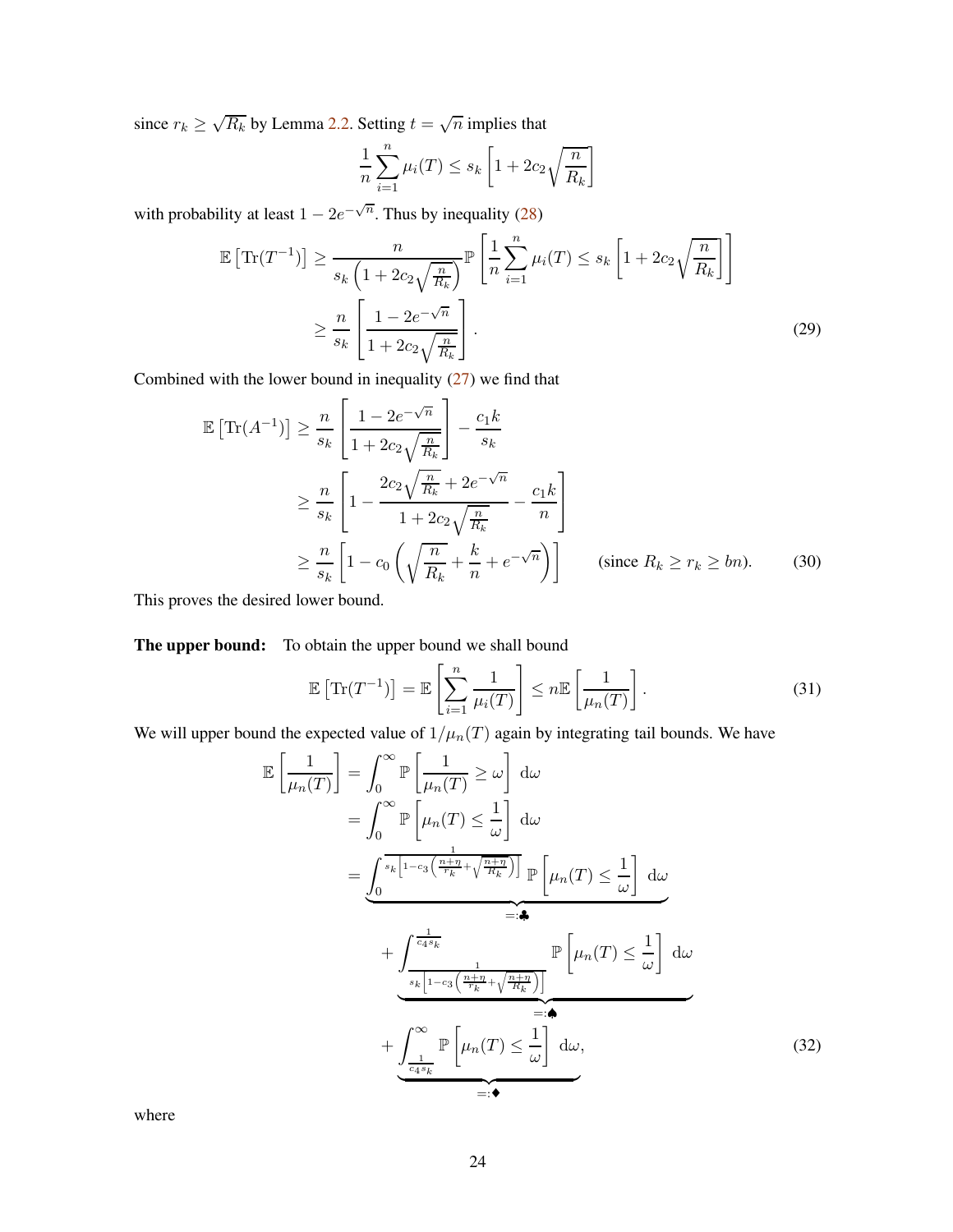since $r_k \geq \sqrt{R_k}$ by Lemma 2.2. Setting $t = \sqrt{n}$ implies that

$$\frac{1}{n}\sum_{i=1}^{n} \mu_i(T) \leq s_k \left[1 + 2c_2\sqrt{\frac{n}{R_k}}\right]$$

with probability at least $1 - 2e^{-\sqrt{n}}$. Thus by inequality (28)

$$\begin{aligned}
\mathbb{E}\left[\mathrm{Tr}(T^{-1})\right] &\geq \frac{n}{s_k\left(1 + 2c_2\sqrt{\frac{n}{R_k}}\right)} \mathbb{P}\left[\frac{1}{n}\sum_{i=1}^{n}\mu_i(T) \leq s_k\left[1 + 2c_2\sqrt{\frac{n}{R_k}}\right]\right] \\
&\geq \frac{n}{s_k}\left[\frac{1 - 2e^{-\sqrt{n}}}{1 + 2c_2\sqrt{\frac{n}{R_k}}}\right]. \qquad (29)
\end{aligned}$$

Combined with the lower bound in inequality (27) we find that

$$\begin{aligned}
\mathbb{E}\left[\mathrm{Tr}(A^{-1})\right] &\geq \frac{n}{s_k}\left[\frac{1 - 2e^{-\sqrt{n}}}{1 + 2c_2\sqrt{\frac{n}{R_k}}}\right] - \frac{c_1 k}{s_k} \\
&\geq \frac{n}{s_k}\left[1 - \frac{2c_2\sqrt{\frac{n}{R_k}} + 2e^{-\sqrt{n}}}{1 + 2c_2\sqrt{\frac{n}{R_k}}} - \frac{c_1 k}{n}\right] \\
&\geq \frac{n}{s_k}\left[1 - c_0\left(\sqrt{\frac{n}{R_k}} + \frac{k}{n} + e^{-\sqrt{n}}\right)\right] \qquad \text{(since } R_k \geq r_k \geq bn\text{).} \qquad (30)
\end{aligned}$$

This proves the desired lower bound.

**The upper bound:** To obtain the upper bound we shall bound

$$\mathbb{E}\left[\mathrm{Tr}(T^{-1})\right] = \mathbb{E}\left[\sum_{i=1}^{n}\frac{1}{\mu_i(T)}\right] \leq n\mathbb{E}\left[\frac{1}{\mu_n(T)}\right]. \qquad (31)$$

We will upper bound the expected value of $1/\mu_n(T)$ again by integrating tail bounds. We have

$$\begin{aligned}
\mathbb{E}\left[\frac{1}{\mu_n(T)}\right] &= \int_0^\infty \mathbb{P}\left[\frac{1}{\mu_n(T)} \geq \omega\right]\,\mathrm{d}\omega \\
&= \int_0^\infty \mathbb{P}\left[\mu_n(T) \leq \frac{1}{\omega}\right]\,\mathrm{d}\omega \\
&= \underbrace{\int_0^{\frac{1}{s_k\left[1 - c_3\left(\frac{n+\eta}{r_k} + \sqrt{\frac{n+\eta}{R_k}}\right)\right]}} \mathbb{P}\left[\mu_n(T) \leq \frac{1}{\omega}\right]\,\mathrm{d}\omega}_{=:\clubsuit} \\
&\quad + \underbrace{\int_{\frac{1}{s_k\left[1 - c_3\left(\frac{n+\eta}{r_k} + \sqrt{\frac{n+\eta}{R_k}}\right)\right]}}^{\frac{1}{c_4 s_k}} \mathbb{P}\left[\mu_n(T) \leq \frac{1}{\omega}\right]\,\mathrm{d}\omega}_{=:\spadesuit} \\
&\quad + \underbrace{\int_{\frac{1}{c_4 s_k}}^{\infty} \mathbb{P}\left[\mu_n(T) \leq \frac{1}{\omega}\right]\,\mathrm{d}\omega}_{=:\blacklozenge}, \qquad (32)
\end{aligned}$$

where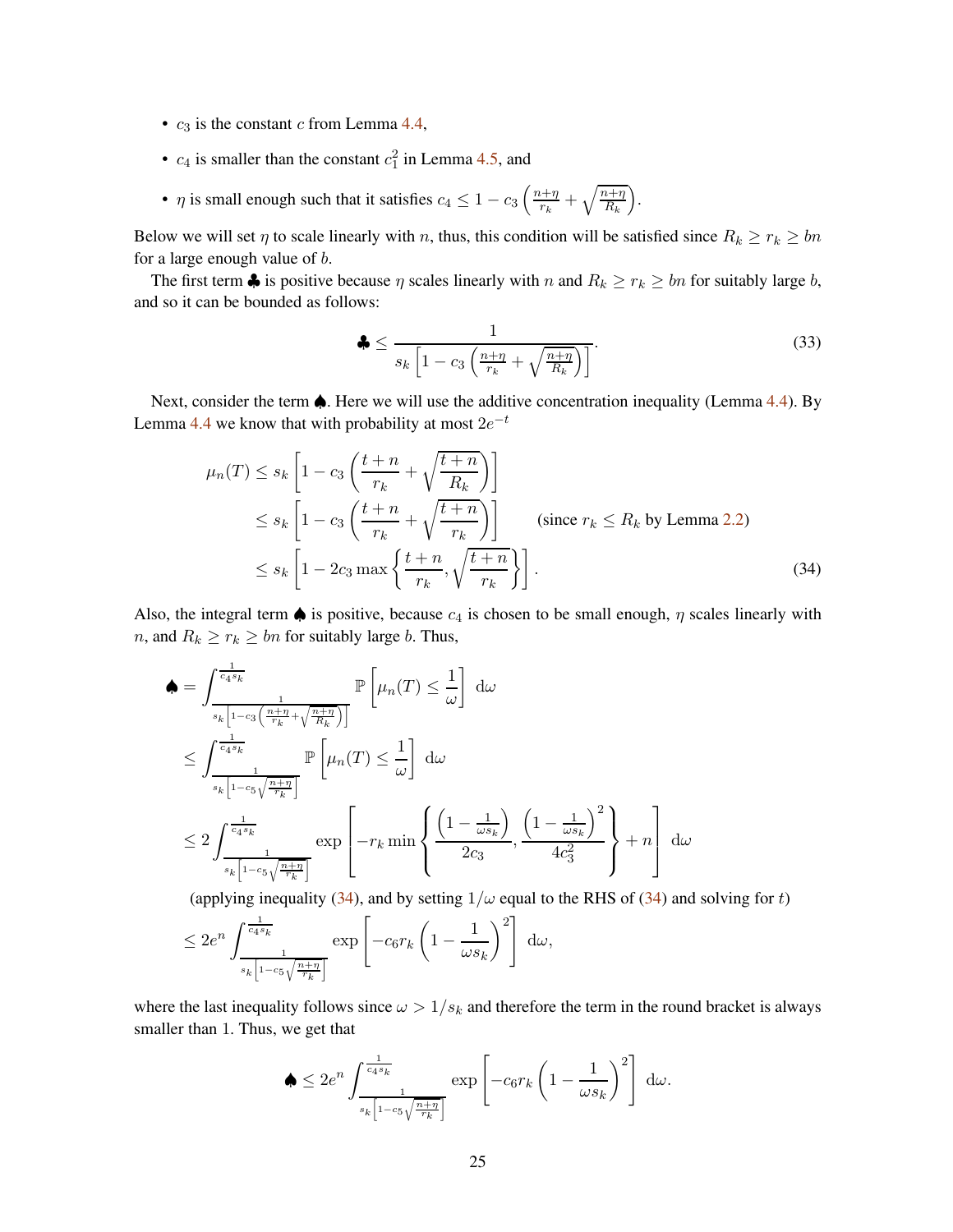- $c_3$ is the constant $c$ from Lemma 4.4,
- $c_4$ is smaller than the constant $c_1^2$ in Lemma 4.5, and
- $\eta$ is small enough such that it satisfies $c_4 \leq 1 - c_3\left(\frac{n+\eta}{r_k} + \sqrt{\frac{n+\eta}{R_k}}\right)$.

Below we will set $\eta$ to scale linearly with $n$, thus, this condition will be satisfied since $R_k \geq r_k \geq bn$ for a large enough value of $b$.

The first term ♣ is positive because $\eta$ scales linearly with $n$ and $R_k \geq r_k \geq bn$ for suitably large $b$, and so it can be bounded as follows:

$$
♣ \leq \frac{1}{s_k\left[1 - c_3\left(\frac{n+\eta}{r_k} + \sqrt{\frac{n+\eta}{R_k}}\right)\right]}. \tag{33}
$$

Next, consider the term ♠. Here we will use the additive concentration inequality (Lemma 4.4). By Lemma 4.4 we know that with probability at most $2e^{-t}$

$$
\begin{aligned}
\mu_n(T) &\leq s_k\left[1 - c_3\left(\frac{t+n}{r_k} + \sqrt{\frac{t+n}{R_k}}\right)\right] \\
&\leq s_k\left[1 - c_3\left(\frac{t+n}{r_k} + \sqrt{\frac{t+n}{r_k}}\right)\right] \qquad \text{(since } r_k \leq R_k \text{ by Lemma 2.2)} \\
&\leq s_k\left[1 - 2c_3\max\left\{\frac{t+n}{r_k}, \sqrt{\frac{t+n}{r_k}}\right\}\right].
\end{aligned} \tag{34}
$$

Also, the integral term ♠ is positive, because $c_4$ is chosen to be small enough, $\eta$ scales linearly with $n$, and $R_k \geq r_k \geq bn$ for suitably large $b$. Thus,

$$
\begin{aligned}
♠ &= \int_{\frac{1}{s_k\left[1-c_3\left(\frac{n+\eta}{r_k}+\sqrt{\frac{n+\eta}{R_k}}\right)\right]}}^{\frac{1}{c_4 s_k}} \mathbb{P}\left[\mu_n(T) \leq \frac{1}{\omega}\right]\,\mathrm{d}\omega \\
&\leq \int_{\frac{1}{s_k\left[1-c_5\sqrt{\frac{n+\eta}{r_k}}\right]}}^{\frac{1}{c_4 s_k}} \mathbb{P}\left[\mu_n(T) \leq \frac{1}{\omega}\right]\,\mathrm{d}\omega \\
&\leq 2\int_{\frac{1}{s_k\left[1-c_5\sqrt{\frac{n+\eta}{r_k}}\right]}}^{\frac{1}{c_4 s_k}} \exp\left[-r_k \min\left\{\frac{\left(1-\frac{1}{\omega s_k}\right)}{2c_3}, \frac{\left(1-\frac{1}{\omega s_k}\right)^2}{4c_3^2}\right\} + n\right]\,\mathrm{d}\omega \\
&\qquad \text{(applying inequality (34), and by setting } 1/\omega \text{ equal to the RHS of (34) and solving for } t\text{)} \\
&\leq 2e^n \int_{\frac{1}{s_k\left[1-c_5\sqrt{\frac{n+\eta}{r_k}}\right]}}^{\frac{1}{c_4 s_k}} \exp\left[-c_6 r_k\left(1 - \frac{1}{\omega s_k}\right)^2\right]\,\mathrm{d}\omega,
\end{aligned}
$$

where the last inequality follows since $\omega > 1/s_k$ and therefore the term in the round bracket is always smaller than 1. Thus, we get that

$$
♠ \leq 2e^n \int_{\frac{1}{s_k\left[1-c_5\sqrt{\frac{n+\eta}{r_k}}\right]}}^{\frac{1}{c_4 s_k}} \exp\left[-c_6 r_k\left(1 - \frac{1}{\omega s_k}\right)^2\right]\,\mathrm{d}\omega.
$$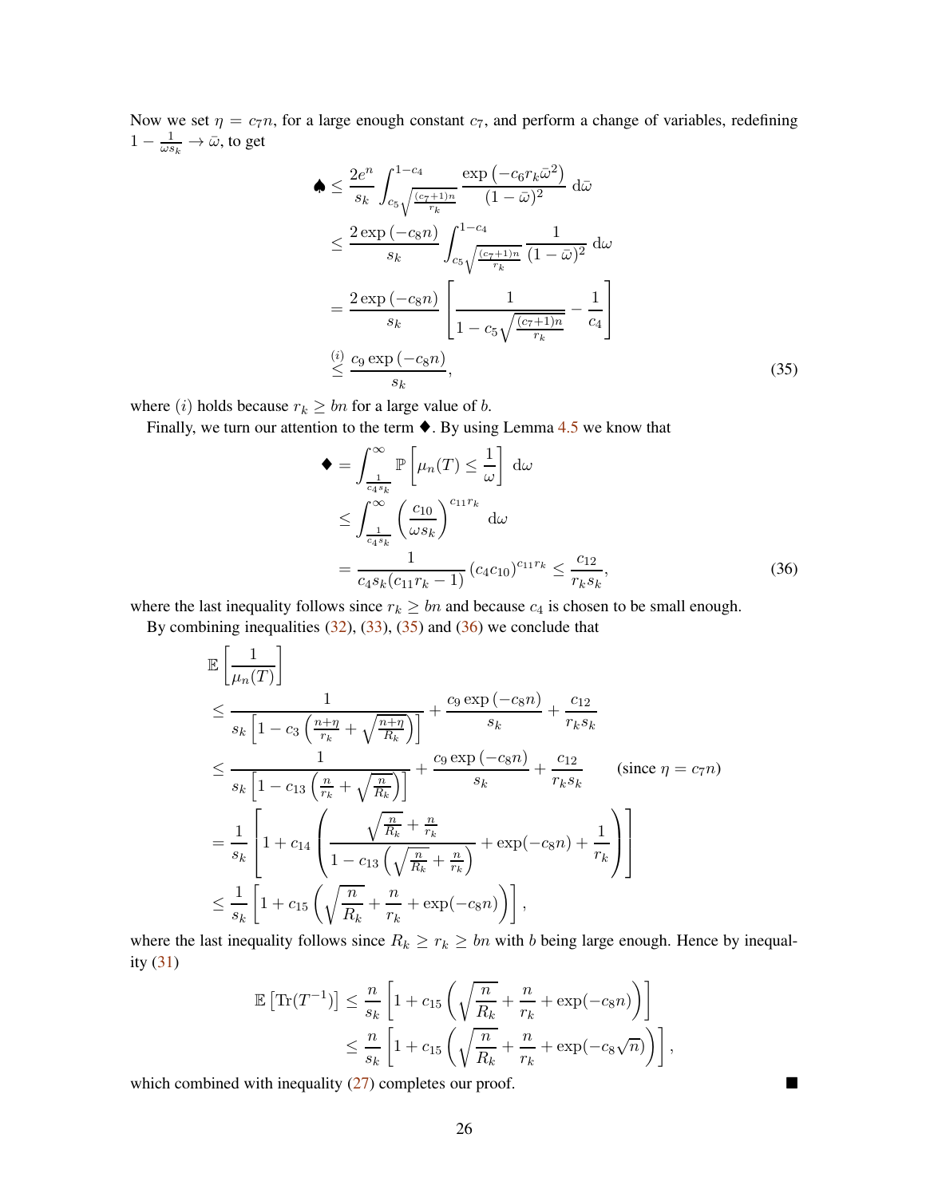Now we set $\eta = c_7 n$, for a large enough constant $c_7$, and perform a change of variables, redefining $1 - \frac{1}{\omega s_k} \to \bar{\omega}$, to get

$$
\begin{aligned}
\spadesuit &\leq \frac{2e^n}{s_k} \int_{c_5\sqrt{\frac{(c_7+1)n}{r_k}}}^{1-c_4} \frac{\exp\left(-c_6 r_k \bar{\omega}^2\right)}{(1-\bar{\omega})^2} \,\mathrm{d}\bar{\omega} \\
&\leq \frac{2\exp\left(-c_8 n\right)}{s_k} \int_{c_5\sqrt{\frac{(c_7+1)n}{r_k}}}^{1-c_4} \frac{1}{(1-\bar{\omega})^2} \,\mathrm{d}\omega \\
&= \frac{2\exp\left(-c_8 n\right)}{s_k} \left[\frac{1}{1 - c_5\sqrt{\frac{(c_7+1)n}{r_k}}} - \frac{1}{c_4}\right] \\
&\overset{(i)}{\leq} \frac{c_9 \exp\left(-c_8 n\right)}{s_k},
\end{aligned} \tag{35}
$$

where $(i)$ holds because $r_k \geq bn$ for a large value of $b$.

Finally, we turn our attention to the term $\blacklozenge$. By using Lemma 4.5 we know that

$$
\begin{aligned}
\blacklozenge &= \int_{\frac{1}{c_4 s_k}}^{\infty} \mathbb{P}\left[\mu_n(T) \leq \frac{1}{\omega}\right] \,\mathrm{d}\omega \\
&\leq \int_{\frac{1}{c_4 s_k}}^{\infty} \left(\frac{c_{10}}{\omega s_k}\right)^{c_{11} r_k} \,\mathrm{d}\omega \\
&= \frac{1}{c_4 s_k (c_{11} r_k - 1)} \left(c_4 c_{10}\right)^{c_{11} r_k} \leq \frac{c_{12}}{r_k s_k},
\end{aligned} \tag{36}
$$

where the last inequality follows since $r_k \geq bn$ and because $c_4$ is chosen to be small enough.

By combining inequalities (32), (33), (35) and (36) we conclude that

$$
\begin{aligned}
&\mathbb{E}\left[\frac{1}{\mu_n(T)}\right] \\
&\leq \frac{1}{s_k\left[1 - c_3\left(\frac{n+\eta}{r_k} + \sqrt{\frac{n+\eta}{R_k}}\right)\right]} + \frac{c_9 \exp\left(-c_8 n\right)}{s_k} + \frac{c_{12}}{r_k s_k} \\
&\leq \frac{1}{s_k\left[1 - c_{13}\left(\frac{n}{r_k} + \sqrt{\frac{n}{R_k}}\right)\right]} + \frac{c_9 \exp\left(-c_8 n\right)}{s_k} + \frac{c_{12}}{r_k s_k} \qquad (\text{since } \eta = c_7 n) \\
&= \frac{1}{s_k}\left[1 + c_{14}\left(\frac{\sqrt{\frac{n}{R_k}} + \frac{n}{r_k}}{1 - c_{13}\left(\sqrt{\frac{n}{R_k}} + \frac{n}{r_k}\right)} + \exp(-c_8 n) + \frac{1}{r_k}\right)\right] \\
&\leq \frac{1}{s_k}\left[1 + c_{15}\left(\sqrt{\frac{n}{R_k}} + \frac{n}{r_k} + \exp(-c_8 n)\right)\right],
\end{aligned}
$$

where the last inequality follows since $R_k \geq r_k \geq bn$ with $b$ being large enough. Hence by inequality (31)

$$
\begin{aligned}
\mathbb{E}\left[\mathrm{Tr}(T^{-1})\right] &\leq \frac{n}{s_k}\left[1 + c_{15}\left(\sqrt{\frac{n}{R_k}} + \frac{n}{r_k} + \exp(-c_8 n)\right)\right] \\
&\leq \frac{n}{s_k}\left[1 + c_{15}\left(\sqrt{\frac{n}{R_k}} + \frac{n}{r_k} + \exp(-c_8 \sqrt{n})\right)\right],
\end{aligned}
$$

which combined with inequality (27) completes our proof. ■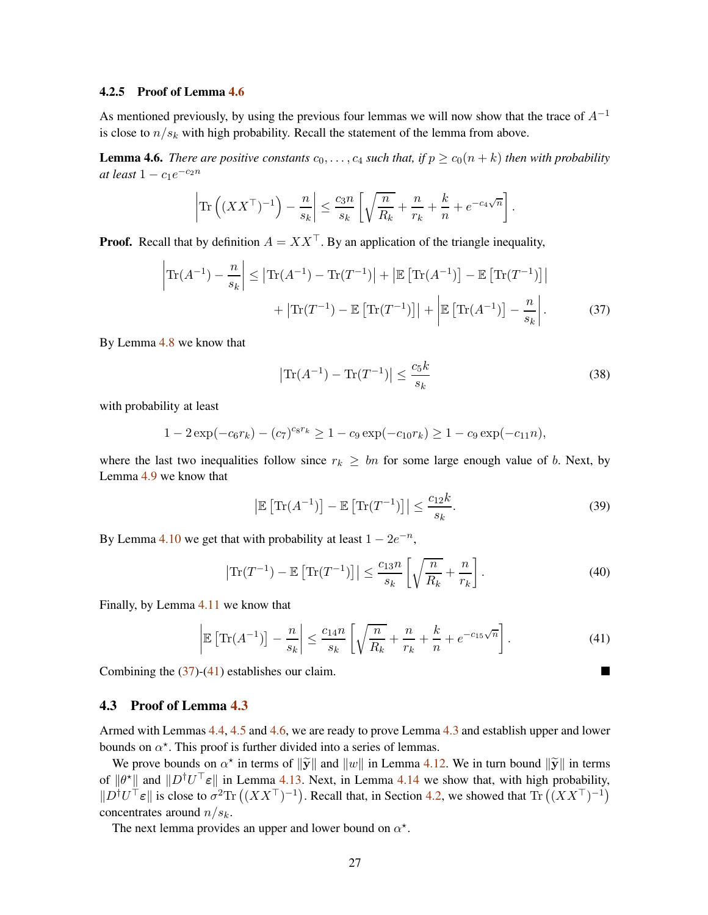### 4.2.5 Proof of Lemma 4.6

As mentioned previously, by using the previous four lemmas we will now show that the trace of $A^{-1}$ is close to $n/s_k$ with high probability. Recall the statement of the lemma from above.

**Lemma 4.6.** *There are positive constants $c_0, \ldots, c_4$ such that, if $p \geq c_0(n+k)$ then with probability at least $1 - c_1 e^{-c_2 n}$*

$$\left| \mathrm{Tr}\left((XX^\top)^{-1}\right) - \frac{n}{s_k} \right| \leq \frac{c_3 n}{s_k} \left[ \sqrt{\frac{n}{R_k}} + \frac{n}{r_k} + \frac{k}{n} + e^{-c_4\sqrt{n}} \right].$$

**Proof.** Recall that by definition $A = XX^\top$. By an application of the triangle inequality,

$$\begin{aligned}\left| \mathrm{Tr}(A^{-1}) - \frac{n}{s_k} \right| &\leq \left| \mathrm{Tr}(A^{-1}) - \mathrm{Tr}(T^{-1}) \right| + \left| \mathbb{E}\left[\mathrm{Tr}(A^{-1})\right] - \mathbb{E}\left[\mathrm{Tr}(T^{-1})\right] \right| \\ &\quad + \left| \mathrm{Tr}(T^{-1}) - \mathbb{E}\left[\mathrm{Tr}(T^{-1})\right] \right| + \left| \mathbb{E}\left[\mathrm{Tr}(A^{-1})\right] - \frac{n}{s_k} \right|. \end{aligned} \tag{37}$$

By Lemma 4.8 we know that

$$\left| \mathrm{Tr}(A^{-1}) - \mathrm{Tr}(T^{-1}) \right| \leq \frac{c_5 k}{s_k} \tag{38}$$

with probability at least

$$1 - 2\exp(-c_6 r_k) - (c_7)^{c_8 r_k} \geq 1 - c_9 \exp(-c_{10} r_k) \geq 1 - c_9 \exp(-c_{11} n),$$

where the last two inequalities follow since $r_k \geq bn$ for some large enough value of $b$. Next, by Lemma 4.9 we know that

$$\left| \mathbb{E}\left[\mathrm{Tr}(A^{-1})\right] - \mathbb{E}\left[\mathrm{Tr}(T^{-1})\right] \right| \leq \frac{c_{12} k}{s_k}. \tag{39}$$

By Lemma 4.10 we get that with probability at least $1 - 2e^{-n}$,

$$\left| \mathrm{Tr}(T^{-1}) - \mathbb{E}\left[\mathrm{Tr}(T^{-1})\right] \right| \leq \frac{c_{13} n}{s_k} \left[ \sqrt{\frac{n}{R_k}} + \frac{n}{r_k} \right]. \tag{40}$$

Finally, by Lemma 4.11 we know that

$$\left| \mathbb{E}\left[\mathrm{Tr}(A^{-1})\right] - \frac{n}{s_k} \right| \leq \frac{c_{14} n}{s_k} \left[ \sqrt{\frac{n}{R_k}} + \frac{n}{r_k} + \frac{k}{n} + e^{-c_{15}\sqrt{n}} \right]. \tag{41}$$

Combining the (37)-(41) establishes our claim. ■

## 4.3 Proof of Lemma 4.3

Armed with Lemmas 4.4, 4.5 and 4.6, we are ready to prove Lemma 4.3 and establish upper and lower bounds on $\alpha^\star$. This proof is further divided into a series of lemmas.

We prove bounds on $\alpha^\star$ in terms of $\|\widetilde{\mathbf{y}}\|$ and $\|w\|$ in Lemma 4.12. We in turn bound $\|\widetilde{\mathbf{y}}\|$ in terms of $\|\theta^\star\|$ and $\|D^\dagger U^\top \varepsilon\|$ in Lemma 4.13. Next, in Lemma 4.14 we show that, with high probability, $\|D^\dagger U^\top \varepsilon\|$ is close to $\sigma^2 \mathrm{Tr}\left((XX^\top)^{-1}\right)$. Recall that, in Section 4.2, we showed that $\mathrm{Tr}\left((XX^\top)^{-1}\right)$ concentrates around $n/s_k$.

The next lemma provides an upper and lower bound on $\alpha^\star$.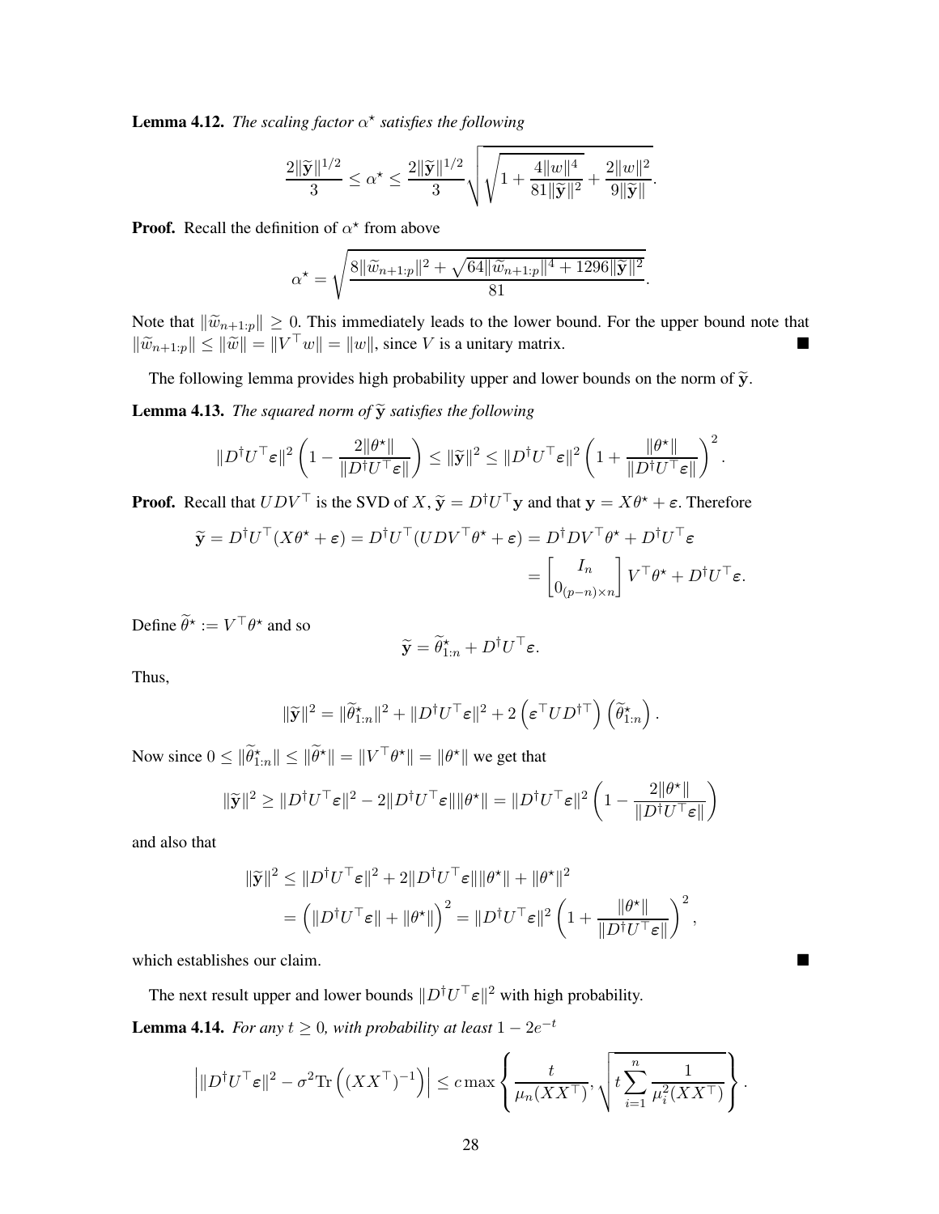**Lemma 4.12.** *The scaling factor $\alpha^\star$ satisfies the following*

$$\frac{2\|\widetilde{\mathbf{y}}\|^{1/2}}{3} \leq \alpha^\star \leq \frac{2\|\widetilde{\mathbf{y}}\|^{1/2}}{3}\sqrt{\sqrt{1+\frac{4\|w\|^4}{81\|\widetilde{\mathbf{y}}\|^2}}+\frac{2\|w\|^2}{9\|\widetilde{\mathbf{y}}\|}}.$$

**Proof.** Recall the definition of $\alpha^\star$ from above

$$\alpha^\star = \sqrt{\frac{8\|\widetilde{w}_{n+1:p}\|^2 + \sqrt{64\|\widetilde{w}_{n+1:p}\|^4 + 1296\|\widetilde{\mathbf{y}}\|^2}}{81}}.$$

Note that $\|\widetilde{w}_{n+1:p}\| \geq 0$. This immediately leads to the lower bound. For the upper bound note that $\|\widetilde{w}_{n+1:p}\| \leq \|\widetilde{w}\| = \|V^\top w\| = \|w\|$, since $V$ is a unitary matrix. ∎

The following lemma provides high probability upper and lower bounds on the norm of $\widetilde{\mathbf{y}}$.

**Lemma 4.13.** *The squared norm of $\widetilde{\mathbf{y}}$ satisfies the following*

$$\|D^\dagger U^\top \boldsymbol{\varepsilon}\|^2\left(1-\frac{2\|\theta^\star\|}{\|D^\dagger U^\top \boldsymbol{\varepsilon}\|}\right) \leq \|\widetilde{\mathbf{y}}\|^2 \leq \|D^\dagger U^\top \boldsymbol{\varepsilon}\|^2\left(1+\frac{\|\theta^\star\|}{\|D^\dagger U^\top \boldsymbol{\varepsilon}\|}\right)^2.$$

**Proof.** Recall that $UDV^\top$ is the SVD of $X$, $\widetilde{\mathbf{y}} = D^\dagger U^\top \mathbf{y}$ and that $\mathbf{y} = X\theta^\star + \boldsymbol{\varepsilon}$. Therefore

$$\begin{aligned}
\widetilde{\mathbf{y}} = D^\dagger U^\top (X\theta^\star + \boldsymbol{\varepsilon}) = D^\dagger U^\top (UDV^\top \theta^\star + \boldsymbol{\varepsilon}) &= D^\dagger D V^\top \theta^\star + D^\dagger U^\top \boldsymbol{\varepsilon} \\
&= \begin{bmatrix} I_n \\ 0_{(p-n)\times n}\end{bmatrix} V^\top \theta^\star + D^\dagger U^\top \boldsymbol{\varepsilon}.
\end{aligned}$$

Define $\widetilde{\theta}^\star := V^\top \theta^\star$ and so

$$\widetilde{\mathbf{y}} = \widetilde{\theta}^\star_{1:n} + D^\dagger U^\top \boldsymbol{\varepsilon}.$$

Thus,

$$\|\widetilde{\mathbf{y}}\|^2 = \|\widetilde{\theta}^\star_{1:n}\|^2 + \|D^\dagger U^\top \boldsymbol{\varepsilon}\|^2 + 2\left(\boldsymbol{\varepsilon}^\top U D^{\dagger\top}\right)\left(\widetilde{\theta}^\star_{1:n}\right).$$

Now since $0 \leq \|\widetilde{\theta}^\star_{1:n}\| \leq \|\widetilde{\theta}^\star\| = \|V^\top \theta^\star\| = \|\theta^\star\|$ we get that

$$\|\widetilde{\mathbf{y}}\|^2 \geq \|D^\dagger U^\top \boldsymbol{\varepsilon}\|^2 - 2\|D^\dagger U^\top \boldsymbol{\varepsilon}\|\|\theta^\star\| = \|D^\dagger U^\top \boldsymbol{\varepsilon}\|^2\left(1-\frac{2\|\theta^\star\|}{\|D^\dagger U^\top \boldsymbol{\varepsilon}\|}\right)$$

and also that

$$\begin{aligned}
\|\widetilde{\mathbf{y}}\|^2 &\leq \|D^\dagger U^\top \boldsymbol{\varepsilon}\|^2 + 2\|D^\dagger U^\top \boldsymbol{\varepsilon}\|\|\theta^\star\| + \|\theta^\star\|^2 \\
&= \left(\|D^\dagger U^\top \boldsymbol{\varepsilon}\| + \|\theta^\star\|\right)^2 = \|D^\dagger U^\top \boldsymbol{\varepsilon}\|^2\left(1+\frac{\|\theta^\star\|}{\|D^\dagger U^\top \boldsymbol{\varepsilon}\|}\right)^2,
\end{aligned}$$

which establishes our claim. ∎

The next result upper and lower bounds $\|D^\dagger U^\top \boldsymbol{\varepsilon}\|^2$ with high probability.

**Lemma 4.14.** *For any $t \geq 0$, with probability at least $1 - 2e^{-t}$*

$$\left|\|D^\dagger U^\top \boldsymbol{\varepsilon}\|^2 - \sigma^2 \mathrm{Tr}\left((XX^\top)^{-1}\right)\right| \leq c \max\left\{\frac{t}{\mu_n(XX^\top)}, \sqrt{t\sum_{i=1}^n \frac{1}{\mu_i^2(XX^\top)}}\right\}.$$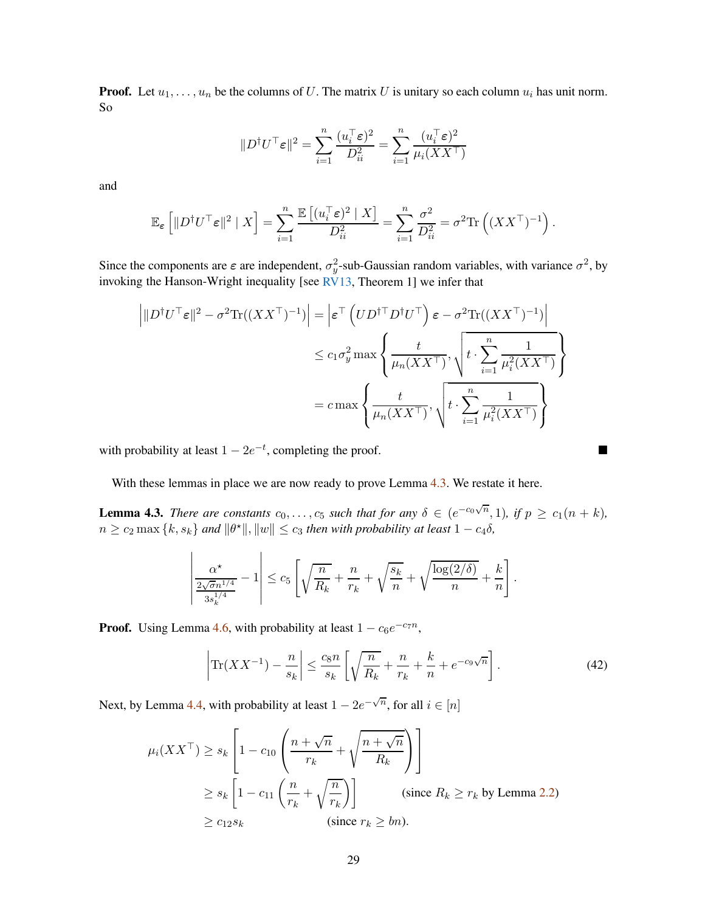**Proof.** Let $u_1, \ldots, u_n$ be the columns of $U$. The matrix $U$ is unitary so each column $u_i$ has unit norm. So

$$\|D^\dagger U^\top \varepsilon\|^2 = \sum_{i=1}^{n} \frac{(u_i^\top \varepsilon)^2}{D_{ii}^2} = \sum_{i=1}^{n} \frac{(u_i^\top \varepsilon)^2}{\mu_i(XX^\top)}$$

and

$$\mathbb{E}_{\varepsilon}\left[\|D^\dagger U^\top \varepsilon\|^2 \mid X\right] = \sum_{i=1}^{n} \frac{\mathbb{E}\left[(u_i^\top \varepsilon)^2 \mid X\right]}{D_{ii}^2} = \sum_{i=1}^{n} \frac{\sigma^2}{D_{ii}^2} = \sigma^2 \mathrm{Tr}\left((XX^\top)^{-1}\right).$$

Since the components are $\varepsilon$ are independent, $\sigma_y^2$-sub-Gaussian random variables, with variance $\sigma^2$, by invoking the Hanson-Wright inequality [see RV13, Theorem 1] we infer that

$$\begin{aligned}
\left|\|D^\dagger U^\top \varepsilon\|^2 - \sigma^2 \mathrm{Tr}((XX^\top)^{-1})\right| &= \left|\varepsilon^\top \left(U D^{\dagger\top} D^\dagger U^\top\right) \varepsilon - \sigma^2 \mathrm{Tr}((XX^\top)^{-1})\right| \\
&\le c_1 \sigma_y^2 \max\left\{\frac{t}{\mu_n(XX^\top)}, \sqrt{t \cdot \sum_{i=1}^{n} \frac{1}{\mu_i^2(XX^\top)}}\right\} \\
&= c \max\left\{\frac{t}{\mu_n(XX^\top)}, \sqrt{t \cdot \sum_{i=1}^{n} \frac{1}{\mu_i^2(XX^\top)}}\right\}
\end{aligned}$$

with probability at least $1 - 2e^{-t}$, completing the proof. ■

With these lemmas in place we are now ready to prove Lemma 4.3. We restate it here.

**Lemma 4.3.** *There are constants $c_0, \ldots, c_5$ such that for any $\delta \in (e^{-c_0\sqrt{n}}, 1)$, if $p \ge c_1(n+k)$, $n \ge c_2 \max\{k, s_k\}$ and $\|\theta^\star\|, \|w\| \le c_3$ then with probability at least $1 - c_4\delta$,*

$$\left|\frac{\alpha^\star}{\frac{2\sqrt{\sigma} n^{1/4}}{3 s_k^{1/4}}} - 1\right| \le c_5\left[\sqrt{\frac{n}{R_k}} + \frac{n}{r_k} + \sqrt{\frac{s_k}{n}} + \sqrt{\frac{\log(2/\delta)}{n}} + \frac{k}{n}\right].$$

**Proof.** Using Lemma 4.6, with probability at least $1 - c_6 e^{-c_7 n}$,

$$\left|\mathrm{Tr}(XX^{-1}) - \frac{n}{s_k}\right| \le \frac{c_8 n}{s_k}\left[\sqrt{\frac{n}{R_k}} + \frac{n}{r_k} + \frac{k}{n} + e^{-c_9\sqrt{n}}\right]. \tag{42}$$

Next, by Lemma 4.4, with probability at least $1 - 2e^{-\sqrt{n}}$, for all $i \in [n]$

$$\begin{aligned}
\mu_i(XX^\top) &\ge s_k\left[1 - c_{10}\left(\frac{n + \sqrt{n}}{r_k} + \sqrt{\frac{n + \sqrt{n}}{R_k}}\right)\right] \\
&\ge s_k\left[1 - c_{11}\left(\frac{n}{r_k} + \sqrt{\frac{n}{r_k}}\right)\right] \qquad \text{(since } R_k \ge r_k \text{ by Lemma 2.2)} \\
&\ge c_{12} s_k \qquad \text{(since } r_k \ge bn\text{)}.
\end{aligned}$$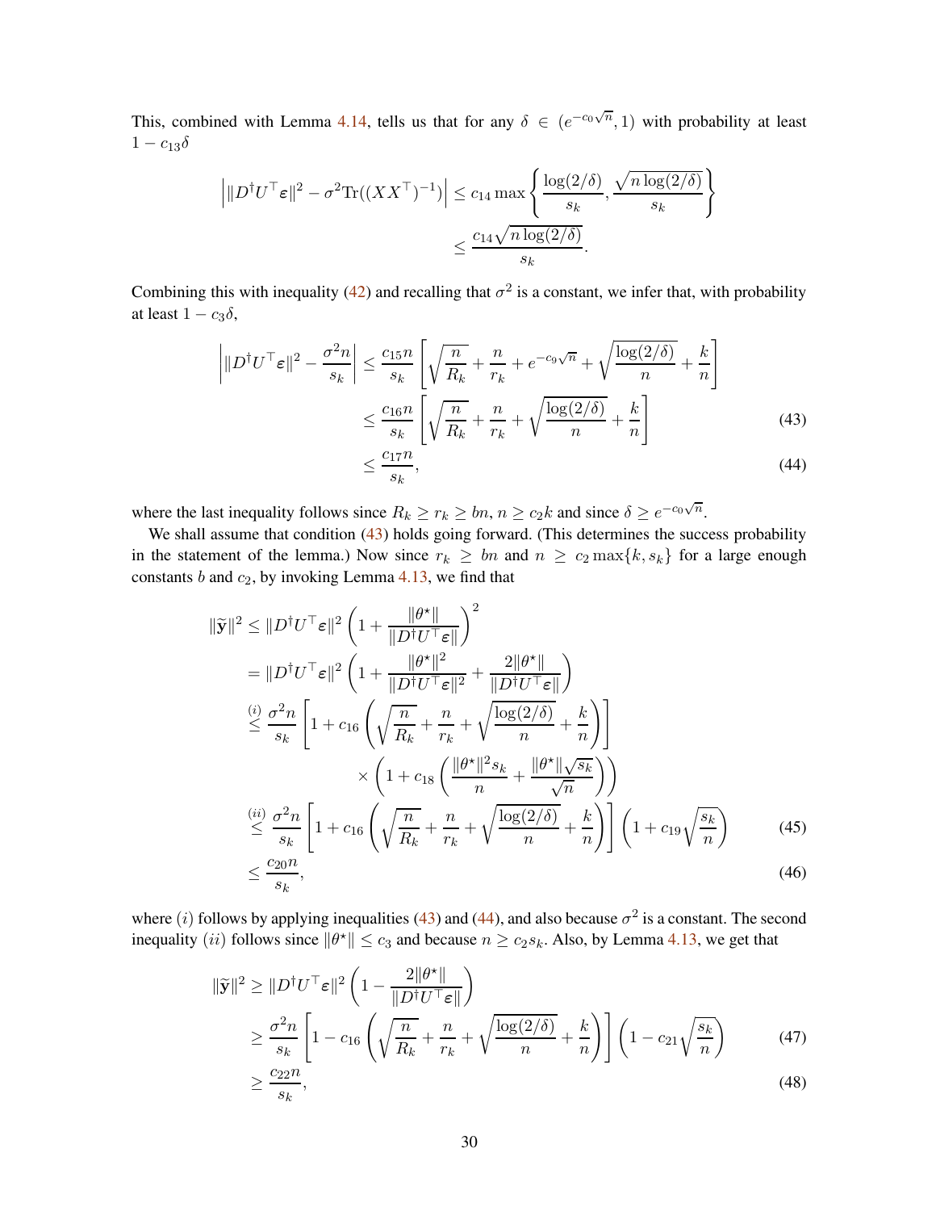This, combined with Lemma 4.14, tells us that for any $\delta \in (e^{-c_0\sqrt{n}}, 1)$ with probability at least $1 - c_{13}\delta$

$$
\begin{aligned}
\left| \|D^\dagger U^\top \boldsymbol{\varepsilon}\|^2 - \sigma^2 \mathrm{Tr}((XX^\top)^{-1}) \right| &\le c_{14} \max\left\{ \frac{\log(2/\delta)}{s_k}, \frac{\sqrt{n\log(2/\delta)}}{s_k} \right\} \\
&\le \frac{c_{14}\sqrt{n\log(2/\delta)}}{s_k}.
\end{aligned}
$$

Combining this with inequality (42) and recalling that $\sigma^2$ is a constant, we infer that, with probability at least $1 - c_3\delta$,

$$
\begin{aligned}
\left| \|D^\dagger U^\top \boldsymbol{\varepsilon}\|^2 - \frac{\sigma^2 n}{s_k} \right| &\le \frac{c_{15} n}{s_k}\left[ \sqrt{\frac{n}{R_k}} + \frac{n}{r_k} + e^{-c_9\sqrt{n}} + \sqrt{\frac{\log(2/\delta)}{n}} + \frac{k}{n} \right] \\
&\le \frac{c_{16} n}{s_k}\left[ \sqrt{\frac{n}{R_k}} + \frac{n}{r_k} + \sqrt{\frac{\log(2/\delta)}{n}} + \frac{k}{n} \right] \qquad (43) \\
&\le \frac{c_{17} n}{s_k}, \qquad (44)
\end{aligned}
$$

where the last inequality follows since $R_k \ge r_k \ge bn$, $n \ge c_2 k$ and since $\delta \ge e^{-c_0\sqrt{n}}$.

We shall assume that condition (43) holds going forward. (This determines the success probability in the statement of the lemma.) Now since $r_k \ge bn$ and $n \ge c_2 \max\{k, s_k\}$ for a large enough constants $b$ and $c_2$, by invoking Lemma 4.13, we find that

$$
\begin{aligned}
\|\widetilde{\mathbf{y}}\|^2 &\le \|D^\dagger U^\top \boldsymbol{\varepsilon}\|^2 \left(1 + \frac{\|\theta^\star\|}{\|D^\dagger U^\top \boldsymbol{\varepsilon}\|}\right)^2 \\
&= \|D^\dagger U^\top \boldsymbol{\varepsilon}\|^2 \left(1 + \frac{\|\theta^\star\|^2}{\|D^\dagger U^\top \boldsymbol{\varepsilon}\|^2} + \frac{2\|\theta^\star\|}{\|D^\dagger U^\top \boldsymbol{\varepsilon}\|}\right) \\
&\overset{(i)}{\le} \frac{\sigma^2 n}{s_k}\left[1 + c_{16}\left(\sqrt{\frac{n}{R_k}} + \frac{n}{r_k} + \sqrt{\frac{\log(2/\delta)}{n}} + \frac{k}{n}\right)\right] \\
&\qquad\qquad \times \left(1 + c_{18}\left(\frac{\|\theta^\star\|^2 s_k}{n} + \frac{\|\theta^\star\|\sqrt{s_k}}{\sqrt{n}}\right)\right) \\
&\overset{(ii)}{\le} \frac{\sigma^2 n}{s_k}\left[1 + c_{16}\left(\sqrt{\frac{n}{R_k}} + \frac{n}{r_k} + \sqrt{\frac{\log(2/\delta)}{n}} + \frac{k}{n}\right)\right]\left(1 + c_{19}\sqrt{\frac{s_k}{n}}\right) \qquad (45) \\
&\le \frac{c_{20} n}{s_k}, \qquad (46)
\end{aligned}
$$

where $(i)$ follows by applying inequalities (43) and (44), and also because $\sigma^2$ is a constant. The second inequality $(ii)$ follows since $\|\theta^\star\| \le c_3$ and because $n \ge c_2 s_k$. Also, by Lemma 4.13, we get that

$$
\begin{aligned}
\|\widetilde{\mathbf{y}}\|^2 &\ge \|D^\dagger U^\top \boldsymbol{\varepsilon}\|^2 \left(1 - \frac{2\|\theta^\star\|}{\|D^\dagger U^\top \boldsymbol{\varepsilon}\|}\right) \\
&\ge \frac{\sigma^2 n}{s_k}\left[1 - c_{16}\left(\sqrt{\frac{n}{R_k}} + \frac{n}{r_k} + \sqrt{\frac{\log(2/\delta)}{n}} + \frac{k}{n}\right)\right]\left(1 - c_{21}\sqrt{\frac{s_k}{n}}\right) \qquad (47) \\
&\ge \frac{c_{22} n}{s_k}, \qquad (48)
\end{aligned}
$$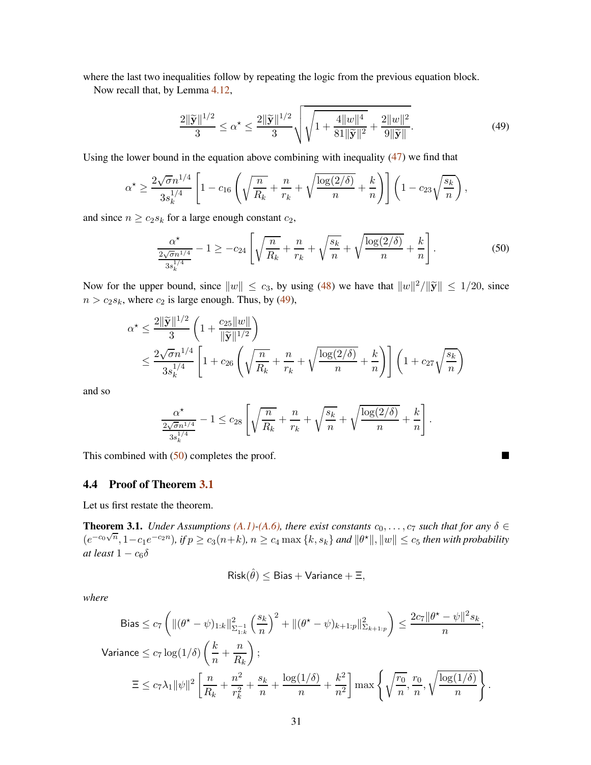where the last two inequalities follow by repeating the logic from the previous equation block.

Now recall that, by Lemma 4.12,

$$\frac{2\|\widetilde{\mathbf{y}}\|^{1/2}}{3} \leq \alpha^\star \leq \frac{2\|\widetilde{\mathbf{y}}\|^{1/2}}{3}\sqrt{\sqrt{1+\frac{4\|w\|^4}{81\|\widetilde{\mathbf{y}}\|^2}}+\frac{2\|w\|^2}{9\|\widetilde{\mathbf{y}}\|}}. \tag{49}$$

Using the lower bound in the equation above combining with inequality (47) we find that

$$\alpha^\star \geq \frac{2\sqrt{\sigma}n^{1/4}}{3s_k^{1/4}}\left[1-c_{16}\left(\sqrt{\frac{n}{R_k}}+\frac{n}{r_k}+\sqrt{\frac{\log(2/\delta)}{n}}+\frac{k}{n}\right)\right]\left(1-c_{23}\sqrt{\frac{s_k}{n}}\right),$$

and since $n \geq c_2 s_k$ for a large enough constant $c_2$,

$$\frac{\alpha^\star}{\frac{2\sqrt{\sigma}n^{1/4}}{3s_k^{1/4}}}-1 \geq -c_{24}\left[\sqrt{\frac{n}{R_k}}+\frac{n}{r_k}+\sqrt{\frac{s_k}{n}}+\sqrt{\frac{\log(2/\delta)}{n}}+\frac{k}{n}\right]. \tag{50}$$

Now for the upper bound, since $\|w\| \leq c_3$, by using (48) we have that $\|w\|^2/\|\widetilde{\mathbf{y}}\| \leq 1/20$, since $n > c_2 s_k$, where $c_2$ is large enough. Thus, by (49),

$$\begin{aligned}
\alpha^\star &\leq \frac{2\|\widetilde{\mathbf{y}}\|^{1/2}}{3}\left(1+\frac{c_{25}\|w\|}{\|\widetilde{\mathbf{y}}\|^{1/2}}\right) \\
&\leq \frac{2\sqrt{\sigma}n^{1/4}}{3s_k^{1/4}}\left[1+c_{26}\left(\sqrt{\frac{n}{R_k}}+\frac{n}{r_k}+\sqrt{\frac{\log(2/\delta)}{n}}+\frac{k}{n}\right)\right]\left(1+c_{27}\sqrt{\frac{s_k}{n}}\right)
\end{aligned}$$

and so

$$\frac{\alpha^\star}{\frac{2\sqrt{\sigma}n^{1/4}}{3s_k^{1/4}}}-1 \leq c_{28}\left[\sqrt{\frac{n}{R_k}}+\frac{n}{r_k}+\sqrt{\frac{s_k}{n}}+\sqrt{\frac{\log(2/\delta)}{n}}+\frac{k}{n}\right].$$

This combined with (50) completes the proof. ∎

### 4.4 Proof of Theorem 3.1

Let us first restate the theorem.

**Theorem 3.1.** *Under Assumptions (A.1)-(A.6), there exist constants $c_0,\ldots,c_7$ such that for any $\delta \in (e^{-c_0\sqrt{n}}, 1-c_1e^{-c_2 n})$, if $p \geq c_3(n+k)$, $n \geq c_4\max\{k, s_k\}$ and $\|\theta^\star\|, \|w\| \leq c_5$ then with probability at least $1-c_6\delta$*

$$\mathsf{Risk}(\hat{\theta}) \leq \mathsf{Bias} + \mathsf{Variance} + \Xi,$$

*where*

$$\begin{aligned}
\mathsf{Bias} &\leq c_7\left(\|(\theta^\star-\psi)_{1:k}\|^2_{\Sigma^{-1}_{1:k}}\left(\frac{s_k}{n}\right)^2+\|(\theta^\star-\psi)_{k+1:p}\|^2_{\Sigma_{k+1:p}}\right) \leq \frac{2c_7\|\theta^\star-\psi\|^2 s_k}{n}; \\
\mathsf{Variance} &\leq c_7\log(1/\delta)\left(\frac{k}{n}+\frac{n}{R_k}\right); \\
\Xi &\leq c_7\lambda_1\|\psi\|^2\left[\frac{n}{R_k}+\frac{n^2}{r_k^2}+\frac{s_k}{n}+\frac{\log(1/\delta)}{n}+\frac{k^2}{n^2}\right]\max\left\{\sqrt{\frac{r_0}{n}}, \frac{r_0}{n}, \sqrt{\frac{\log(1/\delta)}{n}}\right\}.
\end{aligned}$$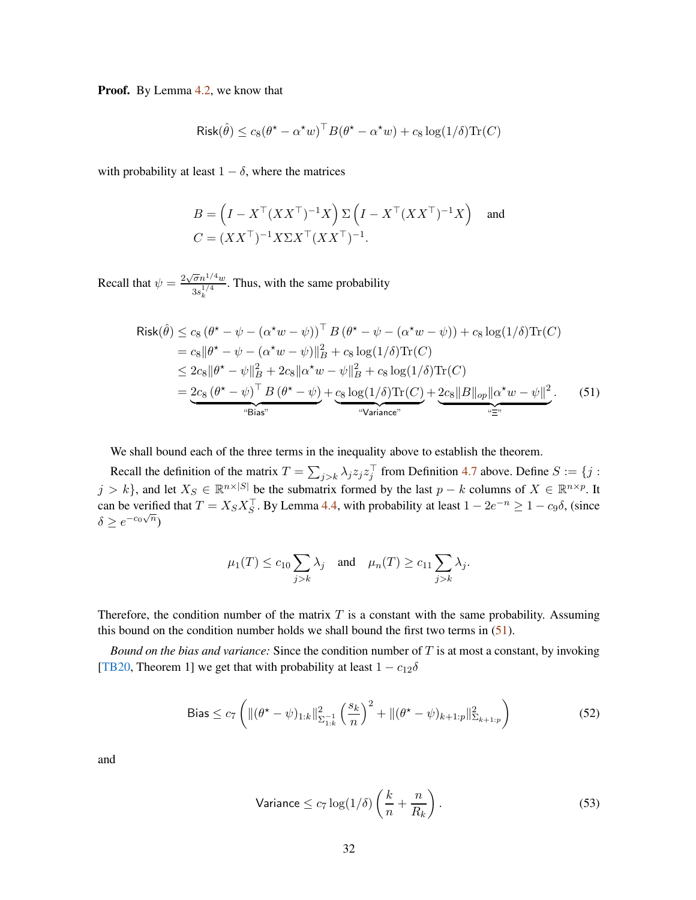**Proof.** By Lemma 4.2, we know that

$$\mathsf{Risk}(\hat{\theta}) \leq c_8(\theta^\star - \alpha^\star w)^\top B(\theta^\star - \alpha^\star w) + c_8 \log(1/\delta)\mathrm{Tr}(C)$$

with probability at least $1-\delta$, where the matrices

$$\begin{aligned} B &= \left(I - X^\top (XX^\top)^{-1}X\right)\Sigma\left(I - X^\top (XX^\top)^{-1}X\right) \quad \text{and} \\ C &= (XX^\top)^{-1}X\Sigma X^\top (XX^\top)^{-1}. \end{aligned}$$

Recall that $\psi = \frac{2\sqrt{\sigma}n^{1/4}w}{3s_k^{1/4}}$. Thus, with the same probability

$$\begin{aligned} \mathsf{Risk}(\hat{\theta}) &\leq c_8\left(\theta^\star - \psi - (\alpha^\star w - \psi)\right)^\top B\left(\theta^\star - \psi - (\alpha^\star w - \psi)\right) + c_8\log(1/\delta)\mathrm{Tr}(C) \\ &= c_8\|\theta^\star - \psi - (\alpha^\star w - \psi)\|_B^2 + c_8\log(1/\delta)\mathrm{Tr}(C) \\ &\leq 2c_8\|\theta^\star - \psi\|_B^2 + 2c_8\|\alpha^\star w - \psi\|_B^2 + c_8\log(1/\delta)\mathrm{Tr}(C) \\ &= \underbrace{2c_8\left(\theta^\star - \psi\right)^\top B\left(\theta^\star - \psi\right)}_{\text{“Bias”}} + \underbrace{c_8\log(1/\delta)\mathrm{Tr}(C)}_{\text{“Variance”}} + \underbrace{2c_8\|B\|_{op}\|\alpha^\star w - \psi\|^2}_{\text{“}\Xi\text{”}}. \end{aligned} \tag{51}$$

We shall bound each of the three terms in the inequality above to establish the theorem.

Recall the definition of the matrix $T = \sum_{j>k}\lambda_j z_j z_j^\top$ from Definition 4.7 above. Define $S := \{j : j > k\}$, and let $X_S \in \mathbb{R}^{n\times|S|}$ be the submatrix formed by the last $p-k$ columns of $X \in \mathbb{R}^{n\times p}$. It can be verified that $T = X_S X_S^\top$. By Lemma 4.4, with probability at least $1 - 2e^{-n} \geq 1 - c_9\delta$, (since $\delta \geq e^{-c_0\sqrt{n}}$)

$$\mu_1(T) \leq c_{10}\sum_{j>k}\lambda_j \quad \text{and} \quad \mu_n(T) \geq c_{11}\sum_{j>k}\lambda_j.$$

Therefore, the condition number of the matrix $T$ is a constant with the same probability. Assuming this bound on the condition number holds we shall bound the first two terms in (51).

*Bound on the bias and variance:* Since the condition number of $T$ is at most a constant, by invoking [TB20, Theorem 1] we get that with probability at least $1 - c_{12}\delta$

$$\mathsf{Bias} \leq c_7\left(\|(\theta^\star - \psi)_{1:k}\|^2_{\Sigma^{-1}_{1:k}}\left(\frac{s_k}{n}\right)^2 + \|(\theta^\star - \psi)_{k+1:p}\|^2_{\Sigma_{k+1:p}}\right) \tag{52}$$

and

$$\mathsf{Variance} \leq c_7\log(1/\delta)\left(\frac{k}{n} + \frac{n}{R_k}\right). \tag{53}$$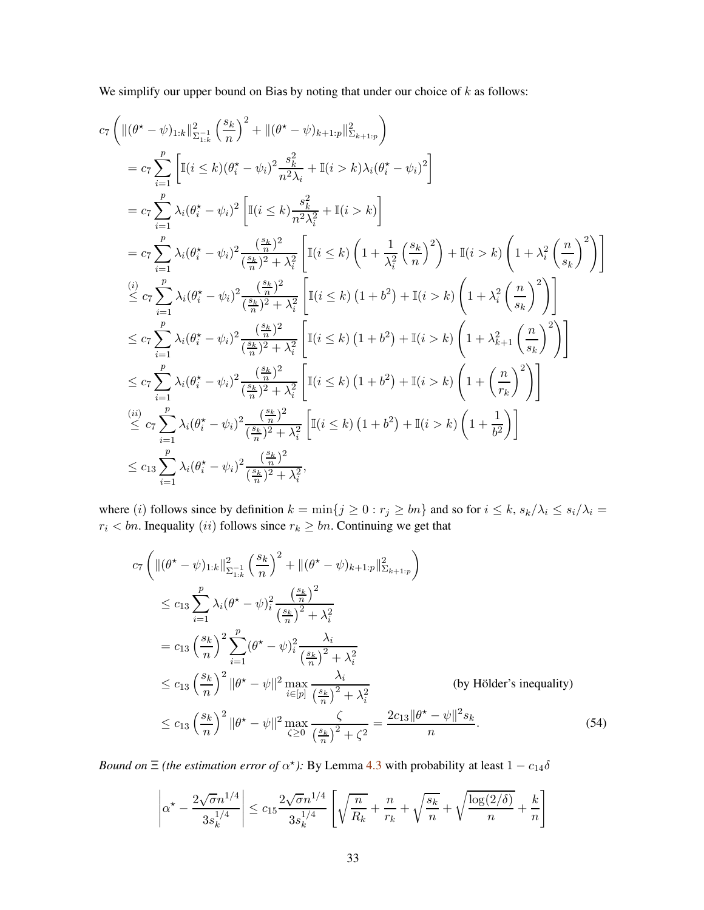We simplify our upper bound on Bias by noting that under our choice of $k$ as follows:

$$
\begin{aligned}
&c_7\left(\|(\theta^\star-\psi)_{1:k}\|^2_{\Sigma_{1:k}^{-1}}\left(\frac{s_k}{n}\right)^2+\|(\theta^\star-\psi)_{k+1:p}\|^2_{\Sigma_{k+1:p}}\right)\\
&\quad= c_7\sum_{i=1}^p\left[\mathbb{I}(i\le k)(\theta^\star_i-\psi_i)^2\frac{s_k^2}{n^2\lambda_i}+\mathbb{I}(i>k)\lambda_i(\theta^\star_i-\psi_i)^2\right]\\
&\quad= c_7\sum_{i=1}^p\lambda_i(\theta^\star_i-\psi_i)^2\left[\mathbb{I}(i\le k)\frac{s_k^2}{n^2\lambda_i^2}+\mathbb{I}(i>k)\right]\\
&\quad= c_7\sum_{i=1}^p\lambda_i(\theta^\star_i-\psi_i)^2\frac{(\frac{s_k}{n})^2}{(\frac{s_k}{n})^2+\lambda_i^2}\left[\mathbb{I}(i\le k)\left(1+\frac{1}{\lambda_i^2}\left(\frac{s_k}{n}\right)^2\right)+\mathbb{I}(i>k)\left(1+\lambda_i^2\left(\frac{n}{s_k}\right)^2\right)\right]\\
&\quad\overset{(i)}{\le} c_7\sum_{i=1}^p\lambda_i(\theta^\star_i-\psi_i)^2\frac{(\frac{s_k}{n})^2}{(\frac{s_k}{n})^2+\lambda_i^2}\left[\mathbb{I}(i\le k)\left(1+b^2\right)+\mathbb{I}(i>k)\left(1+\lambda_i^2\left(\frac{n}{s_k}\right)^2\right)\right]\\
&\quad\le c_7\sum_{i=1}^p\lambda_i(\theta^\star_i-\psi_i)^2\frac{(\frac{s_k}{n})^2}{(\frac{s_k}{n})^2+\lambda_i^2}\left[\mathbb{I}(i\le k)\left(1+b^2\right)+\mathbb{I}(i>k)\left(1+\lambda_{k+1}^2\left(\frac{n}{s_k}\right)^2\right)\right]\\
&\quad\le c_7\sum_{i=1}^p\lambda_i(\theta^\star_i-\psi_i)^2\frac{(\frac{s_k}{n})^2}{(\frac{s_k}{n})^2+\lambda_i^2}\left[\mathbb{I}(i\le k)\left(1+b^2\right)+\mathbb{I}(i>k)\left(1+\left(\frac{n}{r_k}\right)^2\right)\right]\\
&\quad\overset{(ii)}{\le} c_7\sum_{i=1}^p\lambda_i(\theta^\star_i-\psi_i)^2\frac{(\frac{s_k}{n})^2}{(\frac{s_k}{n})^2+\lambda_i^2}\left[\mathbb{I}(i\le k)\left(1+b^2\right)+\mathbb{I}(i>k)\left(1+\frac{1}{b^2}\right)\right]\\
&\quad\le c_{13}\sum_{i=1}^p\lambda_i(\theta^\star_i-\psi_i)^2\frac{(\frac{s_k}{n})^2}{(\frac{s_k}{n})^2+\lambda_i^2},
\end{aligned}
$$

where $(i)$ follows since by definition $k=\min\{j\ge 0: r_j\ge bn\}$ and so for $i\le k$, $s_k/\lambda_i\le s_i/\lambda_i=r_i<bn$. Inequality $(ii)$ follows since $r_k\ge bn$. Continuing we get that

$$
\begin{aligned}
&c_7\left(\|(\theta^\star-\psi)_{1:k}\|^2_{\Sigma_{1:k}^{-1}}\left(\frac{s_k}{n}\right)^2+\|(\theta^\star-\psi)_{k+1:p}\|^2_{\Sigma_{k+1:p}}\right)\\
&\quad\le c_{13}\sum_{i=1}^p\lambda_i(\theta^\star-\psi)_i^2\frac{\left(\frac{s_k}{n}\right)^2}{\left(\frac{s_k}{n}\right)^2+\lambda_i^2}\\
&\quad= c_{13}\left(\frac{s_k}{n}\right)^2\sum_{i=1}^p(\theta^\star-\psi)_i^2\frac{\lambda_i}{\left(\frac{s_k}{n}\right)^2+\lambda_i^2}\\
&\quad\le c_{13}\left(\frac{s_k}{n}\right)^2\|\theta^\star-\psi\|^2\max_{i\in[p]}\frac{\lambda_i}{\left(\frac{s_k}{n}\right)^2+\lambda_i^2} \qquad\text{(by Hölder's inequality)}\\
&\quad\le c_{13}\left(\frac{s_k}{n}\right)^2\|\theta^\star-\psi\|^2\max_{\zeta\ge 0}\frac{\zeta}{\left(\frac{s_k}{n}\right)^2+\zeta^2}=\frac{2c_{13}\|\theta^\star-\psi\|^2 s_k}{n}. \qquad (54)
\end{aligned}
$$

*Bound on $\Xi$ (the estimation error of $\alpha^\star$):* By Lemma 4.3 with probability at least $1-c_{14}\delta$

$$
\left|\alpha^\star-\frac{2\sqrt{\sigma}n^{1/4}}{3s_k^{1/4}}\right|\le c_{15}\frac{2\sqrt{\sigma}n^{1/4}}{3s_k^{1/4}}\left[\sqrt{\frac{n}{R_k}}+\frac{n}{r_k}+\sqrt{\frac{s_k}{n}}+\sqrt{\frac{\log(2/\delta)}{n}}+\frac{k}{n}\right]
$$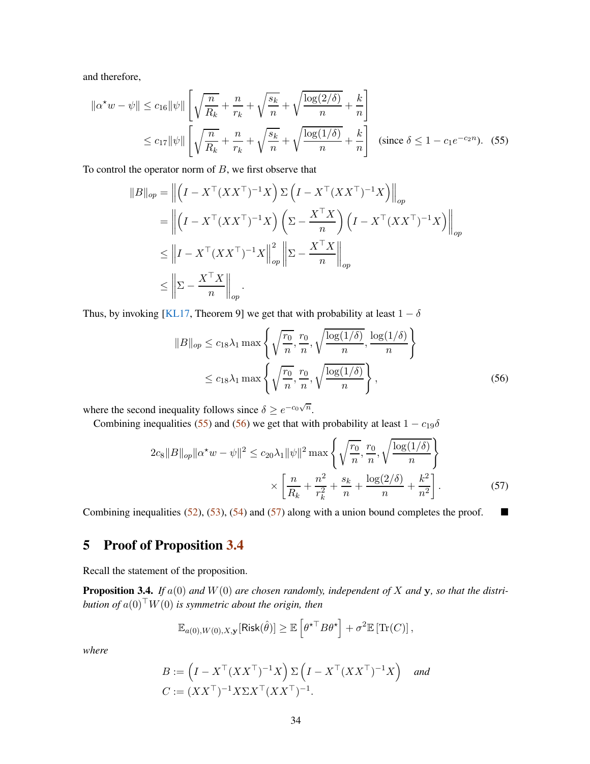and therefore,

$$
\begin{aligned}
\|\alpha^\star w - \psi\| &\le c_{16}\|\psi\| \left[ \sqrt{\frac{n}{R_k}} + \frac{n}{r_k} + \sqrt{\frac{s_k}{n}} + \sqrt{\frac{\log(2/\delta)}{n}} + \frac{k}{n} \right] \\
&\le c_{17}\|\psi\| \left[ \sqrt{\frac{n}{R_k}} + \frac{n}{r_k} + \sqrt{\frac{s_k}{n}} + \sqrt{\frac{\log(1/\delta)}{n}} + \frac{k}{n} \right] \quad \text{(since } \delta \le 1 - c_1 e^{-c_2 n}\text{)}. \quad (55)
\end{aligned}
$$

To control the operator norm of $B$, we first observe that

$$
\begin{aligned}
\|B\|_{op} &= \left\| \left(I - X^\top (XX^\top)^{-1} X\right) \Sigma \left(I - X^\top (XX^\top)^{-1} X\right) \right\|_{op} \\
&= \left\| \left(I - X^\top (XX^\top)^{-1} X\right) \left(\Sigma - \frac{X^\top X}{n}\right) \left(I - X^\top (XX^\top)^{-1} X\right) \right\|_{op} \\
&\le \left\| I - X^\top (XX^\top)^{-1} X \right\|_{op}^2 \left\| \Sigma - \frac{X^\top X}{n} \right\|_{op} \\
&\le \left\| \Sigma - \frac{X^\top X}{n} \right\|_{op}.
\end{aligned}
$$

Thus, by invoking [KL17, Theorem 9] we get that with probability at least $1-\delta$

$$
\begin{aligned}
\|B\|_{op} &\le c_{18}\lambda_1 \max\left\{ \sqrt{\frac{r_0}{n}}, \frac{r_0}{n}, \sqrt{\frac{\log(1/\delta)}{n}}, \frac{\log(1/\delta)}{n} \right\} \\
&\le c_{18}\lambda_1 \max\left\{ \sqrt{\frac{r_0}{n}}, \frac{r_0}{n}, \sqrt{\frac{\log(1/\delta)}{n}} \right\}, \quad (56)
\end{aligned}
$$

where the second inequality follows since $\delta \ge e^{-c_0\sqrt{n}}$.

Combining inequalities (55) and (56) we get that with probability at least $1 - c_{19}\delta$

$$
\begin{aligned}
2c_8\|B\|_{op}\|\alpha^\star w - \psi\|^2 \le c_{20}\lambda_1\|\psi\|^2 &\max\left\{ \sqrt{\frac{r_0}{n}}, \frac{r_0}{n}, \sqrt{\frac{\log(1/\delta)}{n}} \right\} \\
&\times \left[ \frac{n}{R_k} + \frac{n^2}{r_k^2} + \frac{s_k}{n} + \frac{\log(2/\delta)}{n} + \frac{k^2}{n^2} \right]. \quad (57)
\end{aligned}
$$

Combining inequalities (52), (53), (54) and (57) along with a union bound completes the proof. ■

# 5 Proof of Proposition 3.4

Recall the statement of the proposition.

**Proposition 3.4.** *If $a(0)$ and $W(0)$ are chosen randomly, independent of $X$ and $\mathbf{y}$, so that the distribution of $a(0)^\top W(0)$ is symmetric about the origin, then*

$$
\mathbb{E}_{a(0),W(0),X,\mathbf{y}}[\mathsf{Risk}(\hat{\theta})] \ge \mathbb{E}\left[\theta^{\star\top} B \theta^\star\right] + \sigma^2 \mathbb{E}\left[\mathrm{Tr}(C)\right],
$$

*where*

$$
\begin{aligned}
B &:= \left(I - X^\top (XX^\top)^{-1} X\right) \Sigma \left(I - X^\top (XX^\top)^{-1} X\right) \quad \textit{and} \\
C &:= (XX^\top)^{-1} X \Sigma X^\top (XX^\top)^{-1}.
\end{aligned}
$$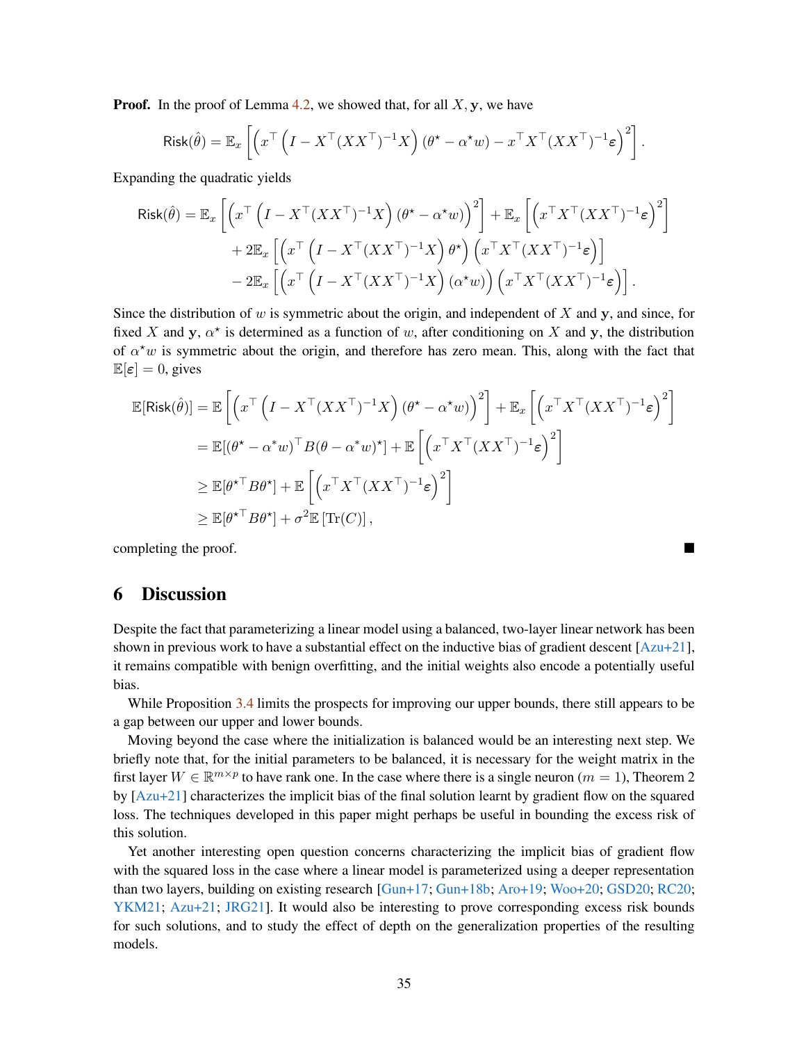**Proof.** In the proof of Lemma 4.2, we showed that, for all $X, \mathbf{y}$, we have

$$\mathsf{Risk}(\hat{\theta}) = \mathbb{E}_x\left[\left(x^\top\left(I - X^\top(XX^\top)^{-1}X\right)(\theta^\star - \alpha^\star w) - x^\top X^\top(XX^\top)^{-1}\varepsilon\right)^2\right].$$

Expanding the quadratic yields

$$\begin{aligned}\mathsf{Risk}(\hat{\theta}) = \mathbb{E}_x&\left[\left(x^\top\left(I - X^\top(XX^\top)^{-1}X\right)(\theta^\star - \alpha^\star w)\right)^2\right] + \mathbb{E}_x\left[\left(x^\top X^\top(XX^\top)^{-1}\varepsilon\right)^2\right] \\ &+ 2\mathbb{E}_x\left[\left(x^\top\left(I - X^\top(XX^\top)^{-1}X\right)\theta^\star\right)\left(x^\top X^\top(XX^\top)^{-1}\varepsilon\right)\right] \\ &- 2\mathbb{E}_x\left[\left(x^\top\left(I - X^\top(XX^\top)^{-1}X\right)(\alpha^\star w)\right)\left(x^\top X^\top(XX^\top)^{-1}\varepsilon\right)\right].\end{aligned}$$

Since the distribution of $w$ is symmetric about the origin, and independent of $X$ and $\mathbf{y}$, and since, for fixed $X$ and $\mathbf{y}$, $\alpha^\star$ is determined as a function of $w$, after conditioning on $X$ and $\mathbf{y}$, the distribution of $\alpha^\star w$ is symmetric about the origin, and therefore has zero mean. This, along with the fact that $\mathbb{E}[\varepsilon] = 0$, gives

$$\begin{aligned}\mathbb{E}[\mathsf{Risk}(\hat{\theta})] &= \mathbb{E}\left[\left(x^\top\left(I - X^\top(XX^\top)^{-1}X\right)(\theta^\star - \alpha^\star w)\right)^2\right] + \mathbb{E}_x\left[\left(x^\top X^\top(XX^\top)^{-1}\varepsilon\right)^2\right] \\ &= \mathbb{E}[(\theta^\star - \alpha^\star w)^\top B(\theta - \alpha^\star w)^\star] + \mathbb{E}\left[\left(x^\top X^\top(XX^\top)^{-1}\varepsilon\right)^2\right] \\ &\geq \mathbb{E}[\theta^{\star\top} B\theta^\star] + \mathbb{E}\left[\left(x^\top X^\top(XX^\top)^{-1}\varepsilon\right)^2\right] \\ &\geq \mathbb{E}[\theta^{\star\top} B\theta^\star] + \sigma^2\mathbb{E}\left[\mathrm{Tr}(C)\right],\end{aligned}$$

completing the proof. ■

## 6 Discussion

Despite the fact that parameterizing a linear model using a balanced, two-layer linear network has been shown in previous work to have a substantial effect on the inductive bias of gradient descent [Azu+21], it remains compatible with benign overfitting, and the initial weights also encode a potentially useful bias.

While Proposition 3.4 limits the prospects for improving our upper bounds, there still appears to be a gap between our upper and lower bounds.

Moving beyond the case where the initialization is balanced would be an interesting next step. We briefly note that, for the initial parameters to be balanced, it is necessary for the weight matrix in the first layer $W \in \mathbb{R}^{m\times p}$ to have rank one. In the case where there is a single neuron ($m = 1$), Theorem 2 by [Azu+21] characterizes the implicit bias of the final solution learnt by gradient flow on the squared loss. The techniques developed in this paper might perhaps be useful in bounding the excess risk of this solution.

Yet another interesting open question concerns characterizing the implicit bias of gradient flow with the squared loss in the case where a linear model is parameterized using a deeper representation than two layers, building on existing research [Gun+17; Gun+18b; Aro+19; Woo+20; GSD20; RC20; YKM21; Azu+21; JRG21]. It would also be interesting to prove corresponding excess risk bounds for such solutions, and to study the effect of depth on the generalization properties of the resulting models.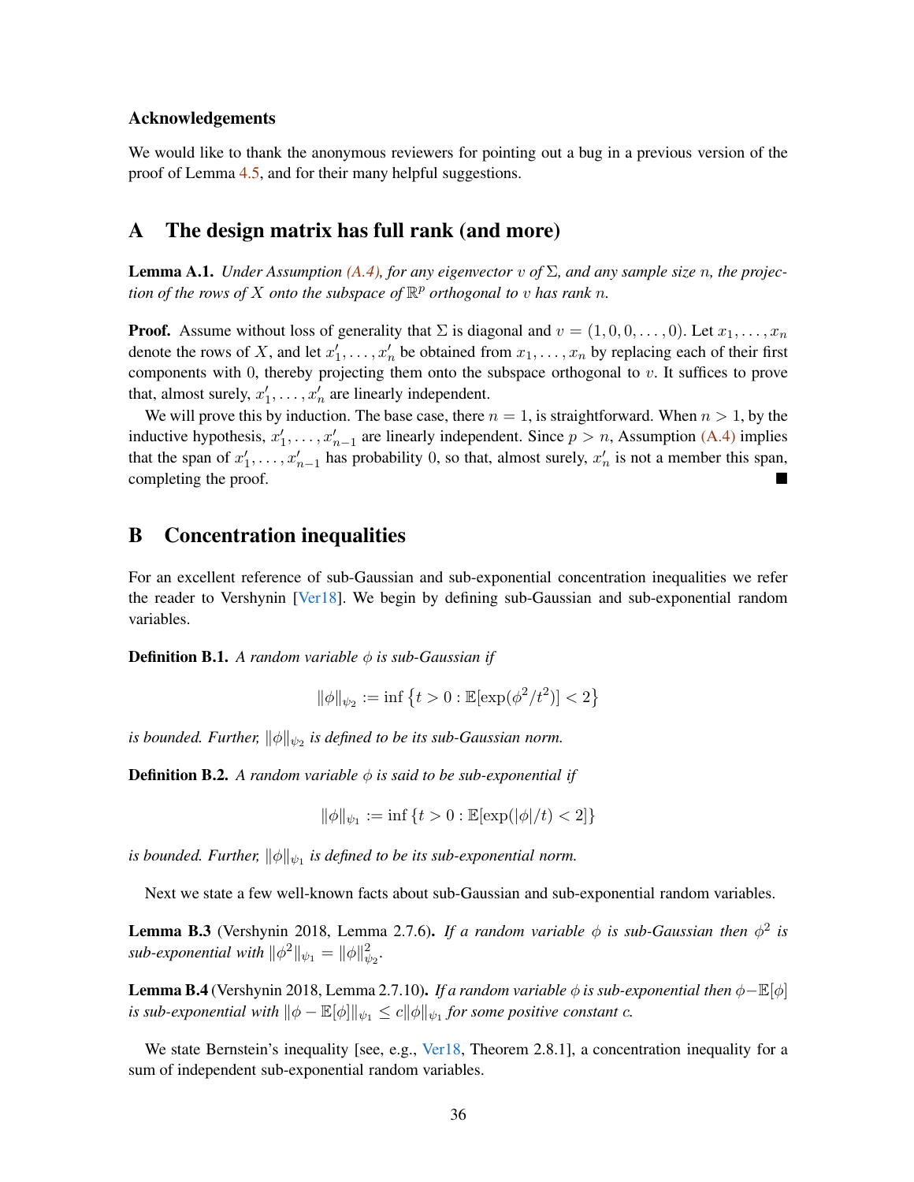### Acknowledgements

We would like to thank the anonymous reviewers for pointing out a bug in a previous version of the proof of Lemma 4.5, and for their many helpful suggestions.

## A The design matrix has full rank (and more)

**Lemma A.1.** *Under Assumption (A.4), for any eigenvector $v$ of $\Sigma$, and any sample size $n$, the projection of the rows of $X$ onto the subspace of $\mathbb{R}^p$ orthogonal to $v$ has rank $n$.*

**Proof.** Assume without loss of generality that $\Sigma$ is diagonal and $v = (1, 0, 0, \ldots, 0)$. Let $x_1, \ldots, x_n$ denote the rows of $X$, and let $x'_1, \ldots, x'_n$ be obtained from $x_1, \ldots, x_n$ by replacing each of their first components with 0, thereby projecting them onto the subspace orthogonal to $v$. It suffices to prove that, almost surely, $x'_1, \ldots, x'_n$ are linearly independent.

We will prove this by induction. The base case, there $n = 1$, is straightforward. When $n > 1$, by the inductive hypothesis, $x'_1, \ldots, x'_{n-1}$ are linearly independent. Since $p > n$, Assumption (A.4) implies that the span of $x'_1, \ldots, x'_{n-1}$ has probability 0, so that, almost surely, $x'_n$ is not a member this span, completing the proof. ∎

## B Concentration inequalities

For an excellent reference of sub-Gaussian and sub-exponential concentration inequalities we refer the reader to Vershynin [Ver18]. We begin by defining sub-Gaussian and sub-exponential random variables.

**Definition B.1.** *A random variable $\phi$ is sub-Gaussian if*

$$\|\phi\|_{\psi_2} := \inf\left\{t > 0 : \mathbb{E}[\exp(\phi^2/t^2)] < 2\right\}$$

*is bounded. Further, $\|\phi\|_{\psi_2}$ is defined to be its sub-Gaussian norm.*

**Definition B.2.** *A random variable $\phi$ is said to be sub-exponential if*

$$\|\phi\|_{\psi_1} := \inf\left\{t > 0 : \mathbb{E}[\exp(|\phi|/t) < 2]\right\}$$

*is bounded. Further, $\|\phi\|_{\psi_1}$ is defined to be its sub-exponential norm.*

Next we state a few well-known facts about sub-Gaussian and sub-exponential random variables.

**Lemma B.3** (Vershynin 2018, Lemma 2.7.6)**.** *If a random variable $\phi$ is sub-Gaussian then $\phi^2$ is sub-exponential with $\|\phi^2\|_{\psi_1} = \|\phi\|_{\psi_2}^2$.*

**Lemma B.4** (Vershynin 2018, Lemma 2.7.10)**.** *If a random variable $\phi$ is sub-exponential then $\phi - \mathbb{E}[\phi]$ is sub-exponential with $\|\phi - \mathbb{E}[\phi]\|_{\psi_1} \leq c\|\phi\|_{\psi_1}$ for some positive constant $c$.*

We state Bernstein's inequality [see, e.g., Ver18, Theorem 2.8.1], a concentration inequality for a sum of independent sub-exponential random variables.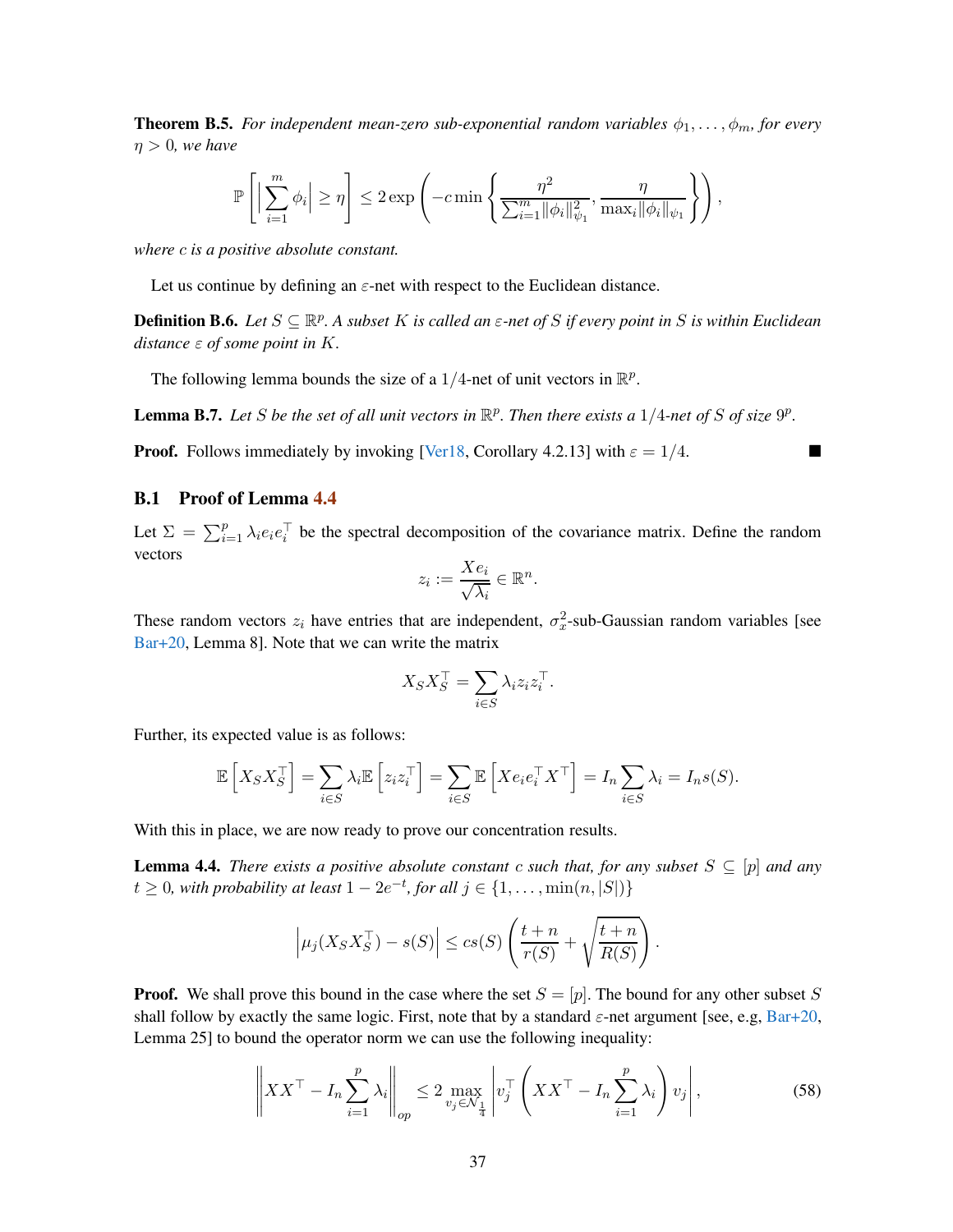**Theorem B.5.** *For independent mean-zero sub-exponential random variables $\phi_1, \ldots, \phi_m$, for every $\eta > 0$, we have*

$$\mathbb{P}\left[\left|\sum_{i=1}^{m} \phi_i\right| \geq \eta\right] \leq 2\exp\left(-c\min\left\{\frac{\eta^2}{\sum_{i=1}^{m}\|\phi_i\|_{\psi_1}^2}, \frac{\eta}{\max_i\|\phi_i\|_{\psi_1}}\right\}\right),$$

*where $c$ is a positive absolute constant.*

Let us continue by defining an $\varepsilon$-net with respect to the Euclidean distance.

**Definition B.6.** *Let $S \subseteq \mathbb{R}^p$. A subset $K$ is called an $\varepsilon$-net of $S$ if every point in $S$ is within Euclidean distance $\varepsilon$ of some point in $K$.*

The following lemma bounds the size of a $1/4$-net of unit vectors in $\mathbb{R}^p$.

**Lemma B.7.** *Let $S$ be the set of all unit vectors in $\mathbb{R}^p$. Then there exists a $1/4$-net of $S$ of size $9^p$.*

**Proof.** Follows immediately by invoking [Ver18, Corollary 4.2.13] with $\varepsilon = 1/4$. ■

## B.1 Proof of Lemma 4.4

Let $\Sigma = \sum_{i=1}^{p} \lambda_i e_i e_i^\top$ be the spectral decomposition of the covariance matrix. Define the random vectors

$$z_i := \frac{Xe_i}{\sqrt{\lambda_i}} \in \mathbb{R}^n.$$

These random vectors $z_i$ have entries that are independent, $\sigma_x^2$-sub-Gaussian random variables [see Bar+20, Lemma 8]. Note that we can write the matrix

$$X_S X_S^\top = \sum_{i \in S} \lambda_i z_i z_i^\top.$$

Further, its expected value is as follows:

$$\mathbb{E}\left[X_S X_S^\top\right] = \sum_{i\in S} \lambda_i \mathbb{E}\left[z_i z_i^\top\right] = \sum_{i \in S}\mathbb{E}\left[Xe_i e_i^\top X^\top\right] = I_n \sum_{i\in S}\lambda_i = I_n s(S).$$

With this in place, we are now ready to prove our concentration results.

**Lemma 4.4.** *There exists a positive absolute constant $c$ such that, for any subset $S \subseteq [p]$ and any $t \geq 0$, with probability at least $1 - 2e^{-t}$, for all $j \in \{1, \ldots, \min(n, |S|)\}$*

$$\left|\mu_j(X_S X_S^\top) - s(S)\right| \leq cs(S)\left(\frac{t+n}{r(S)} + \sqrt{\frac{t+n}{R(S)}}\right).$$

**Proof.** We shall prove this bound in the case where the set $S = [p]$. The bound for any other subset $S$ shall follow by exactly the same logic. First, note that by a standard $\varepsilon$-net argument [see, e.g, Bar+20, Lemma 25] to bound the operator norm we can use the following inequality:

$$\left\|XX^\top - I_n\sum_{i=1}^{p}\lambda_i\right\|_{op} \leq 2\max_{v_j \in \mathcal{N}_{\frac{1}{4}}}\left|v_j^\top\left(XX^\top - I_n\sum_{i=1}^{p}\lambda_i\right)v_j\right|, \tag{58}$$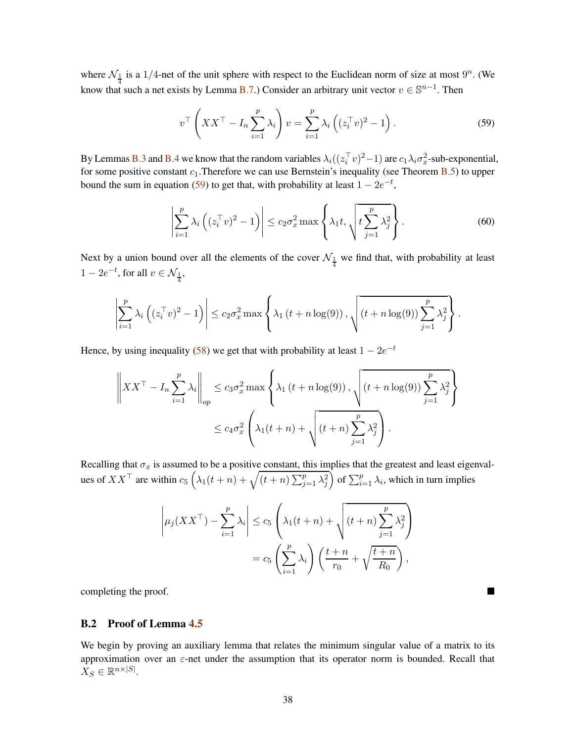where $\mathcal{N}_{\frac{1}{4}}$ is a $1/4$-net of the unit sphere with respect to the Euclidean norm of size at most $9^n$. (We know that such a net exists by Lemma B.7.) Consider an arbitrary unit vector $v \in \mathbb{S}^{n-1}$. Then

$$v^\top \left( XX^\top - I_n \sum_{i=1}^{p} \lambda_i \right) v = \sum_{i=1}^{p} \lambda_i \left( (z_i^\top v)^2 - 1 \right). \tag{59}$$

By Lemmas B.3 and B.4 we know that the random variables $\lambda_i((z_i^\top v)^2 - 1)$ are $c_1 \lambda_i \sigma_x^2$-sub-exponential, for some positive constant $c_1$.Therefore we can use Bernstein's inequality (see Theorem B.5) to upper bound the sum in equation (59) to get that, with probability at least $1 - 2e^{-t}$,

$$\left| \sum_{i=1}^{p} \lambda_i \left( (z_i^\top v)^2 - 1 \right) \right| \leq c_2 \sigma_x^2 \max \left\{ \lambda_1 t, \sqrt{t \sum_{j=1}^{p} \lambda_j^2} \right\}. \tag{60}$$

Next by a union bound over all the elements of the cover $\mathcal{N}_{\frac{1}{4}}$ we find that, with probability at least $1 - 2e^{-t}$, for all $v \in \mathcal{N}_{\frac{1}{4}}$,

$$\left| \sum_{i=1}^{p} \lambda_i \left( (z_i^\top v)^2 - 1 \right) \right| \leq c_2 \sigma_x^2 \max \left\{ \lambda_1 \left( t + n \log(9) \right), \sqrt{\left( t + n \log(9) \right) \sum_{j=1}^{p} \lambda_j^2} \right\}.$$

Hence, by using inequality (58) we get that with probability at least $1 - 2e^{-t}$

$$\begin{aligned}
\left\| XX^\top - I_n \sum_{i=1}^{p} \lambda_i \right\|_{op} &\leq c_3 \sigma_x^2 \max \left\{ \lambda_1 \left( t + n \log(9) \right), \sqrt{\left( t + n \log(9) \right) \sum_{j=1}^{p} \lambda_j^2} \right\} \\
&\leq c_4 \sigma_x^2 \left( \lambda_1 (t + n) + \sqrt{(t + n) \sum_{j=1}^{p} \lambda_j^2} \right).
\end{aligned}$$

Recalling that $\sigma_x$ is assumed to be a positive constant, this implies that the greatest and least eigenvalues of $XX^\top$ are within $c_5 \left( \lambda_1 (t + n) + \sqrt{(t + n) \sum_{j=1}^{p} \lambda_j^2} \right)$ of $\sum_{i=1}^{p} \lambda_i$, which in turn implies

$$\begin{aligned}
\left| \mu_j(XX^\top) - \sum_{i=1}^{p} \lambda_i \right| &\leq c_5 \left( \lambda_1 (t + n) + \sqrt{(t + n) \sum_{j=1}^{p} \lambda_j^2} \right) \\
&= c_5 \left( \sum_{i=1}^{p} \lambda_i \right) \left( \frac{t + n}{r_0} + \sqrt{\frac{t + n}{R_0}} \right),
\end{aligned}$$

completing the proof. ∎

### B.2 Proof of Lemma 4.5

We begin by proving an auxiliary lemma that relates the minimum singular value of a matrix to its approximation over an $\varepsilon$-net under the assumption that its operator norm is bounded. Recall that $X_S \in \mathbb{R}^{n \times |S|}$.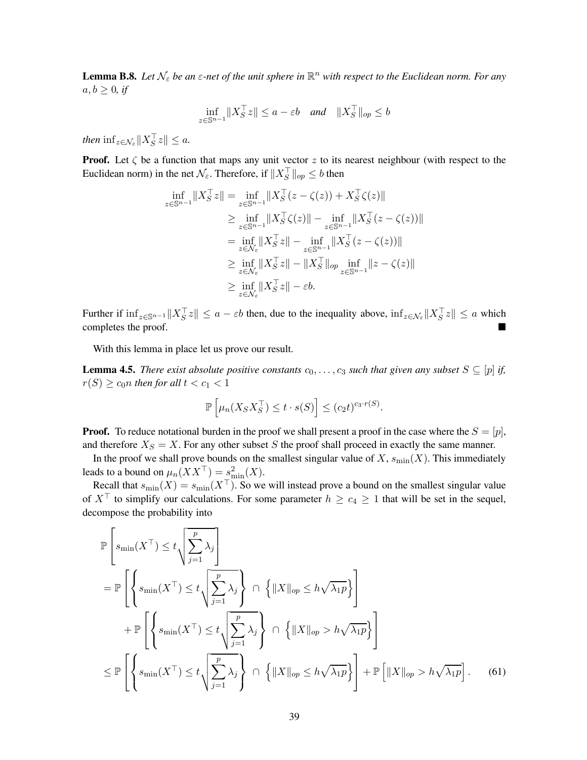**Lemma B.8.** *Let $\mathcal{N}_\varepsilon$ be an $\varepsilon$-net of the unit sphere in $\mathbb{R}^n$ with respect to the Euclidean norm. For any $a, b \geq 0$, if*

$$
\inf_{z \in \mathbb{S}^{n-1}} \|X_S^\top z\| \leq a - \varepsilon b \quad \textit{and} \quad \|X_S^\top\|_{op} \leq b
$$

*then* $\inf_{z \in \mathcal{N}_\varepsilon} \|X_S^\top z\| \leq a$.

**Proof.** Let $\zeta$ be a function that maps any unit vector $z$ to its nearest neighbour (with respect to the Euclidean norm) in the net $\mathcal{N}_\varepsilon$. Therefore, if $\|X_S^\top\|_{op} \leq b$ then

$$
\begin{aligned}
\inf_{z \in \mathbb{S}^{n-1}} \|X_S^\top z\| &= \inf_{z \in \mathbb{S}^{n-1}} \|X_S^\top (z - \zeta(z)) + X_S^\top \zeta(z)\| \\
&\geq \inf_{z \in \mathbb{S}^{n-1}} \|X_S^\top \zeta(z)\| - \inf_{z \in \mathbb{S}^{n-1}} \|X_S^\top (z - \zeta(z))\| \\
&= \inf_{z \in \mathcal{N}_\varepsilon} \|X_S^\top z\| - \inf_{z \in \mathbb{S}^{n-1}} \|X_S^\top (z - \zeta(z))\| \\
&\geq \inf_{z \in \mathcal{N}_\varepsilon} \|X_S^\top z\| - \|X_S^\top\|_{op} \inf_{z \in \mathbb{S}^{n-1}} \|z - \zeta(z)\| \\
&\geq \inf_{z \in \mathcal{N}_\varepsilon} \|X_S^\top z\| - \varepsilon b.
\end{aligned}
$$

Further if $\inf_{z \in \mathbb{S}^{n-1}} \|X_S^\top z\| \leq a - \varepsilon b$ then, due to the inequality above, $\inf_{z \in \mathcal{N}_\varepsilon} \|X_S^\top z\| \leq a$ which completes the proof. ■

With this lemma in place let us prove our result.

**Lemma 4.5.** *There exist absolute positive constants $c_0, \ldots, c_3$ such that given any subset $S \subseteq [p]$ if, $r(S) \geq c_0 n$ then for all $t < c_1 < 1$*

$$
\mathbb{P}\left[\mu_n(X_S X_S^\top) \leq t \cdot s(S)\right] \leq (c_2 t)^{c_3 \cdot r(S)}.
$$

**Proof.** To reduce notational burden in the proof we shall present a proof in the case where the $S = [p]$, and therefore $X_S = X$. For any other subset $S$ the proof shall proceed in exactly the same manner.

In the proof we shall prove bounds on the smallest singular value of $X$, $s_{\min}(X)$. This immediately leads to a bound on $\mu_n(XX^\top) = s_{\min}^2(X)$.

Recall that $s_{\min}(X) = s_{\min}(X^\top)$. So we will instead prove a bound on the smallest singular value of $X^\top$ to simplify our calculations. For some parameter $h \geq c_4 \geq 1$ that will be set in the sequel, decompose the probability into

$$
\begin{aligned}
&\mathbb{P}\left[s_{\min}(X^\top) \leq t\sqrt{\sum_{j=1}^p \lambda_j}\right] \\
&= \mathbb{P}\left[\left\{s_{\min}(X^\top) \leq t\sqrt{\sum_{j=1}^p \lambda_j}\right\} \cap \left\{\|X\|_{op} \leq h\sqrt{\lambda_1 p}\right\}\right] \\
&\quad + \mathbb{P}\left[\left\{s_{\min}(X^\top) \leq t\sqrt{\sum_{j=1}^p \lambda_j}\right\} \cap \left\{\|X\|_{op} > h\sqrt{\lambda_1 p}\right\}\right] \\
&\leq \mathbb{P}\left[\left\{s_{\min}(X^\top) \leq t\sqrt{\sum_{j=1}^p \lambda_j}\right\} \cap \left\{\|X\|_{op} \leq h\sqrt{\lambda_1 p}\right\}\right] + \mathbb{P}\left[\|X\|_{op} > h\sqrt{\lambda_1 p}\right]. \qquad (61)
\end{aligned}
$$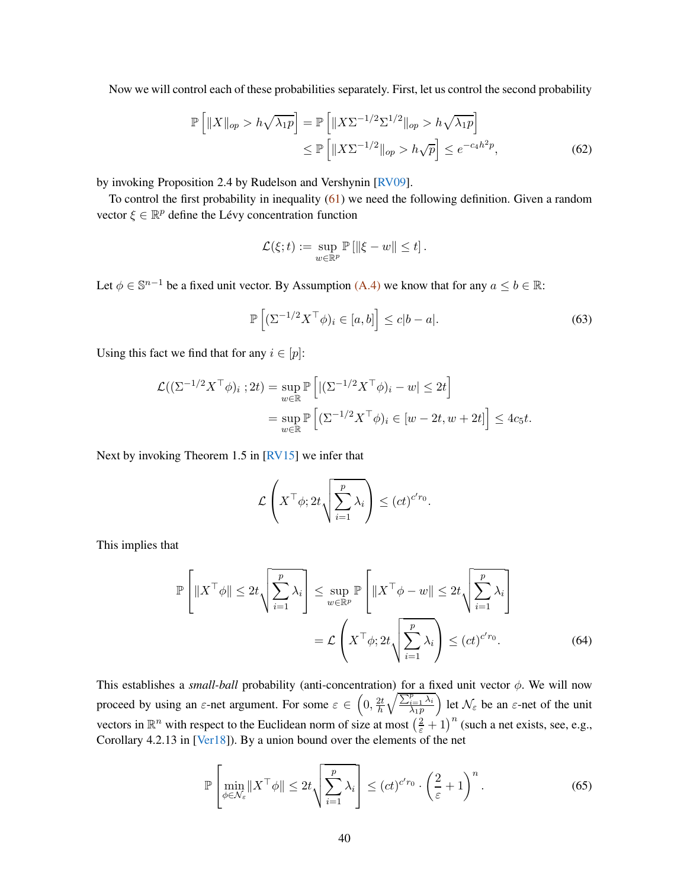Now we will control each of these probabilities separately. First, let us control the second probability

$$
\begin{aligned}
\mathbb{P}\left[\|X\|_{op} > h\sqrt{\lambda_1 p}\right] &= \mathbb{P}\left[\|X\Sigma^{-1/2}\Sigma^{1/2}\|_{op} > h\sqrt{\lambda_1 p}\right] \\
&\leq \mathbb{P}\left[\|X\Sigma^{-1/2}\|_{op} > h\sqrt{p}\right] \leq e^{-c_4 h^2 p}, \qquad (62)
\end{aligned}
$$

by invoking Proposition 2.4 by Rudelson and Vershynin [RV09].

To control the first probability in inequality (61) we need the following definition. Given a random vector $\xi \in \mathbb{R}^p$ define the Lévy concentration function

$$
\mathcal{L}(\xi; t) := \sup_{w \in \mathbb{R}^p} \mathbb{P}\left[\|\xi - w\| \leq t\right].
$$

Let $\phi \in \mathbb{S}^{n-1}$ be a fixed unit vector. By Assumption (A.4) we know that for any $a \leq b \in \mathbb{R}$:

$$
\mathbb{P}\left[(\Sigma^{-1/2} X^\top \phi)_i \in [a, b]\right] \leq c|b - a|. \qquad (63)
$$

Using this fact we find that for any $i \in [p]$:

$$
\begin{aligned}
\mathcal{L}((\Sigma^{-1/2} X^\top \phi)_i \,; 2t) &= \sup_{w \in \mathbb{R}} \mathbb{P}\left[|(\Sigma^{-1/2} X^\top \phi)_i - w| \leq 2t\right] \\
&= \sup_{w \in \mathbb{R}} \mathbb{P}\left[(\Sigma^{-1/2} X^\top \phi)_i \in [w - 2t, w + 2t]\right] \leq 4c_5 t.
\end{aligned}
$$

Next by invoking Theorem 1.5 in [RV15] we infer that

$$
\mathcal{L}\left(X^\top \phi; 2t\sqrt{\sum_{i=1}^p \lambda_i}\right) \leq (ct)^{c' r_0}.
$$

This implies that

$$
\begin{aligned}
\mathbb{P}\left[\|X^\top \phi\| \leq 2t\sqrt{\sum_{i=1}^p \lambda_i}\right] &\leq \sup_{w \in \mathbb{R}^p} \mathbb{P}\left[\|X^\top \phi - w\| \leq 2t\sqrt{\sum_{i=1}^p \lambda_i}\right] \\
&= \mathcal{L}\left(X^\top \phi; 2t\sqrt{\sum_{i=1}^p \lambda_i}\right) \leq (ct)^{c' r_0}. \qquad (64)
\end{aligned}
$$

This establishes a *small-ball* probability (anti-concentration) for a fixed unit vector $\phi$. We will now proceed by using an $\varepsilon$-net argument. For some $\varepsilon \in \left(0, \frac{2t}{h}\sqrt{\frac{\sum_{i=1}^p \lambda_i}{\lambda_1 p}}\right)$ let $\mathcal{N}_\varepsilon$ be an $\varepsilon$-net of the unit vectors in $\mathbb{R}^n$ with respect to the Euclidean norm of size at most $\left(\frac{2}{\varepsilon} + 1\right)^n$ (such a net exists, see, e.g., Corollary 4.2.13 in [Ver18]). By a union bound over the elements of the net

$$
\mathbb{P}\left[\min_{\phi \in \mathcal{N}_\varepsilon} \|X^\top \phi\| \leq 2t\sqrt{\sum_{i=1}^p \lambda_i}\right] \leq (ct)^{c' r_0} \cdot \left(\frac{2}{\varepsilon} + 1\right)^n. \qquad (65)
$$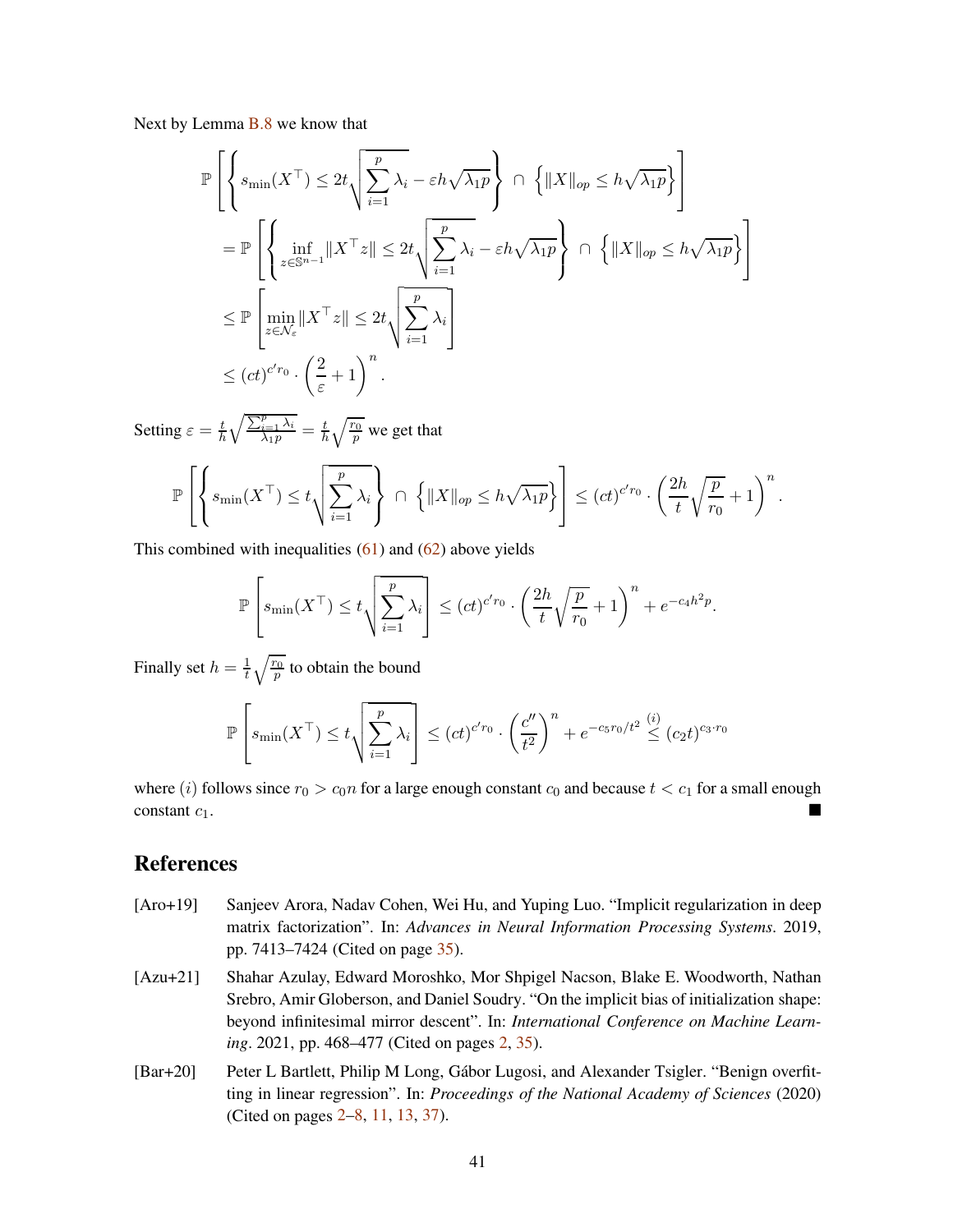Next by Lemma B.8 we know that

$$
\begin{aligned}
&\mathbb{P}\left[\left\{s_{\min}(X^\top) \le 2t\sqrt{\sum_{i=1}^{p}\lambda_i} - \varepsilon h\sqrt{\lambda_1 p}\right\} \cap \left\{\|X\|_{op} \le h\sqrt{\lambda_1 p}\right\}\right] \\
&\quad = \mathbb{P}\left[\left\{\inf_{z\in\mathbb{S}^{n-1}}\|X^\top z\| \le 2t\sqrt{\sum_{i=1}^{p}\lambda_i} - \varepsilon h\sqrt{\lambda_1 p}\right\} \cap \left\{\|X\|_{op} \le h\sqrt{\lambda_1 p}\right\}\right] \\
&\quad \le \mathbb{P}\left[\min_{z\in\mathcal{N}_\varepsilon}\|X^\top z\| \le 2t\sqrt{\sum_{i=1}^{p}\lambda_i}\right] \\
&\quad \le (ct)^{c' r_0}\cdot\left(\frac{2}{\varepsilon}+1\right)^n.
\end{aligned}
$$

Setting $\varepsilon = \frac{t}{h}\sqrt{\frac{\sum_{i=1}^p \lambda_i}{\lambda_1 p}} = \frac{t}{h}\sqrt{\frac{r_0}{p}}$ we get that

$$
\mathbb{P}\left[\left\{s_{\min}(X^\top) \le t\sqrt{\sum_{i=1}^{p}\lambda_i}\right\} \cap \left\{\|X\|_{op} \le h\sqrt{\lambda_1 p}\right\}\right] \le (ct)^{c' r_0}\cdot\left(\frac{2h}{t}\sqrt{\frac{p}{r_0}}+1\right)^n.
$$

This combined with inequalities (61) and (62) above yields

$$
\mathbb{P}\left[s_{\min}(X^\top) \le t\sqrt{\sum_{i=1}^{p}\lambda_i}\right] \le (ct)^{c' r_0}\cdot\left(\frac{2h}{t}\sqrt{\frac{p}{r_0}}+1\right)^n + e^{-c_4 h^2 p}.
$$

Finally set $h = \frac{1}{t}\sqrt{\frac{r_0}{p}}$ to obtain the bound

$$
\mathbb{P}\left[s_{\min}(X^\top) \le t\sqrt{\sum_{i=1}^{p}\lambda_i}\right] \le (ct)^{c' r_0}\cdot\left(\frac{c''}{t^2}\right)^n + e^{-c_5 r_0/t^2} \overset{(i)}{\le} (c_2 t)^{c_3\cdot r_0}
$$

where $(i)$ follows since $r_0 > c_0 n$ for a large enough constant $c_0$ and because $t < c_1$ for a small enough constant $c_1$. ∎

# References

[Aro+19] Sanjeev Arora, Nadav Cohen, Wei Hu, and Yuping Luo. "Implicit regularization in deep matrix factorization". In: *Advances in Neural Information Processing Systems*. 2019, pp. 7413–7424 (Cited on page 35).

[Azu+21] Shahar Azulay, Edward Moroshko, Mor Shpigel Nacson, Blake E. Woodworth, Nathan Srebro, Amir Globerson, and Daniel Soudry. "On the implicit bias of initialization shape: beyond infinitesimal mirror descent". In: *International Conference on Machine Learning*. 2021, pp. 468–477 (Cited on pages 2, 35).

[Bar+20] Peter L Bartlett, Philip M Long, Gábor Lugosi, and Alexander Tsigler. "Benign overfitting in linear regression". In: *Proceedings of the National Academy of Sciences* (2020) (Cited on pages 2–8, 11, 13, 37).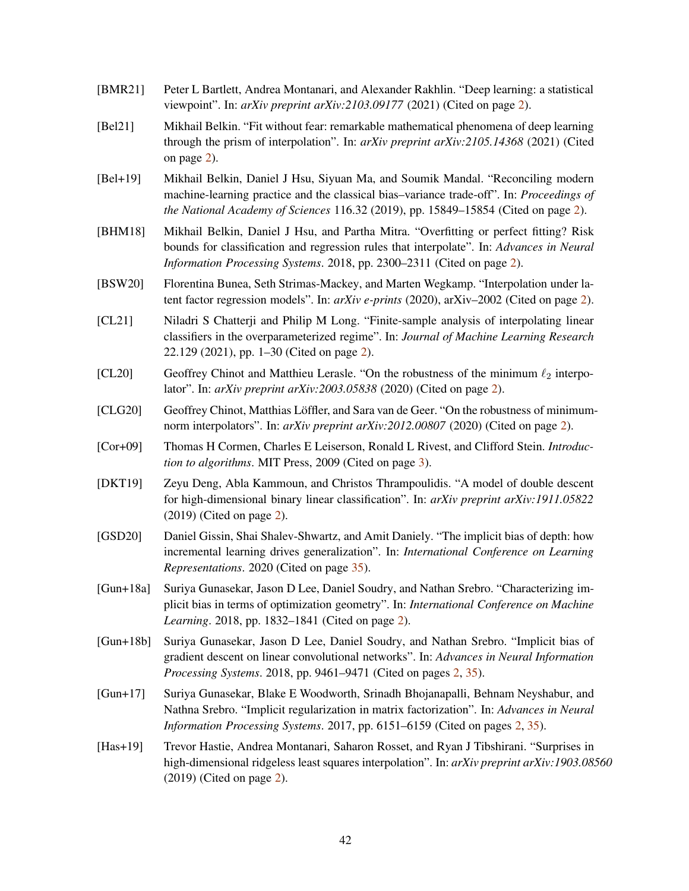[BMR21] Peter L Bartlett, Andrea Montanari, and Alexander Rakhlin. "Deep learning: a statistical viewpoint". In: *arXiv preprint arXiv:2103.09177* (2021) (Cited on page 2).

[Bel21] Mikhail Belkin. "Fit without fear: remarkable mathematical phenomena of deep learning through the prism of interpolation". In: *arXiv preprint arXiv:2105.14368* (2021) (Cited on page 2).

[Bel+19] Mikhail Belkin, Daniel J Hsu, Siyuan Ma, and Soumik Mandal. "Reconciling modern machine-learning practice and the classical bias–variance trade-off". In: *Proceedings of the National Academy of Sciences* 116.32 (2019), pp. 15849–15854 (Cited on page 2).

[BHM18] Mikhail Belkin, Daniel J Hsu, and Partha Mitra. "Overfitting or perfect fitting? Risk bounds for classification and regression rules that interpolate". In: *Advances in Neural Information Processing Systems*. 2018, pp. 2300–2311 (Cited on page 2).

[BSW20] Florentina Bunea, Seth Strimas-Mackey, and Marten Wegkamp. "Interpolation under latent factor regression models". In: *arXiv e-prints* (2020), arXiv–2002 (Cited on page 2).

[CL21] Niladri S Chatterji and Philip M Long. "Finite-sample analysis of interpolating linear classifiers in the overparameterized regime". In: *Journal of Machine Learning Research* 22.129 (2021), pp. 1–30 (Cited on page 2).

[CL20] Geoffrey Chinot and Matthieu Lerasle. "On the robustness of the minimum $\ell_2$ interpolator". In: *arXiv preprint arXiv:2003.05838* (2020) (Cited on page 2).

[CLG20] Geoffrey Chinot, Matthias Löffler, and Sara van de Geer. "On the robustness of minimum-norm interpolators". In: *arXiv preprint arXiv:2012.00807* (2020) (Cited on page 2).

[Cor+09] Thomas H Cormen, Charles E Leiserson, Ronald L Rivest, and Clifford Stein. *Introduction to algorithms*. MIT Press, 2009 (Cited on page 3).

[DKT19] Zeyu Deng, Abla Kammoun, and Christos Thrampoulidis. "A model of double descent for high-dimensional binary linear classification". In: *arXiv preprint arXiv:1911.05822* (2019) (Cited on page 2).

[GSD20] Daniel Gissin, Shai Shalev-Shwartz, and Amit Daniely. "The implicit bias of depth: how incremental learning drives generalization". In: *International Conference on Learning Representations*. 2020 (Cited on page 35).

[Gun+18a] Suriya Gunasekar, Jason D Lee, Daniel Soudry, and Nathan Srebro. "Characterizing implicit bias in terms of optimization geometry". In: *International Conference on Machine Learning*. 2018, pp. 1832–1841 (Cited on page 2).

[Gun+18b] Suriya Gunasekar, Jason D Lee, Daniel Soudry, and Nathan Srebro. "Implicit bias of gradient descent on linear convolutional networks". In: *Advances in Neural Information Processing Systems*. 2018, pp. 9461–9471 (Cited on pages 2, 35).

[Gun+17] Suriya Gunasekar, Blake E Woodworth, Srinadh Bhojanapalli, Behnam Neyshabur, and Nathna Srebro. "Implicit regularization in matrix factorization". In: *Advances in Neural Information Processing Systems*. 2017, pp. 6151–6159 (Cited on pages 2, 35).

[Has+19] Trevor Hastie, Andrea Montanari, Saharon Rosset, and Ryan J Tibshirani. "Surprises in high-dimensional ridgeless least squares interpolation". In: *arXiv preprint arXiv:1903.08560* (2019) (Cited on page 2).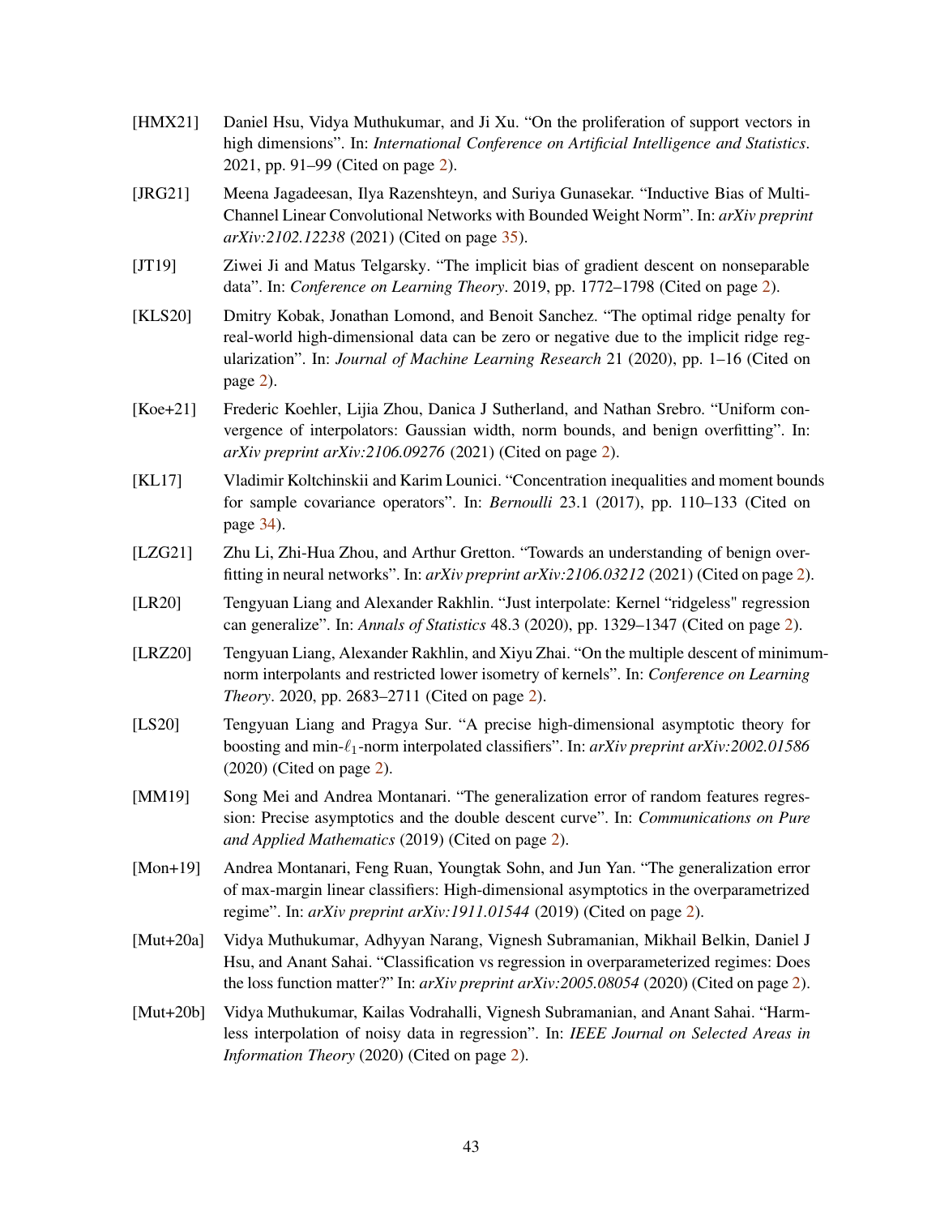[HMX21] Daniel Hsu, Vidya Muthukumar, and Ji Xu. "On the proliferation of support vectors in high dimensions". In: *International Conference on Artificial Intelligence and Statistics*. 2021, pp. 91–99 (Cited on page 2).

[JRG21] Meena Jagadeesan, Ilya Razenshteyn, and Suriya Gunasekar. "Inductive Bias of Multi-Channel Linear Convolutional Networks with Bounded Weight Norm". In: *arXiv preprint arXiv:2102.12238* (2021) (Cited on page 35).

[JT19] Ziwei Ji and Matus Telgarsky. "The implicit bias of gradient descent on nonseparable data". In: *Conference on Learning Theory*. 2019, pp. 1772–1798 (Cited on page 2).

[KLS20] Dmitry Kobak, Jonathan Lomond, and Benoit Sanchez. "The optimal ridge penalty for real-world high-dimensional data can be zero or negative due to the implicit ridge regularization". In: *Journal of Machine Learning Research* 21 (2020), pp. 1–16 (Cited on page 2).

[Koe+21] Frederic Koehler, Lijia Zhou, Danica J Sutherland, and Nathan Srebro. "Uniform convergence of interpolators: Gaussian width, norm bounds, and benign overfitting". In: *arXiv preprint arXiv:2106.09276* (2021) (Cited on page 2).

[KL17] Vladimir Koltchinskii and Karim Lounici. "Concentration inequalities and moment bounds for sample covariance operators". In: *Bernoulli* 23.1 (2017), pp. 110–133 (Cited on page 34).

[LZG21] Zhu Li, Zhi-Hua Zhou, and Arthur Gretton. "Towards an understanding of benign overfitting in neural networks". In: *arXiv preprint arXiv:2106.03212* (2021) (Cited on page 2).

[LR20] Tengyuan Liang and Alexander Rakhlin. "Just interpolate: Kernel "ridgeless" regression can generalize". In: *Annals of Statistics* 48.3 (2020), pp. 1329–1347 (Cited on page 2).

[LRZ20] Tengyuan Liang, Alexander Rakhlin, and Xiyu Zhai. "On the multiple descent of minimum-norm interpolants and restricted lower isometry of kernels". In: *Conference on Learning Theory*. 2020, pp. 2683–2711 (Cited on page 2).

[LS20] Tengyuan Liang and Pragya Sur. "A precise high-dimensional asymptotic theory for boosting and min-$\ell_1$-norm interpolated classifiers". In: *arXiv preprint arXiv:2002.01586* (2020) (Cited on page 2).

[MM19] Song Mei and Andrea Montanari. "The generalization error of random features regression: Precise asymptotics and the double descent curve". In: *Communications on Pure and Applied Mathematics* (2019) (Cited on page 2).

[Mon+19] Andrea Montanari, Feng Ruan, Youngtak Sohn, and Jun Yan. "The generalization error of max-margin linear classifiers: High-dimensional asymptotics in the overparametrized regime". In: *arXiv preprint arXiv:1911.01544* (2019) (Cited on page 2).

[Mut+20a] Vidya Muthukumar, Adhyyan Narang, Vignesh Subramanian, Mikhail Belkin, Daniel J Hsu, and Anant Sahai. "Classification vs regression in overparameterized regimes: Does the loss function matter?" In: *arXiv preprint arXiv:2005.08054* (2020) (Cited on page 2).

[Mut+20b] Vidya Muthukumar, Kailas Vodrahalli, Vignesh Subramanian, and Anant Sahai. "Harmless interpolation of noisy data in regression". In: *IEEE Journal on Selected Areas in Information Theory* (2020) (Cited on page 2).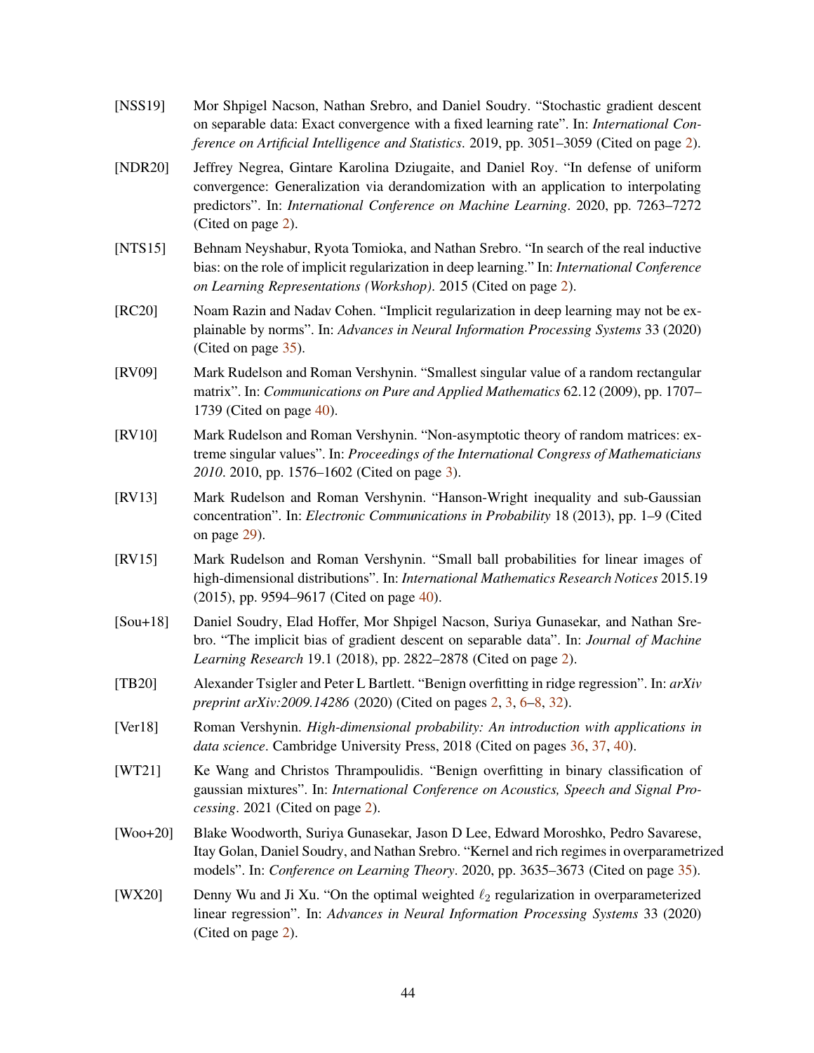[NSS19] Mor Shpigel Nacson, Nathan Srebro, and Daniel Soudry. "Stochastic gradient descent on separable data: Exact convergence with a fixed learning rate". In: *International Conference on Artificial Intelligence and Statistics*. 2019, pp. 3051–3059 (Cited on page 2).

[NDR20] Jeffrey Negrea, Gintare Karolina Dziugaite, and Daniel Roy. "In defense of uniform convergence: Generalization via derandomization with an application to interpolating predictors". In: *International Conference on Machine Learning*. 2020, pp. 7263–7272 (Cited on page 2).

[NTS15] Behnam Neyshabur, Ryota Tomioka, and Nathan Srebro. "In search of the real inductive bias: on the role of implicit regularization in deep learning." In: *International Conference on Learning Representations (Workshop)*. 2015 (Cited on page 2).

[RC20] Noam Razin and Nadav Cohen. "Implicit regularization in deep learning may not be explainable by norms". In: *Advances in Neural Information Processing Systems* 33 (2020) (Cited on page 35).

[RV09] Mark Rudelson and Roman Vershynin. "Smallest singular value of a random rectangular matrix". In: *Communications on Pure and Applied Mathematics* 62.12 (2009), pp. 1707–1739 (Cited on page 40).

[RV10] Mark Rudelson and Roman Vershynin. "Non-asymptotic theory of random matrices: extreme singular values". In: *Proceedings of the International Congress of Mathematicians 2010*. 2010, pp. 1576–1602 (Cited on page 3).

[RV13] Mark Rudelson and Roman Vershynin. "Hanson-Wright inequality and sub-Gaussian concentration". In: *Electronic Communications in Probability* 18 (2013), pp. 1–9 (Cited on page 29).

[RV15] Mark Rudelson and Roman Vershynin. "Small ball probabilities for linear images of high-dimensional distributions". In: *International Mathematics Research Notices* 2015.19 (2015), pp. 9594–9617 (Cited on page 40).

[Sou+18] Daniel Soudry, Elad Hoffer, Mor Shpigel Nacson, Suriya Gunasekar, and Nathan Srebro. "The implicit bias of gradient descent on separable data". In: *Journal of Machine Learning Research* 19.1 (2018), pp. 2822–2878 (Cited on page 2).

[TB20] Alexander Tsigler and Peter L Bartlett. "Benign overfitting in ridge regression". In: *arXiv preprint arXiv:2009.14286* (2020) (Cited on pages 2, 3, 6–8, 32).

[Ver18] Roman Vershynin. *High-dimensional probability: An introduction with applications in data science*. Cambridge University Press, 2018 (Cited on pages 36, 37, 40).

[WT21] Ke Wang and Christos Thrampoulidis. "Benign overfitting in binary classification of gaussian mixtures". In: *International Conference on Acoustics, Speech and Signal Processing*. 2021 (Cited on page 2).

[Woo+20] Blake Woodworth, Suriya Gunasekar, Jason D Lee, Edward Moroshko, Pedro Savarese, Itay Golan, Daniel Soudry, and Nathan Srebro. "Kernel and rich regimes in overparametrized models". In: *Conference on Learning Theory*. 2020, pp. 3635–3673 (Cited on page 35).

[WX20] Denny Wu and Ji Xu. "On the optimal weighted $\ell_2$ regularization in overparameterized linear regression". In: *Advances in Neural Information Processing Systems* 33 (2020) (Cited on page 2).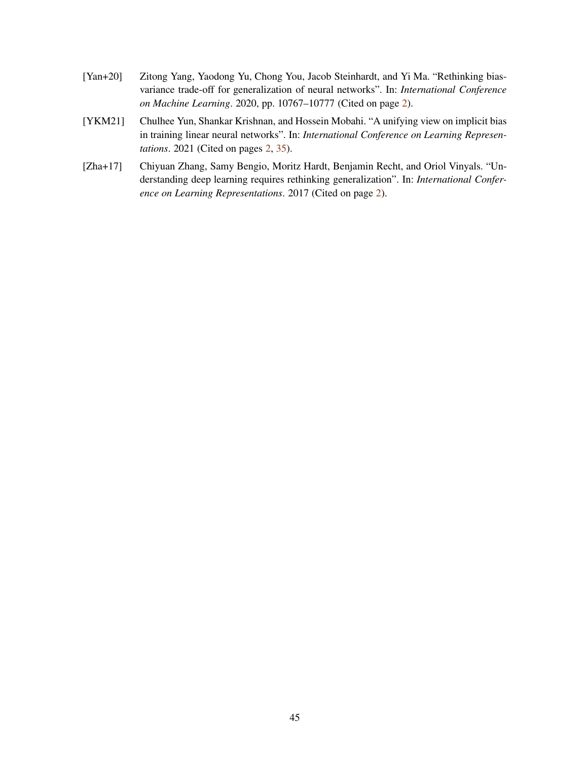[Yan+20] Zitong Yang, Yaodong Yu, Chong You, Jacob Steinhardt, and Yi Ma. "Rethinking bias-variance trade-off for generalization of neural networks". In: *International Conference on Machine Learning*. 2020, pp. 10767–10777 (Cited on page 2).

[YKM21] Chulhee Yun, Shankar Krishnan, and Hossein Mobahi. "A unifying view on implicit bias in training linear neural networks". In: *International Conference on Learning Representations*. 2021 (Cited on pages 2, 35).

[Zha+17] Chiyuan Zhang, Samy Bengio, Moritz Hardt, Benjamin Recht, and Oriol Vinyals. "Understanding deep learning requires rethinking generalization". In: *International Conference on Learning Representations*. 2017 (Cited on page 2).